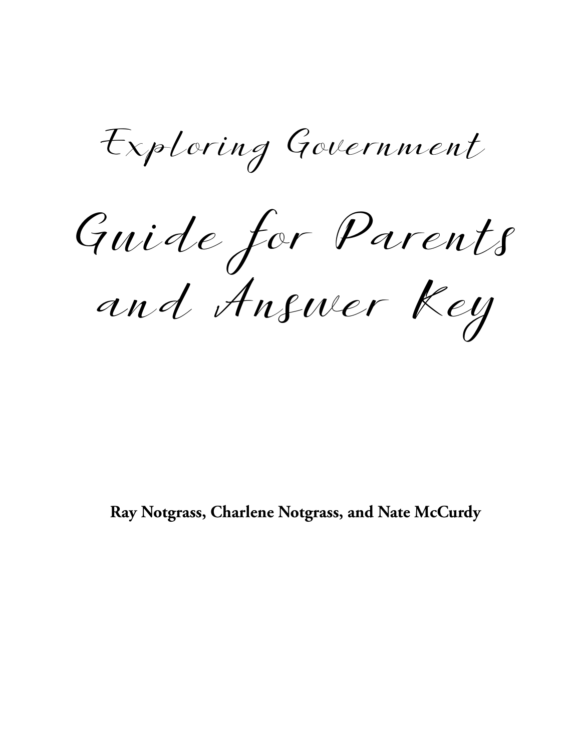# Exploring Government

# Guide for Parents and Answer Key

**Ray Notgrass, Charlene Notgrass, and Nate McCurdy**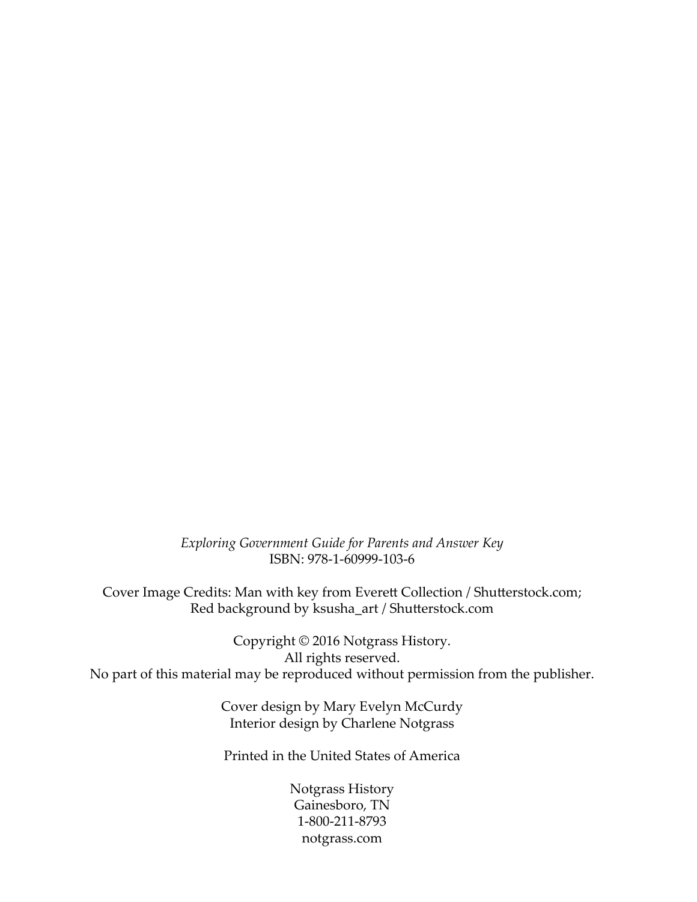*Exploring Government Guide for Parents and Answer Key*
ISBN: 978-1-60999-103-6

Cover Image Credits: Man with key from Everett Collection / Shutterstock.com;
Red background by ksusha_art / Shutterstock.com

Copyright © 2016 Notgrass History.
All rights reserved.
No part of this material may be reproduced without permission from the publisher.

Cover design by Mary Evelyn McCurdy
Interior design by Charlene Notgrass

Printed in the United States of America

Notgrass History
Gainesboro, TN
1-800-211-8793
notgrass.com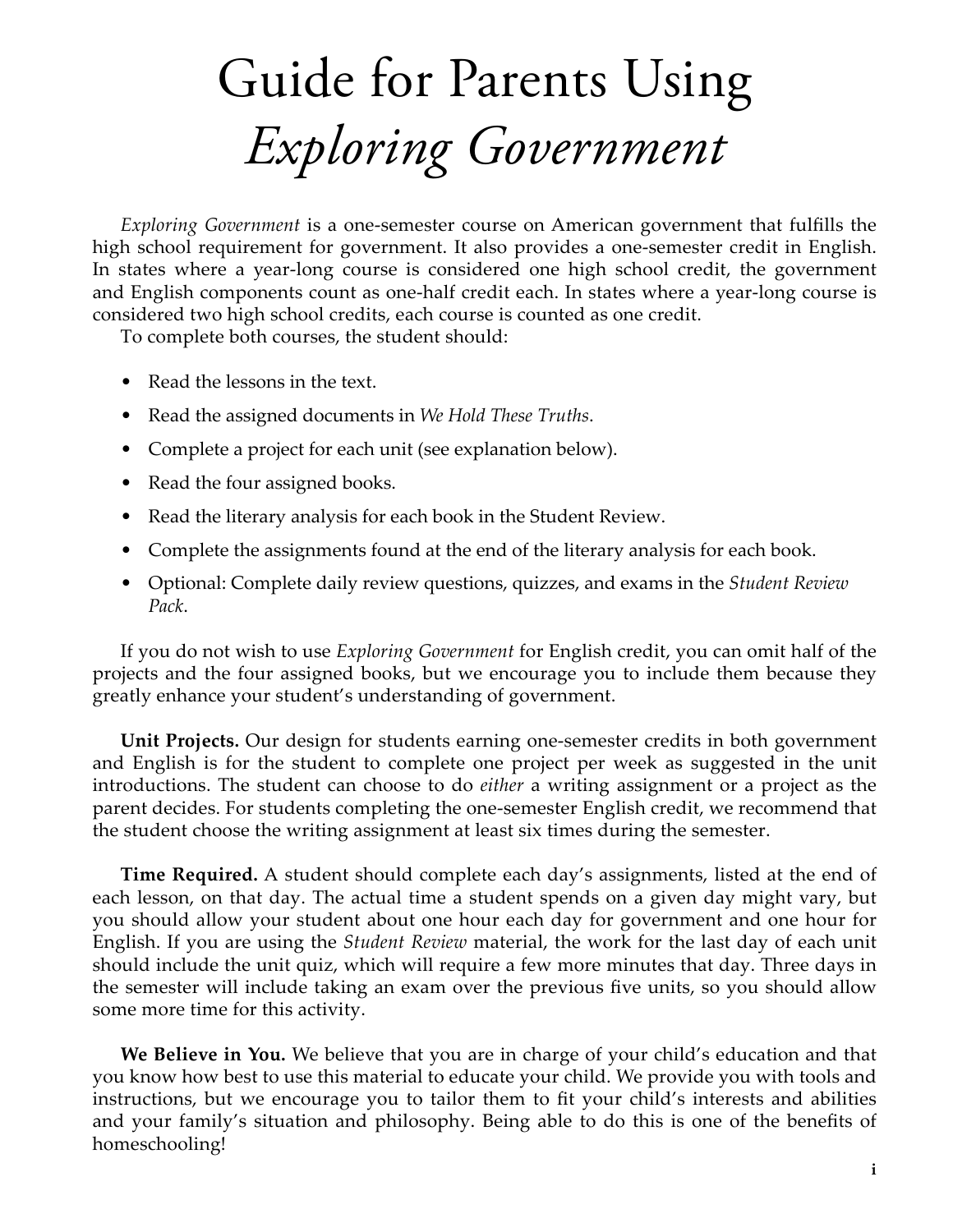# Guide for Parents Using *Exploring Government*

*Exploring Government* is a one-semester course on American government that fulfills the high school requirement for government. It also provides a one-semester credit in English. In states where a year-long course is considered one high school credit, the government and English components count as one-half credit each. In states where a year-long course is considered two high school credits, each course is counted as one credit.

To complete both courses, the student should:

- Read the lessons in the text.
- Read the assigned documents in *We Hold These Truths*.
- Complete a project for each unit (see explanation below).
- Read the four assigned books.
- Read the literary analysis for each book in the Student Review.
- Complete the assignments found at the end of the literary analysis for each book.
- Optional: Complete daily review questions, quizzes, and exams in the *Student Review Pack*.

If you do not wish to use *Exploring Government* for English credit, you can omit half of the projects and the four assigned books, but we encourage you to include them because they greatly enhance your student's understanding of government.

**Unit Projects.** Our design for students earning one-semester credits in both government and English is for the student to complete one project per week as suggested in the unit introductions. The student can choose to do *either* a writing assignment or a project as the parent decides. For students completing the one-semester English credit, we recommend that the student choose the writing assignment at least six times during the semester.

**Time Required.** A student should complete each day's assignments, listed at the end of each lesson, on that day. The actual time a student spends on a given day might vary, but you should allow your student about one hour each day for government and one hour for English. If you are using the *Student Review* material, the work for the last day of each unit should include the unit quiz, which will require a few more minutes that day. Three days in the semester will include taking an exam over the previous five units, so you should allow some more time for this activity.

**We Believe in You.** We believe that you are in charge of your child's education and that you know how best to use this material to educate your child. We provide you with tools and instructions, but we encourage you to tailor them to fit your child's interests and abilities and your family's situation and philosophy. Being able to do this is one of the benefits of homeschooling!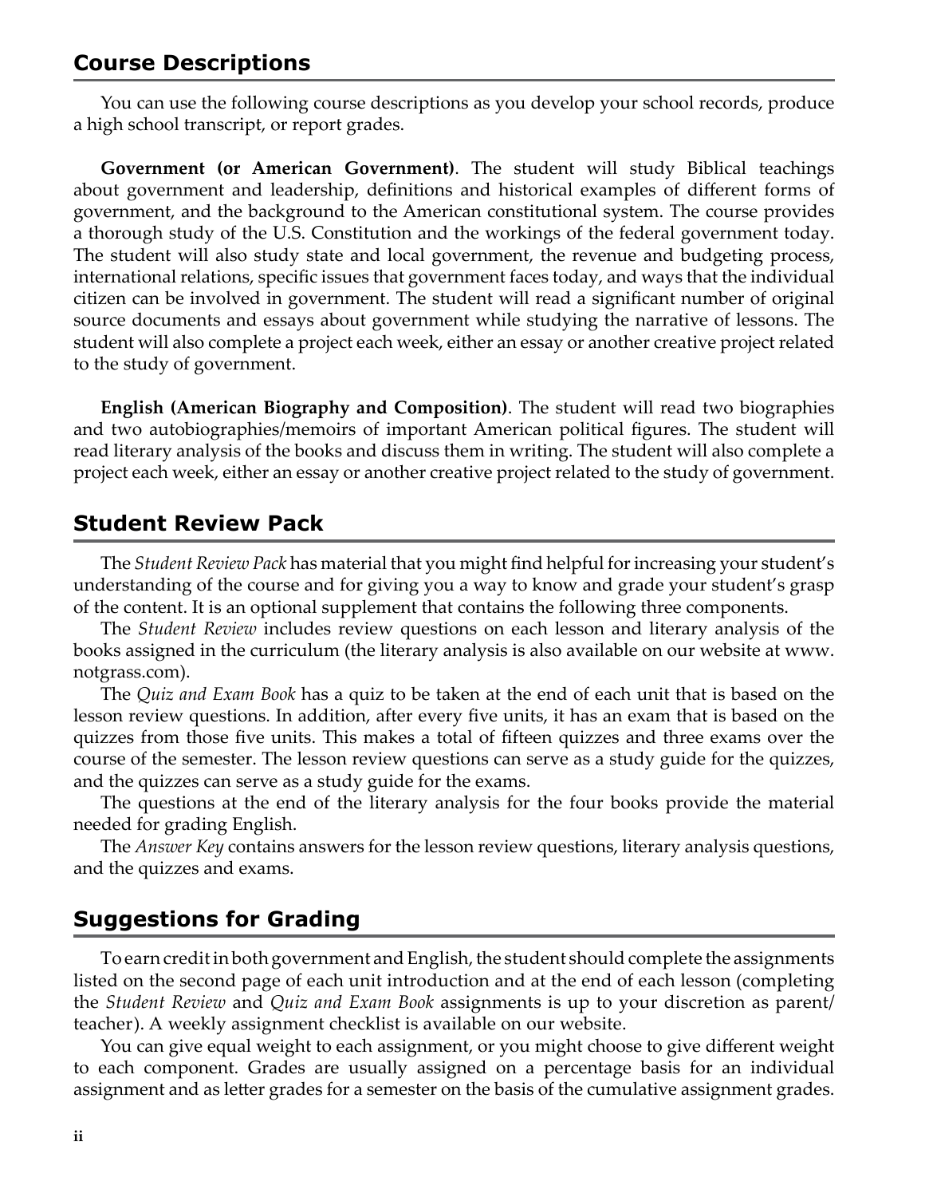## Course Descriptions

You can use the following course descriptions as you develop your school records, produce a high school transcript, or report grades.

**Government (or American Government)**. The student will study Biblical teachings about government and leadership, definitions and historical examples of different forms of government, and the background to the American constitutional system. The course provides a thorough study of the U.S. Constitution and the workings of the federal government today. The student will also study state and local government, the revenue and budgeting process, international relations, specific issues that government faces today, and ways that the individual citizen can be involved in government. The student will read a significant number of original source documents and essays about government while studying the narrative of lessons. The student will also complete a project each week, either an essay or another creative project related to the study of government.

**English (American Biography and Composition)**. The student will read two biographies and two autobiographies/memoirs of important American political figures. The student will read literary analysis of the books and discuss them in writing. The student will also complete a project each week, either an essay or another creative project related to the study of government.

## Student Review Pack

The *Student Review Pack* has material that you might find helpful for increasing your student's understanding of the course and for giving you a way to know and grade your student's grasp of the content. It is an optional supplement that contains the following three components.

The *Student Review* includes review questions on each lesson and literary analysis of the books assigned in the curriculum (the literary analysis is also available on our website at www.notgrass.com).

The *Quiz and Exam Book* has a quiz to be taken at the end of each unit that is based on the lesson review questions. In addition, after every five units, it has an exam that is based on the quizzes from those five units. This makes a total of fifteen quizzes and three exams over the course of the semester. The lesson review questions can serve as a study guide for the quizzes, and the quizzes can serve as a study guide for the exams.

The questions at the end of the literary analysis for the four books provide the material needed for grading English.

The *Answer Key* contains answers for the lesson review questions, literary analysis questions, and the quizzes and exams.

## Suggestions for Grading

To earn credit in both government and English, the student should complete the assignments listed on the second page of each unit introduction and at the end of each lesson (completing the *Student Review* and *Quiz and Exam Book* assignments is up to your discretion as parent/teacher). A weekly assignment checklist is available on our website.

You can give equal weight to each assignment, or you might choose to give different weight to each component. Grades are usually assigned on a percentage basis for an individual assignment and as letter grades for a semester on the basis of the cumulative assignment grades.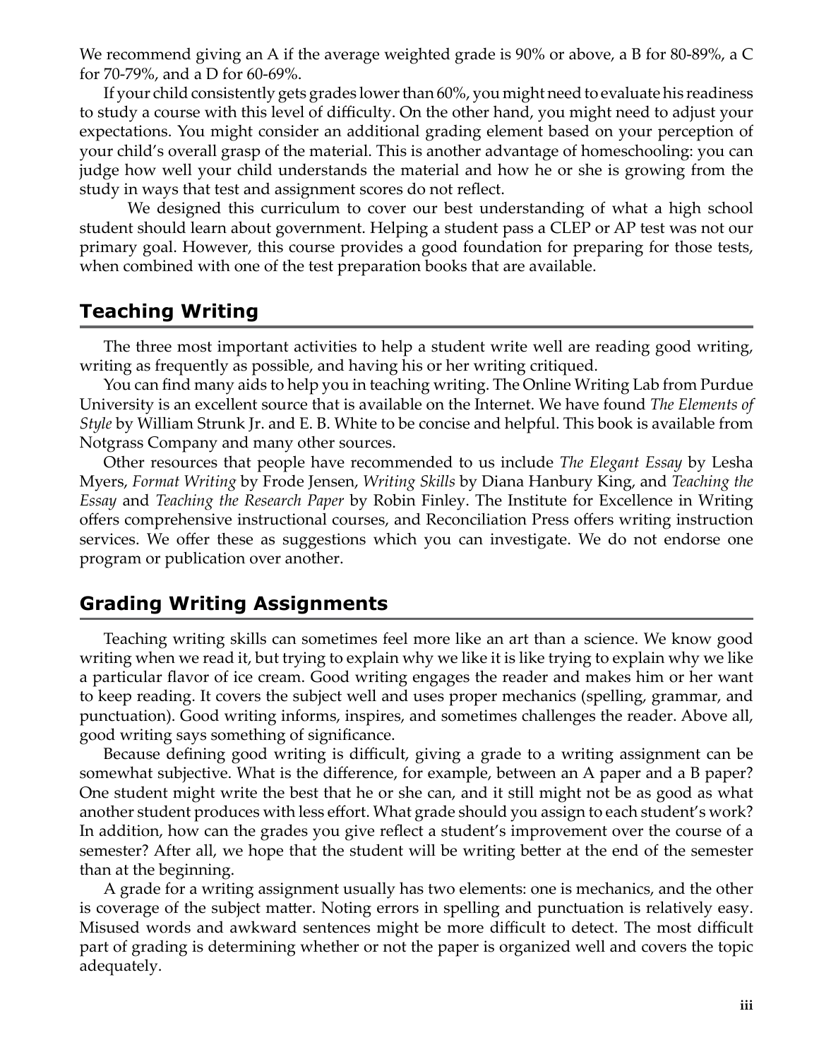We recommend giving an A if the average weighted grade is 90% or above, a B for 80-89%, a C for 70-79%, and a D for 60-69%.

If your child consistently gets grades lower than 60%, you might need to evaluate his readiness to study a course with this level of difficulty. On the other hand, you might need to adjust your expectations. You might consider an additional grading element based on your perception of your child's overall grasp of the material. This is another advantage of homeschooling: you can judge how well your child understands the material and how he or she is growing from the study in ways that test and assignment scores do not reflect.

We designed this curriculum to cover our best understanding of what a high school student should learn about government. Helping a student pass a CLEP or AP test was not our primary goal. However, this course provides a good foundation for preparing for those tests, when combined with one of the test preparation books that are available.

## Teaching Writing

The three most important activities to help a student write well are reading good writing, writing as frequently as possible, and having his or her writing critiqued.

You can find many aids to help you in teaching writing. The Online Writing Lab from Purdue University is an excellent source that is available on the Internet. We have found *The Elements of Style* by William Strunk Jr. and E. B. White to be concise and helpful. This book is available from Notgrass Company and many other sources.

Other resources that people have recommended to us include *The Elegant Essay* by Lesha Myers, *Format Writing* by Frode Jensen, *Writing Skills* by Diana Hanbury King, and *Teaching the Essay* and *Teaching the Research Paper* by Robin Finley. The Institute for Excellence in Writing offers comprehensive instructional courses, and Reconciliation Press offers writing instruction services. We offer these as suggestions which you can investigate. We do not endorse one program or publication over another.

## Grading Writing Assignments

Teaching writing skills can sometimes feel more like an art than a science. We know good writing when we read it, but trying to explain why we like it is like trying to explain why we like a particular flavor of ice cream. Good writing engages the reader and makes him or her want to keep reading. It covers the subject well and uses proper mechanics (spelling, grammar, and punctuation). Good writing informs, inspires, and sometimes challenges the reader. Above all, good writing says something of significance.

Because defining good writing is difficult, giving a grade to a writing assignment can be somewhat subjective. What is the difference, for example, between an A paper and a B paper? One student might write the best that he or she can, and it still might not be as good as what another student produces with less effort. What grade should you assign to each student's work? In addition, how can the grades you give reflect a student's improvement over the course of a semester? After all, we hope that the student will be writing better at the end of the semester than at the beginning.

A grade for a writing assignment usually has two elements: one is mechanics, and the other is coverage of the subject matter. Noting errors in spelling and punctuation is relatively easy. Misused words and awkward sentences might be more difficult to detect. The most difficult part of grading is determining whether or not the paper is organized well and covers the topic adequately.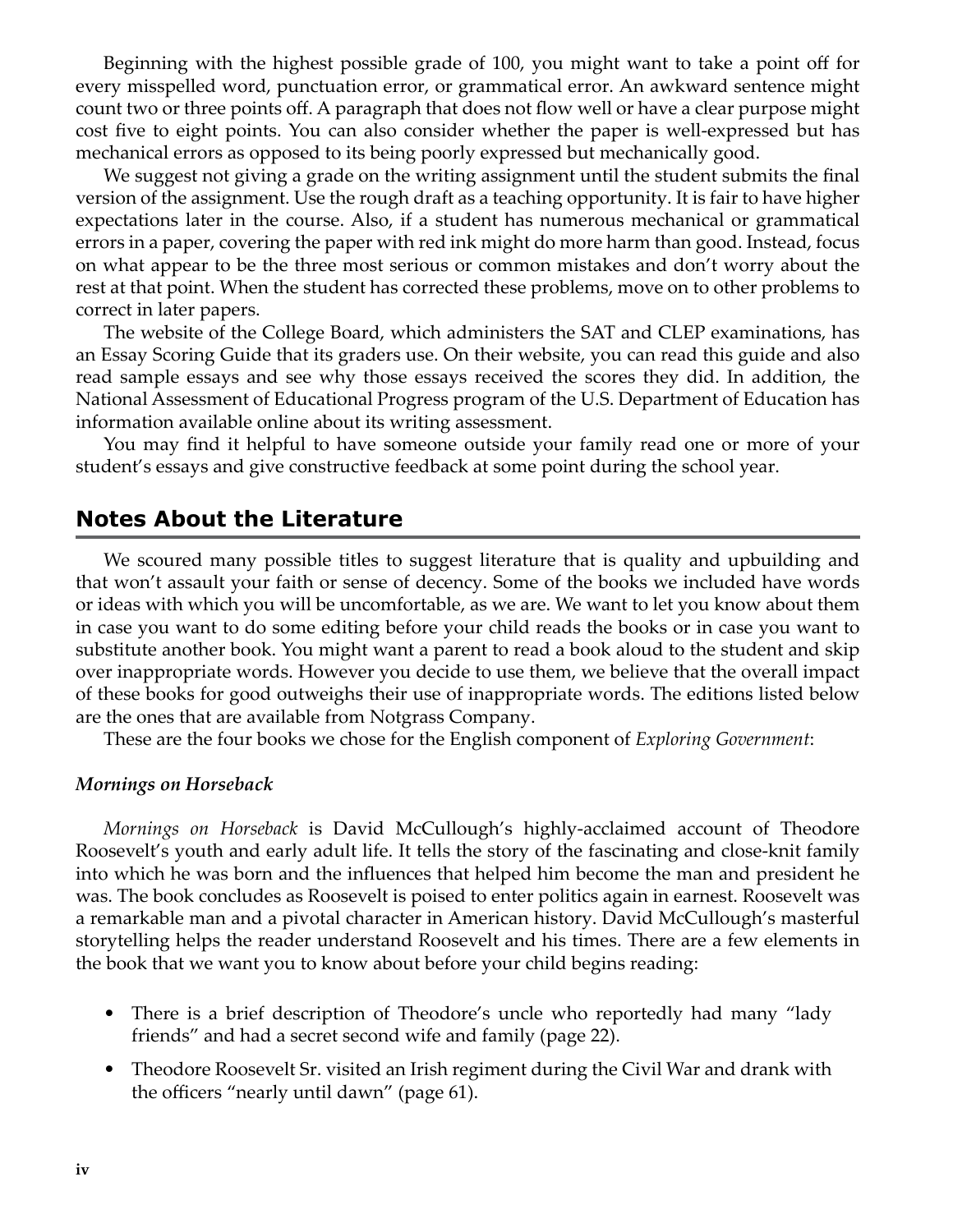Beginning with the highest possible grade of 100, you might want to take a point off for every misspelled word, punctuation error, or grammatical error. An awkward sentence might count two or three points off. A paragraph that does not flow well or have a clear purpose might cost five to eight points. You can also consider whether the paper is well-expressed but has mechanical errors as opposed to its being poorly expressed but mechanically good.

We suggest not giving a grade on the writing assignment until the student submits the final version of the assignment. Use the rough draft as a teaching opportunity. It is fair to have higher expectations later in the course. Also, if a student has numerous mechanical or grammatical errors in a paper, covering the paper with red ink might do more harm than good. Instead, focus on what appear to be the three most serious or common mistakes and don't worry about the rest at that point. When the student has corrected these problems, move on to other problems to correct in later papers.

The website of the College Board, which administers the SAT and CLEP examinations, has an Essay Scoring Guide that its graders use. On their website, you can read this guide and also read sample essays and see why those essays received the scores they did. In addition, the National Assessment of Educational Progress program of the U.S. Department of Education has information available online about its writing assessment.

You may find it helpful to have someone outside your family read one or more of your student's essays and give constructive feedback at some point during the school year.

## Notes About the Literature

We scoured many possible titles to suggest literature that is quality and upbuilding and that won't assault your faith or sense of decency. Some of the books we included have words or ideas with which you will be uncomfortable, as we are. We want to let you know about them in case you want to do some editing before your child reads the books or in case you want to substitute another book. You might want a parent to read a book aloud to the student and skip over inappropriate words. However you decide to use them, we believe that the overall impact of these books for good outweighs their use of inappropriate words. The editions listed below are the ones that are available from Notgrass Company.

These are the four books we chose for the English component of *Exploring Government*:

### *Mornings on Horseback*

*Mornings on Horseback* is David McCullough's highly-acclaimed account of Theodore Roosevelt's youth and early adult life. It tells the story of the fascinating and close-knit family into which he was born and the influences that helped him become the man and president he was. The book concludes as Roosevelt is poised to enter politics again in earnest. Roosevelt was a remarkable man and a pivotal character in American history. David McCullough's masterful storytelling helps the reader understand Roosevelt and his times. There are a few elements in the book that we want you to know about before your child begins reading:

- There is a brief description of Theodore's uncle who reportedly had many "lady friends" and had a secret second wife and family (page 22).
- Theodore Roosevelt Sr. visited an Irish regiment during the Civil War and drank with the officers "nearly until dawn" (page 61).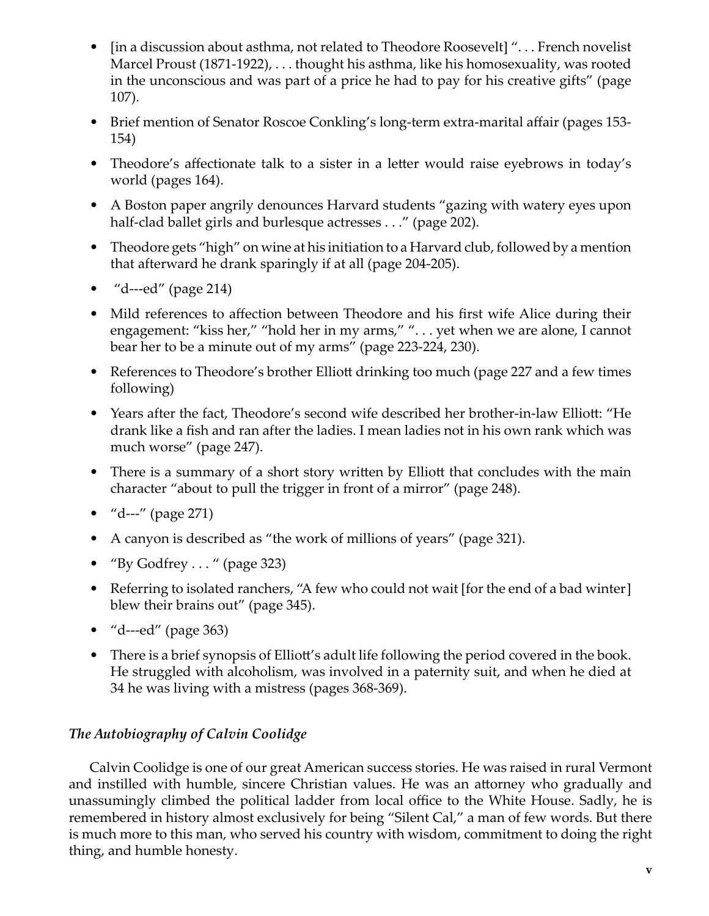- [in a discussion about asthma, not related to Theodore Roosevelt] ". . . French novelist Marcel Proust (1871-1922), . . . thought his asthma, like his homosexuality, was rooted in the unconscious and was part of a price he had to pay for his creative gifts" (page 107).
- Brief mention of Senator Roscoe Conkling's long-term extra-marital affair (pages 153-154)
- Theodore's affectionate talk to a sister in a letter would raise eyebrows in today's world (pages 164).
- A Boston paper angrily denounces Harvard students "gazing with watery eyes upon half-clad ballet girls and burlesque actresses . . ." (page 202).
- Theodore gets "high" on wine at his initiation to a Harvard club, followed by a mention that afterward he drank sparingly if at all (page 204-205).
- "d---ed" (page 214)
- Mild references to affection between Theodore and his first wife Alice during their engagement: "kiss her," "hold her in my arms," ". . . yet when we are alone, I cannot bear her to be a minute out of my arms" (page 223-224, 230).
- References to Theodore's brother Elliott drinking too much (page 227 and a few times following)
- Years after the fact, Theodore's second wife described her brother-in-law Elliott: "He drank like a fish and ran after the ladies. I mean ladies not in his own rank which was much worse" (page 247).
- There is a summary of a short story written by Elliott that concludes with the main character "about to pull the trigger in front of a mirror" (page 248).
- "d---" (page 271)
- A canyon is described as "the work of millions of years" (page 321).
- "By Godfrey . . . " (page 323)
- Referring to isolated ranchers, "A few who could not wait [for the end of a bad winter] blew their brains out" (page 345).
- "d---ed" (page 363)
- There is a brief synopsis of Elliott's adult life following the period covered in the book. He struggled with alcoholism, was involved in a paternity suit, and when he died at 34 he was living with a mistress (pages 368-369).

### *The Autobiography of Calvin Coolidge*

Calvin Coolidge is one of our great American success stories. He was raised in rural Vermont and instilled with humble, sincere Christian values. He was an attorney who gradually and unassumingly climbed the political ladder from local office to the White House. Sadly, he is remembered in history almost exclusively for being "Silent Cal," a man of few words. But there is much more to this man, who served his country with wisdom, commitment to doing the right thing, and humble honesty.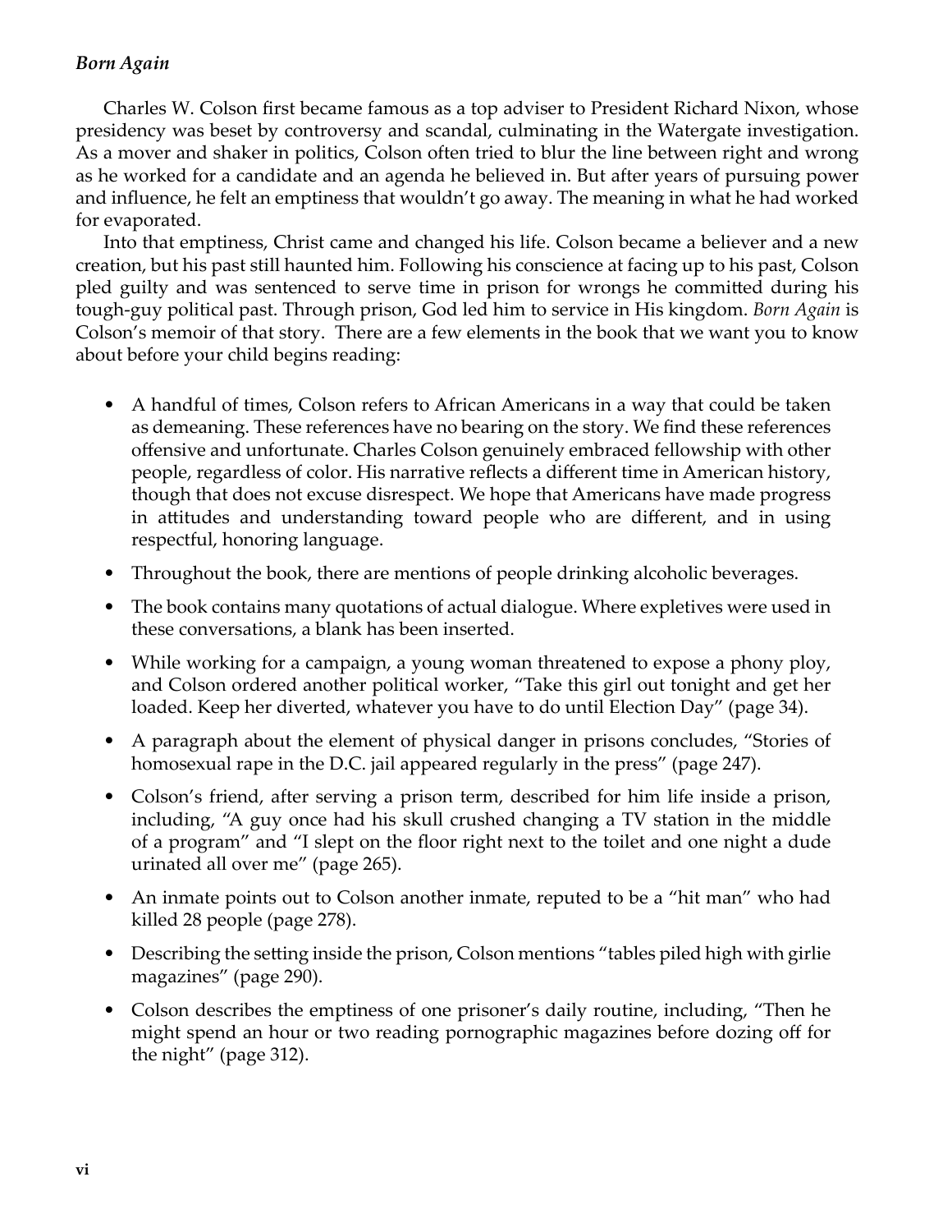*Born Again*

Charles W. Colson first became famous as a top adviser to President Richard Nixon, whose presidency was beset by controversy and scandal, culminating in the Watergate investigation. As a mover and shaker in politics, Colson often tried to blur the line between right and wrong as he worked for a candidate and an agenda he believed in. But after years of pursuing power and influence, he felt an emptiness that wouldn't go away. The meaning in what he had worked for evaporated.

Into that emptiness, Christ came and changed his life. Colson became a believer and a new creation, but his past still haunted him. Following his conscience at facing up to his past, Colson pled guilty and was sentenced to serve time in prison for wrongs he committed during his tough-guy political past. Through prison, God led him to service in His kingdom. *Born Again* is Colson's memoir of that story. There are a few elements in the book that we want you to know about before your child begins reading:

- A handful of times, Colson refers to African Americans in a way that could be taken as demeaning. These references have no bearing on the story. We find these references offensive and unfortunate. Charles Colson genuinely embraced fellowship with other people, regardless of color. His narrative reflects a different time in American history, though that does not excuse disrespect. We hope that Americans have made progress in attitudes and understanding toward people who are different, and in using respectful, honoring language.
- Throughout the book, there are mentions of people drinking alcoholic beverages.
- The book contains many quotations of actual dialogue. Where expletives were used in these conversations, a blank has been inserted.
- While working for a campaign, a young woman threatened to expose a phony ploy, and Colson ordered another political worker, "Take this girl out tonight and get her loaded. Keep her diverted, whatever you have to do until Election Day" (page 34).
- A paragraph about the element of physical danger in prisons concludes, "Stories of homosexual rape in the D.C. jail appeared regularly in the press" (page 247).
- Colson's friend, after serving a prison term, described for him life inside a prison, including, "A guy once had his skull crushed changing a TV station in the middle of a program" and "I slept on the floor right next to the toilet and one night a dude urinated all over me" (page 265).
- An inmate points out to Colson another inmate, reputed to be a "hit man" who had killed 28 people (page 278).
- Describing the setting inside the prison, Colson mentions "tables piled high with girlie magazines" (page 290).
- Colson describes the emptiness of one prisoner's daily routine, including, "Then he might spend an hour or two reading pornographic magazines before dozing off for the night" (page 312).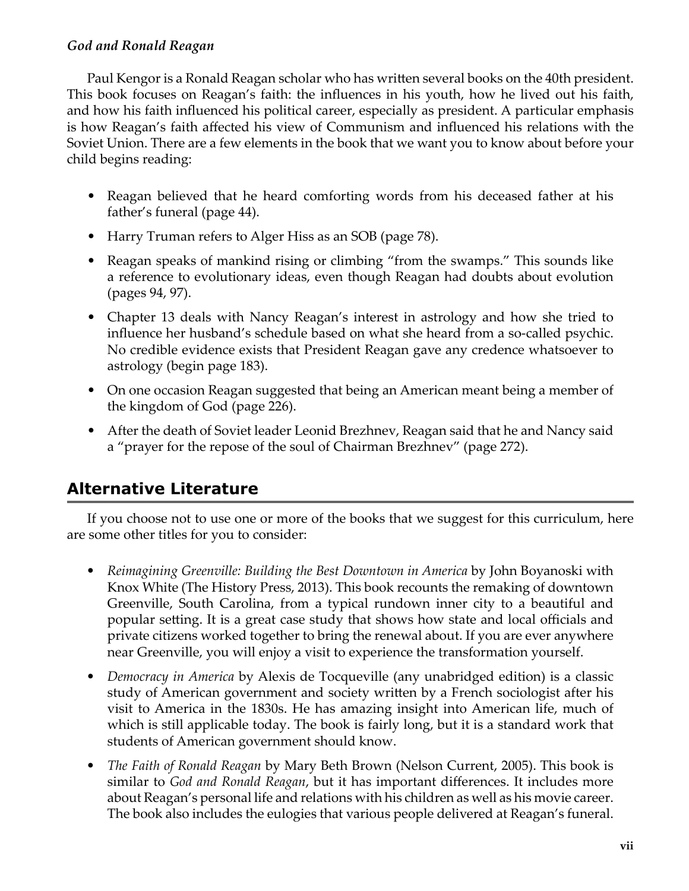### *God and Ronald Reagan*

Paul Kengor is a Ronald Reagan scholar who has written several books on the 40th president. This book focuses on Reagan's faith: the influences in his youth, how he lived out his faith, and how his faith influenced his political career, especially as president. A particular emphasis is how Reagan's faith affected his view of Communism and influenced his relations with the Soviet Union. There are a few elements in the book that we want you to know about before your child begins reading:

- Reagan believed that he heard comforting words from his deceased father at his father's funeral (page 44).
- Harry Truman refers to Alger Hiss as an SOB (page 78).
- Reagan speaks of mankind rising or climbing "from the swamps." This sounds like a reference to evolutionary ideas, even though Reagan had doubts about evolution (pages 94, 97).
- Chapter 13 deals with Nancy Reagan's interest in astrology and how she tried to influence her husband's schedule based on what she heard from a so-called psychic. No credible evidence exists that President Reagan gave any credence whatsoever to astrology (begin page 183).
- On one occasion Reagan suggested that being an American meant being a member of the kingdom of God (page 226).
- After the death of Soviet leader Leonid Brezhnev, Reagan said that he and Nancy said a "prayer for the repose of the soul of Chairman Brezhnev" (page 272).

## Alternative Literature

If you choose not to use one or more of the books that we suggest for this curriculum, here are some other titles for you to consider:

- *Reimagining Greenville: Building the Best Downtown in America* by John Boyanoski with Knox White (The History Press, 2013). This book recounts the remaking of downtown Greenville, South Carolina, from a typical rundown inner city to a beautiful and popular setting. It is a great case study that shows how state and local officials and private citizens worked together to bring the renewal about. If you are ever anywhere near Greenville, you will enjoy a visit to experience the transformation yourself.
- *Democracy in America* by Alexis de Tocqueville (any unabridged edition) is a classic study of American government and society written by a French sociologist after his visit to America in the 1830s. He has amazing insight into American life, much of which is still applicable today. The book is fairly long, but it is a standard work that students of American government should know.
- *The Faith of Ronald Reagan* by Mary Beth Brown (Nelson Current, 2005). This book is similar to *God and Ronald Reagan*, but it has important differences. It includes more about Reagan's personal life and relations with his children as well as his movie career. The book also includes the eulogies that various people delivered at Reagan's funeral.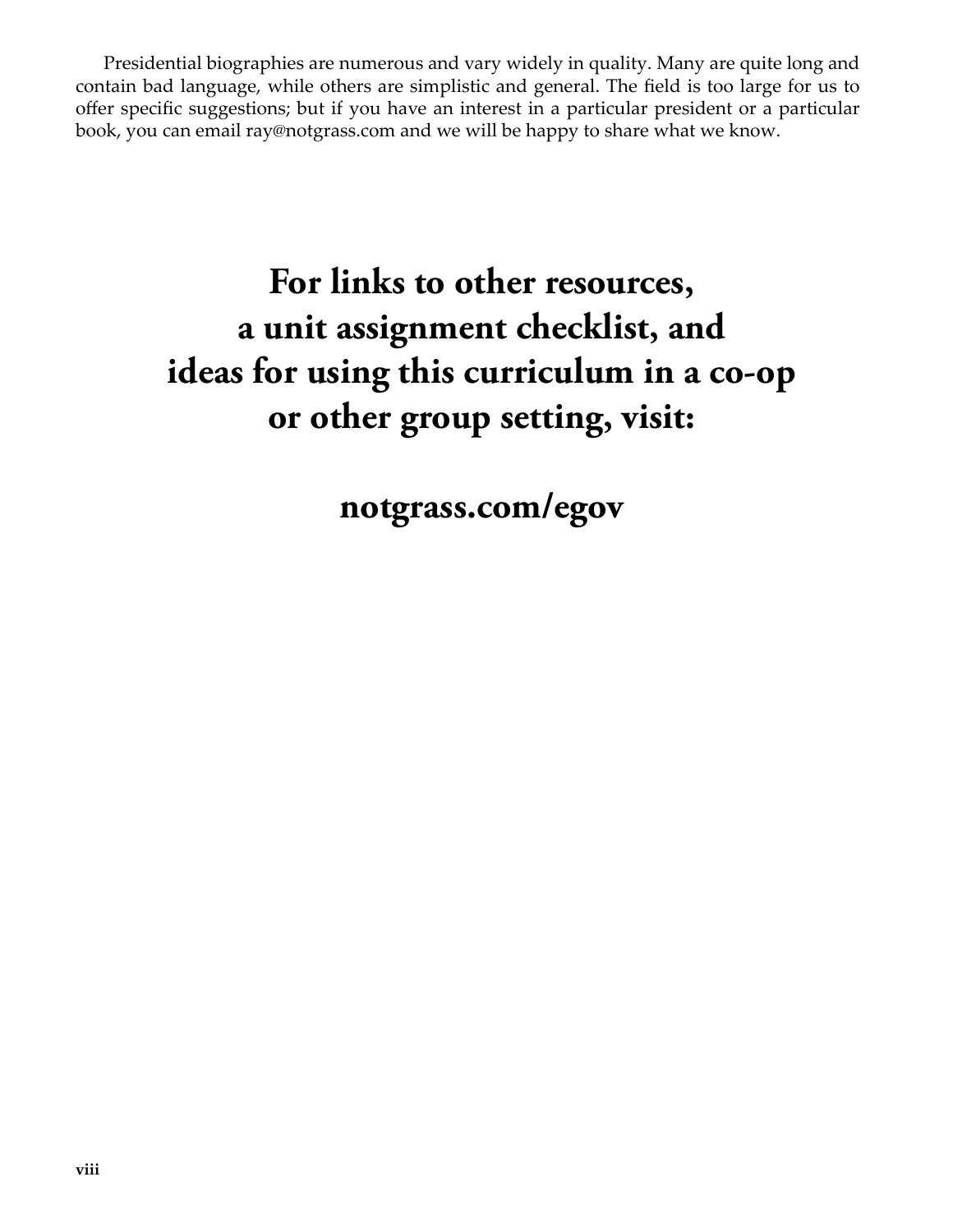Presidential biographies are numerous and vary widely in quality. Many are quite long and contain bad language, while others are simplistic and general. The field is too large for us to offer specific suggestions; but if you have an interest in a particular president or a particular book, you can email ray@notgrass.com and we will be happy to share what we know.

**For links to other resources, a unit assignment checklist, and ideas for using this curriculum in a co-op or other group setting, visit:**

**notgrass.com/egov**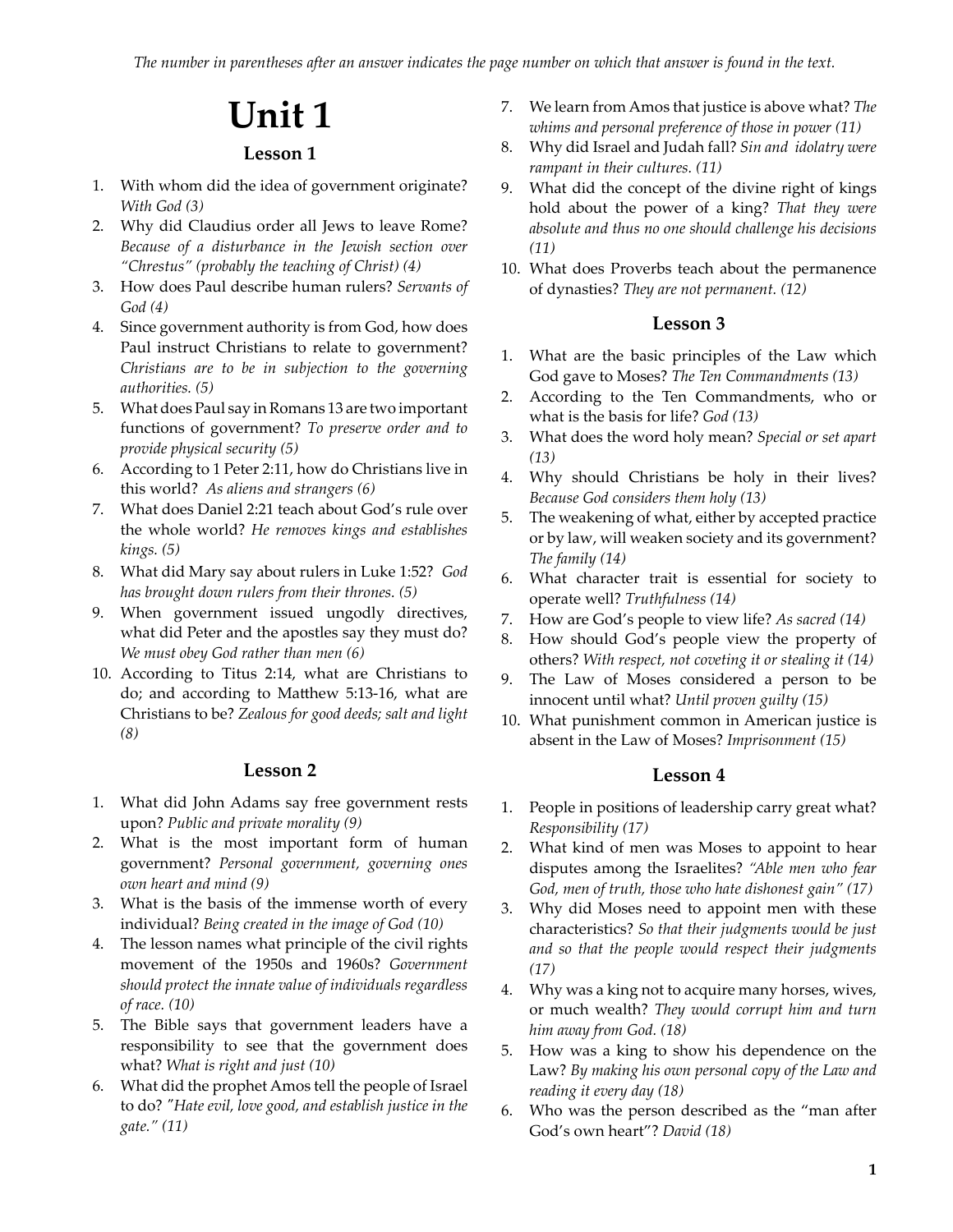*The number in parentheses after an answer indicates the page number on which that answer is found in the text.*

# Unit 1

## Lesson 1

1. With whom did the idea of government originate? *With God (3)*
2. Why did Claudius order all Jews to leave Rome? *Because of a disturbance in the Jewish section over "Chrestus" (probably the teaching of Christ) (4)*
3. How does Paul describe human rulers? *Servants of God (4)*
4. Since government authority is from God, how does Paul instruct Christians to relate to government? *Christians are to be in subjection to the governing authorities. (5)*
5. What does Paul say in Romans 13 are two important functions of government? *To preserve order and to provide physical security (5)*
6. According to 1 Peter 2:11, how do Christians live in this world? *As aliens and strangers (6)*
7. What does Daniel 2:21 teach about God's rule over the whole world? *He removes kings and establishes kings. (5)*
8. What did Mary say about rulers in Luke 1:52? *God has brought down rulers from their thrones. (5)*
9. When government issued ungodly directives, what did Peter and the apostles say they must do? *We must obey God rather than men (6)*
10. According to Titus 2:14, what are Christians to do; and according to Matthew 5:13-16, what are Christians to be? *Zealous for good deeds; salt and light (8)*

## Lesson 2

1. What did John Adams say free government rests upon? *Public and private morality (9)*
2. What is the most important form of human government? *Personal government, governing ones own heart and mind (9)*
3. What is the basis of the immense worth of every individual? *Being created in the image of God (10)*
4. The lesson names what principle of the civil rights movement of the 1950s and 1960s? *Government should protect the innate value of individuals regardless of race. (10)*
5. The Bible says that government leaders have a responsibility to see that the government does what? *What is right and just (10)*
6. What did the prophet Amos tell the people of Israel to do? *"Hate evil, love good, and establish justice in the gate." (11)*
7. We learn from Amos that justice is above what? *The whims and personal preference of those in power (11)*
8. Why did Israel and Judah fall? *Sin and idolatry were rampant in their cultures. (11)*
9. What did the concept of the divine right of kings hold about the power of a king? *That they were absolute and thus no one should challenge his decisions (11)*
10. What does Proverbs teach about the permanence of dynasties? *They are not permanent. (12)*

## Lesson 3

1. What are the basic principles of the Law which God gave to Moses? *The Ten Commandments (13)*
2. According to the Ten Commandments, who or what is the basis for life? *God (13)*
3. What does the word holy mean? *Special or set apart (13)*
4. Why should Christians be holy in their lives? *Because God considers them holy (13)*
5. The weakening of what, either by accepted practice or by law, will weaken society and its government? *The family (14)*
6. What character trait is essential for society to operate well? *Truthfulness (14)*
7. How are God's people to view life? *As sacred (14)*
8. How should God's people view the property of others? *With respect, not coveting it or stealing it (14)*
9. The Law of Moses considered a person to be innocent until what? *Until proven guilty (15)*
10. What punishment common in American justice is absent in the Law of Moses? *Imprisonment (15)*

## Lesson 4

1. People in positions of leadership carry great what? *Responsibility (17)*
2. What kind of men was Moses to appoint to hear disputes among the Israelites? *"Able men who fear God, men of truth, those who hate dishonest gain" (17)*
3. Why did Moses need to appoint men with these characteristics? *So that their judgments would be just and so that the people would respect their judgments (17)*
4. Why was a king not to acquire many horses, wives, or much wealth? *They would corrupt him and turn him away from God. (18)*
5. How was a king to show his dependence on the Law? *By making his own personal copy of the Law and reading it every day (18)*
6. Who was the person described as the "man after God's own heart"? *David (18)*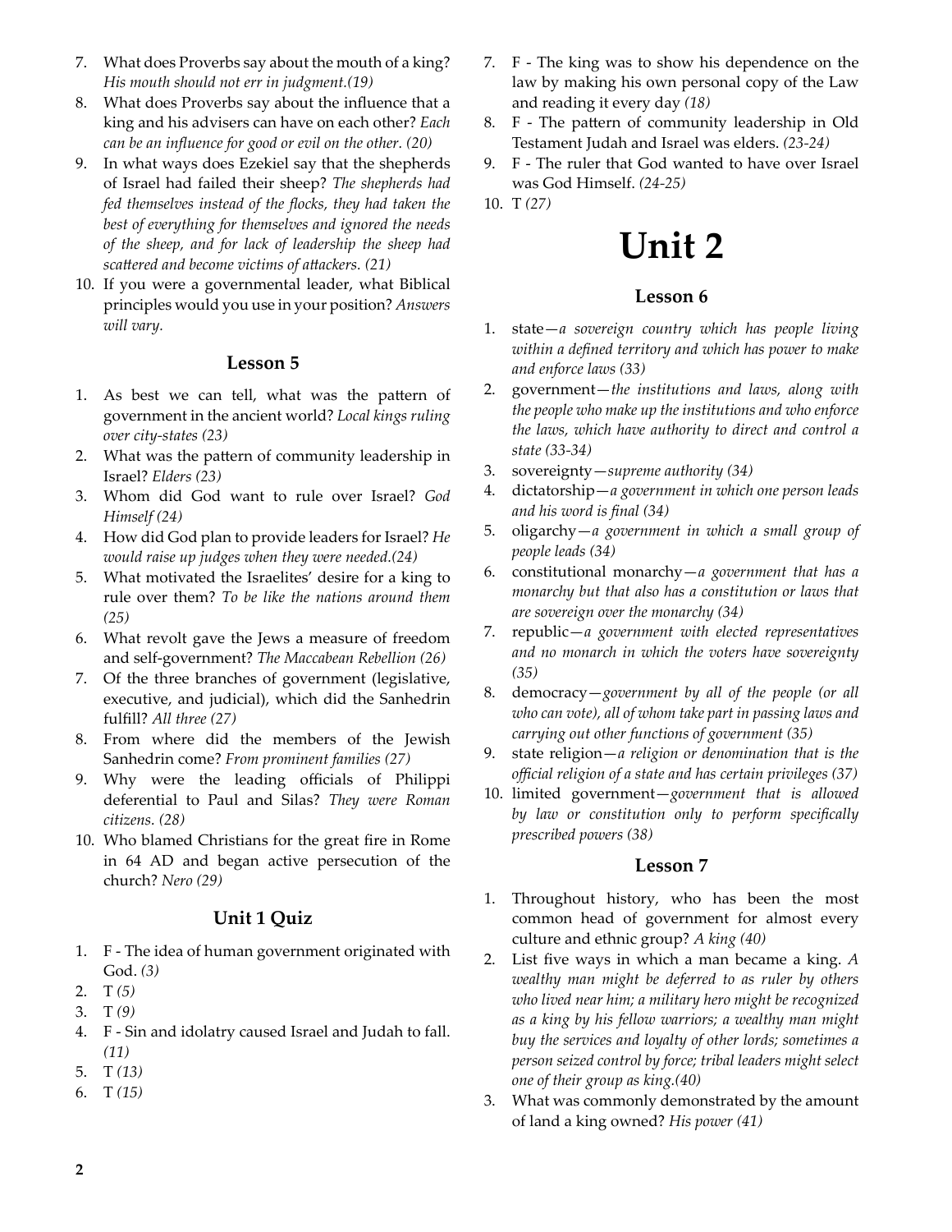7. What does Proverbs say about the mouth of a king? *His mouth should not err in judgment.(19)*
8. What does Proverbs say about the influence that a king and his advisers can have on each other? *Each can be an influence for good or evil on the other. (20)*
9. In what ways does Ezekiel say that the shepherds of Israel had failed their sheep? *The shepherds had fed themselves instead of the flocks, they had taken the best of everything for themselves and ignored the needs of the sheep, and for lack of leadership the sheep had scattered and become victims of attackers. (21)*
10. If you were a governmental leader, what Biblical principles would you use in your position? *Answers will vary.*

### Lesson 5

1. As best we can tell, what was the pattern of government in the ancient world? *Local kings ruling over city-states (23)*
2. What was the pattern of community leadership in Israel? *Elders (23)*
3. Whom did God want to rule over Israel? *God Himself (24)*
4. How did God plan to provide leaders for Israel? *He would raise up judges when they were needed.(24)*
5. What motivated the Israelites' desire for a king to rule over them? *To be like the nations around them (25)*
6. What revolt gave the Jews a measure of freedom and self-government? *The Maccabean Rebellion (26)*
7. Of the three branches of government (legislative, executive, and judicial), which did the Sanhedrin fulfill? *All three (27)*
8. From where did the members of the Jewish Sanhedrin come? *From prominent families (27)*
9. Why were the leading officials of Philippi deferential to Paul and Silas? *They were Roman citizens. (28)*
10. Who blamed Christians for the great fire in Rome in 64 AD and began active persecution of the church? *Nero (29)*

### Unit 1 Quiz

1. F - The idea of human government originated with God. *(3)*
2. T *(5)*
3. T *(9)*
4. F - Sin and idolatry caused Israel and Judah to fall. *(11)*
5. T *(13)*
6. T *(15)*
7. F - The king was to show his dependence on the law by making his own personal copy of the Law and reading it every day *(18)*
8. F - The pattern of community leadership in Old Testament Judah and Israel was elders. *(23-24)*
9. F - The ruler that God wanted to have over Israel was God Himself. *(24-25)*
10. T *(27)*

# Unit 2

### Lesson 6

1. state—*a sovereign country which has people living within a defined territory and which has power to make and enforce laws (33)*
2. government—*the institutions and laws, along with the people who make up the institutions and who enforce the laws, which have authority to direct and control a state (33-34)*
3. sovereignty—*supreme authority (34)*
4. dictatorship—*a government in which one person leads and his word is final (34)*
5. oligarchy—*a government in which a small group of people leads (34)*
6. constitutional monarchy—*a government that has a monarchy but that also has a constitution or laws that are sovereign over the monarchy (34)*
7. republic—*a government with elected representatives and no monarch in which the voters have sovereignty (35)*
8. democracy—*government by all of the people (or all who can vote), all of whom take part in passing laws and carrying out other functions of government (35)*
9. state religion—*a religion or denomination that is the official religion of a state and has certain privileges (37)*
10. limited government—*government that is allowed by law or constitution only to perform specifically prescribed powers (38)*

### Lesson 7

1. Throughout history, who has been the most common head of government for almost every culture and ethnic group? *A king (40)*
2. List five ways in which a man became a king. *A wealthy man might be deferred to as ruler by others who lived near him; a military hero might be recognized as a king by his fellow warriors; a wealthy man might buy the services and loyalty of other lords; sometimes a person seized control by force; tribal leaders might select one of their group as king.(40)*
3. What was commonly demonstrated by the amount of land a king owned? *His power (41)*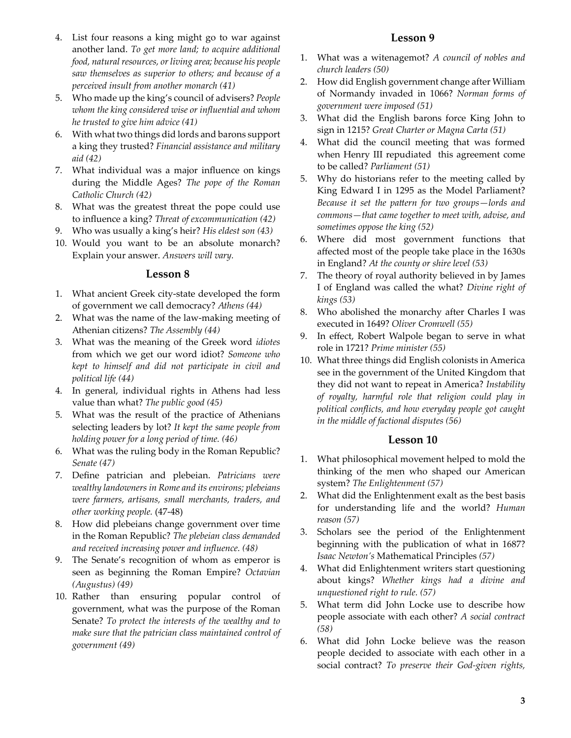4. List four reasons a king might go to war against another land. *To get more land; to acquire additional food, natural resources, or living area; because his people saw themselves as superior to others; and because of a perceived insult from another monarch (41)*
5. Who made up the king's council of advisers? *People whom the king considered wise or influential and whom he trusted to give him advice (41)*
6. With what two things did lords and barons support a king they trusted? *Financial assistance and military aid (42)*
7. What individual was a major influence on kings during the Middle Ages? *The pope of the Roman Catholic Church (42)*
8. What was the greatest threat the pope could use to influence a king? *Threat of excommunication (42)*
9. Who was usually a king's heir? *His eldest son (43)*
10. Would you want to be an absolute monarch? Explain your answer. *Answers will vary.*

## Lesson 8

1. What ancient Greek city-state developed the form of government we call democracy? *Athens (44)*
2. What was the name of the law-making meeting of Athenian citizens? *The Assembly (44)*
3. What was the meaning of the Greek word *idiotes* from which we get our word idiot? *Someone who kept to himself and did not participate in civil and political life (44)*
4. In general, individual rights in Athens had less value than what? *The public good (45)*
5. What was the result of the practice of Athenians selecting leaders by lot? *It kept the same people from holding power for a long period of time. (46)*
6. What was the ruling body in the Roman Republic? *Senate (47)*
7. Define patrician and plebeian. *Patricians were wealthy landowners in Rome and its environs; plebeians were farmers, artisans, small merchants, traders, and other working people.* (47-48)
8. How did plebeians change government over time in the Roman Republic? *The plebeian class demanded and received increasing power and influence. (48)*
9. The Senate's recognition of whom as emperor is seen as beginning the Roman Empire? *Octavian (Augustus) (49)*
10. Rather than ensuring popular control of government, what was the purpose of the Roman Senate? *To protect the interests of the wealthy and to make sure that the patrician class maintained control of government (49)*

## Lesson 9

1. What was a witenagemot? *A council of nobles and church leaders (50)*
2. How did English government change after William of Normandy invaded in 1066? *Norman forms of government were imposed (51)*
3. What did the English barons force King John to sign in 1215? *Great Charter or Magna Carta (51)*
4. What did the council meeting that was formed when Henry III repudiated this agreement come to be called? *Parliament (51)*
5. Why do historians refer to the meeting called by King Edward I in 1295 as the Model Parliament? *Because it set the pattern for two groups—lords and commons—that came together to meet with, advise, and sometimes oppose the king (52)*
6. Where did most government functions that affected most of the people take place in the 1630s in England? *At the county or shire level (53)*
7. The theory of royal authority believed in by James I of England was called the what? *Divine right of kings (53)*
8. Who abolished the monarchy after Charles I was executed in 1649? *Oliver Cromwell (55)*
9. In effect, Robert Walpole began to serve in what role in 1721? *Prime minister (55)*
10. What three things did English colonists in America see in the government of the United Kingdom that they did not want to repeat in America? *Instability of royalty, harmful role that religion could play in political conflicts, and how everyday people got caught in the middle of factional disputes (56)*

## Lesson 10

1. What philosophical movement helped to mold the thinking of the men who shaped our American system? *The Enlightenment (57)*
2. What did the Enlightenment exalt as the best basis for understanding life and the world? *Human reason (57)*
3. Scholars see the period of the Enlightenment beginning with the publication of what in 1687? *Isaac Newton's* Mathematical Principles *(57)*
4. What did Enlightenment writers start questioning about kings? *Whether kings had a divine and unquestioned right to rule. (57)*
5. What term did John Locke use to describe how people associate with each other? *A social contract (58)*
6. What did John Locke believe was the reason people decided to associate with each other in a social contract? *To preserve their God-given rights,*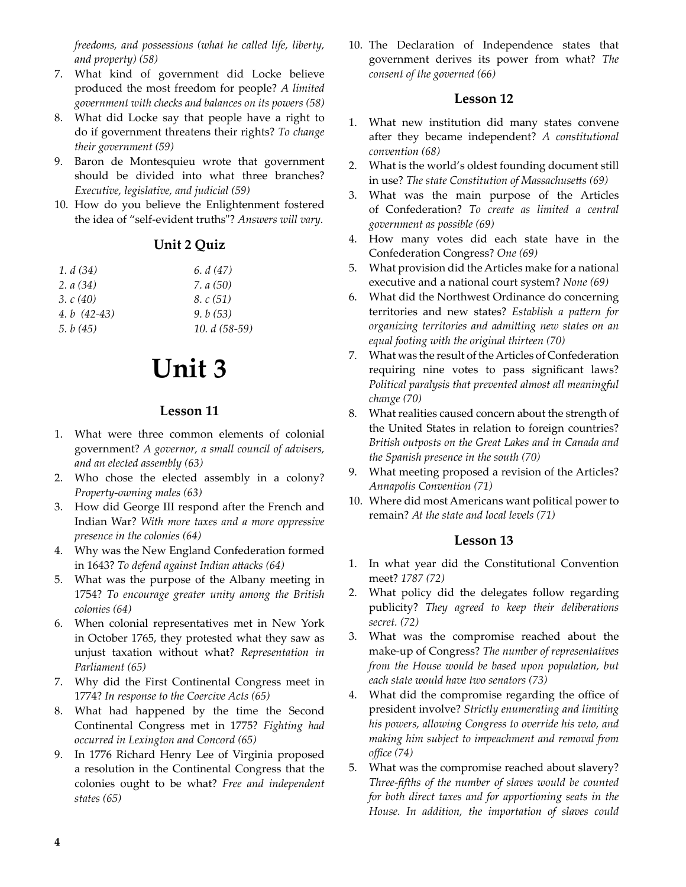*freedoms, and possessions (what he called life, liberty, and property) (58)*

7. What kind of government did Locke believe produced the most freedom for people? *A limited government with checks and balances on its powers (58)*
8. What did Locke say that people have a right to do if government threatens their rights? *To change their government (59)*
9. Baron de Montesquieu wrote that government should be divided into what three branches? *Executive, legislative, and judicial (59)*
10. How do you believe the Enlightenment fostered the idea of "self-evident truths"? *Answers will vary.*

### Unit 2 Quiz

| | |
|---|---|
| *1. d (34)* | *6. d (47)* |
| *2. a (34)* | *7. a (50)* |
| *3. c (40)* | *8. c (51)* |
| *4. b (42-43)* | *9. b (53)* |
| *5. b (45)* | *10. d (58-59)* |

# Unit 3

### Lesson 11

1. What were three common elements of colonial government? *A governor, a small council of advisers, and an elected assembly (63)*
2. Who chose the elected assembly in a colony? *Property-owning males (63)*
3. How did George III respond after the French and Indian War? *With more taxes and a more oppressive presence in the colonies (64)*
4. Why was the New England Confederation formed in 1643? *To defend against Indian attacks (64)*
5. What was the purpose of the Albany meeting in 1754? *To encourage greater unity among the British colonies (64)*
6. When colonial representatives met in New York in October 1765, they protested what they saw as unjust taxation without what? *Representation in Parliament (65)*
7. Why did the First Continental Congress meet in 1774? *In response to the Coercive Acts (65)*
8. What had happened by the time the Second Continental Congress met in 1775? *Fighting had occurred in Lexington and Concord (65)*
9. In 1776 Richard Henry Lee of Virginia proposed a resolution in the Continental Congress that the colonies ought to be what? *Free and independent states (65)*
10. The Declaration of Independence states that government derives its power from what? *The consent of the governed (66)*

### Lesson 12

1. What new institution did many states convene after they became independent? *A constitutional convention (68)*
2. What is the world's oldest founding document still in use? *The state Constitution of Massachusetts (69)*
3. What was the main purpose of the Articles of Confederation? *To create as limited a central government as possible (69)*
4. How many votes did each state have in the Confederation Congress? *One (69)*
5. What provision did the Articles make for a national executive and a national court system? *None (69)*
6. What did the Northwest Ordinance do concerning territories and new states? *Establish a pattern for organizing territories and admitting new states on an equal footing with the original thirteen (70)*
7. What was the result of the Articles of Confederation requiring nine votes to pass significant laws? *Political paralysis that prevented almost all meaningful change (70)*
8. What realities caused concern about the strength of the United States in relation to foreign countries? *British outposts on the Great Lakes and in Canada and the Spanish presence in the south (70)*
9. What meeting proposed a revision of the Articles? *Annapolis Convention (71)*
10. Where did most Americans want political power to remain? *At the state and local levels (71)*

### Lesson 13

1. In what year did the Constitutional Convention meet? *1787 (72)*
2. What policy did the delegates follow regarding publicity? *They agreed to keep their deliberations secret. (72)*
3. What was the compromise reached about the make-up of Congress? *The number of representatives from the House would be based upon population, but each state would have two senators (73)*
4. What did the compromise regarding the office of president involve? *Strictly enumerating and limiting his powers, allowing Congress to override his veto, and making him subject to impeachment and removal from office (74)*
5. What was the compromise reached about slavery? *Three-fifths of the number of slaves would be counted for both direct taxes and for apportioning seats in the House. In addition, the importation of slaves could*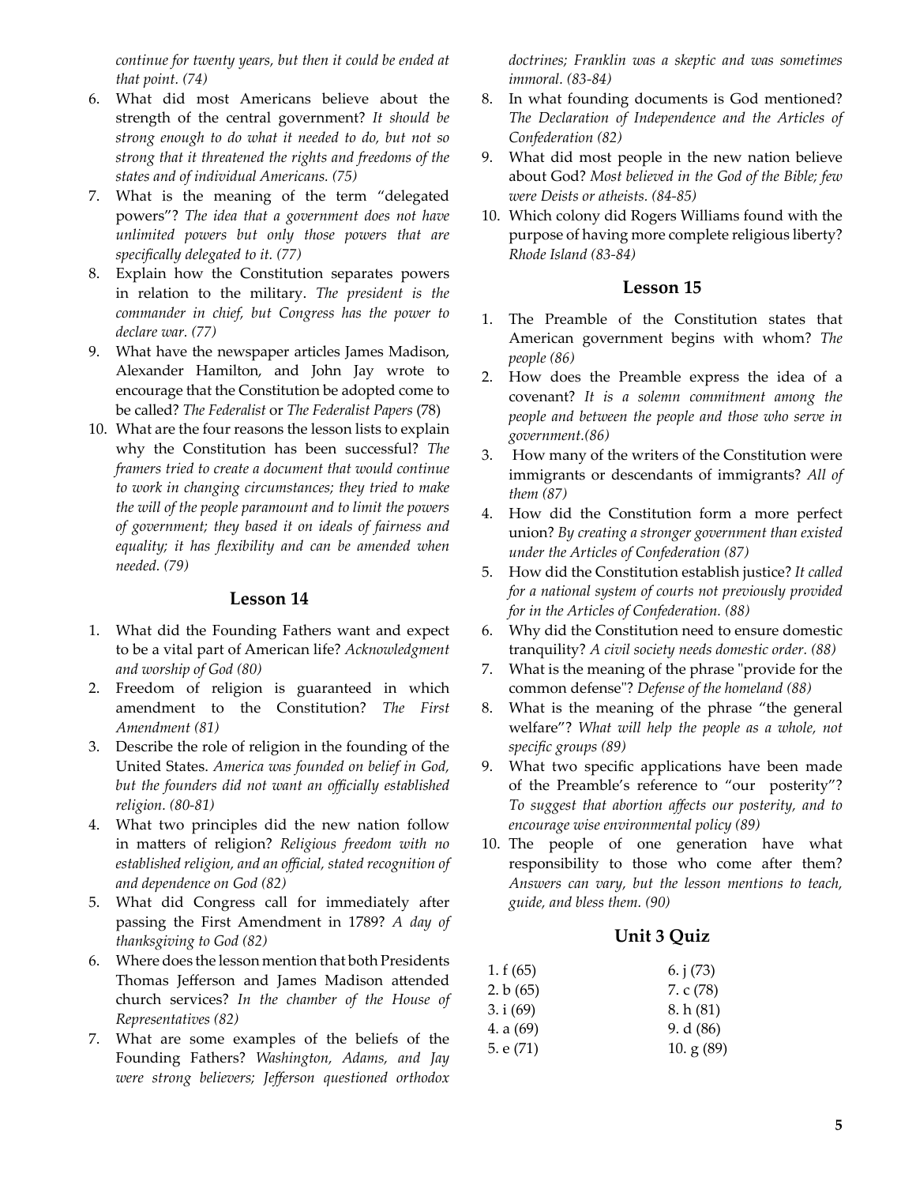*continue for twenty years, but then it could be ended at that point. (74)*

6. What did most Americans believe about the strength of the central government? *It should be strong enough to do what it needed to do, but not so strong that it threatened the rights and freedoms of the states and of individual Americans. (75)*
7. What is the meaning of the term "delegated powers"? *The idea that a government does not have unlimited powers but only those powers that are specifically delegated to it. (77)*
8. Explain how the Constitution separates powers in relation to the military. *The president is the commander in chief, but Congress has the power to declare war. (77)*
9. What have the newspaper articles James Madison, Alexander Hamilton, and John Jay wrote to encourage that the Constitution be adopted come to be called? *The Federalist* or *The Federalist Papers* (78)
10. What are the four reasons the lesson lists to explain why the Constitution has been successful? *The framers tried to create a document that would continue to work in changing circumstances; they tried to make the will of the people paramount and to limit the powers of government; they based it on ideals of fairness and equality; it has flexibility and can be amended when needed. (79)*

## Lesson 14

1. What did the Founding Fathers want and expect to be a vital part of American life? *Acknowledgment and worship of God (80)*
2. Freedom of religion is guaranteed in which amendment to the Constitution? *The First Amendment (81)*
3. Describe the role of religion in the founding of the United States. *America was founded on belief in God, but the founders did not want an officially established religion. (80-81)*
4. What two principles did the new nation follow in matters of religion? *Religious freedom with no established religion, and an official, stated recognition of and dependence on God (82)*
5. What did Congress call for immediately after passing the First Amendment in 1789? *A day of thanksgiving to God (82)*
6. Where does the lesson mention that both Presidents Thomas Jefferson and James Madison attended church services? *In the chamber of the House of Representatives (82)*
7. What are some examples of the beliefs of the Founding Fathers? *Washington, Adams, and Jay were strong believers; Jefferson questioned orthodox doctrines; Franklin was a skeptic and was sometimes immoral. (83-84)*
8. In what founding documents is God mentioned? *The Declaration of Independence and the Articles of Confederation (82)*
9. What did most people in the new nation believe about God? *Most believed in the God of the Bible; few were Deists or atheists. (84-85)*
10. Which colony did Rogers Williams found with the purpose of having more complete religious liberty? *Rhode Island (83-84)*

## Lesson 15

1. The Preamble of the Constitution states that American government begins with whom? *The people (86)*
2. How does the Preamble express the idea of a covenant? *It is a solemn commitment among the people and between the people and those who serve in government.(86)*
3. How many of the writers of the Constitution were immigrants or descendants of immigrants? *All of them (87)*
4. How did the Constitution form a more perfect union? *By creating a stronger government than existed under the Articles of Confederation (87)*
5. How did the Constitution establish justice? *It called for a national system of courts not previously provided for in the Articles of Confederation. (88)*
6. Why did the Constitution need to ensure domestic tranquility? *A civil society needs domestic order. (88)*
7. What is the meaning of the phrase "provide for the common defense"? *Defense of the homeland (88)*
8. What is the meaning of the phrase "the general welfare"? *What will help the people as a whole, not specific groups (89)*
9. What two specific applications have been made of the Preamble's reference to "our posterity"? *To suggest that abortion affects our posterity, and to encourage wise environmental policy (89)*
10. The people of one generation have what responsibility to those who come after them? *Answers can vary, but the lesson mentions to teach, guide, and bless them. (90)*

## Unit 3 Quiz

| | |
|---|---|
| 1. f (65) | 6. j (73) |
| 2. b (65) | 7. c (78) |
| 3. i (69) | 8. h (81) |
| 4. a (69) | 9. d (86) |
| 5. e (71) | 10. g (89) |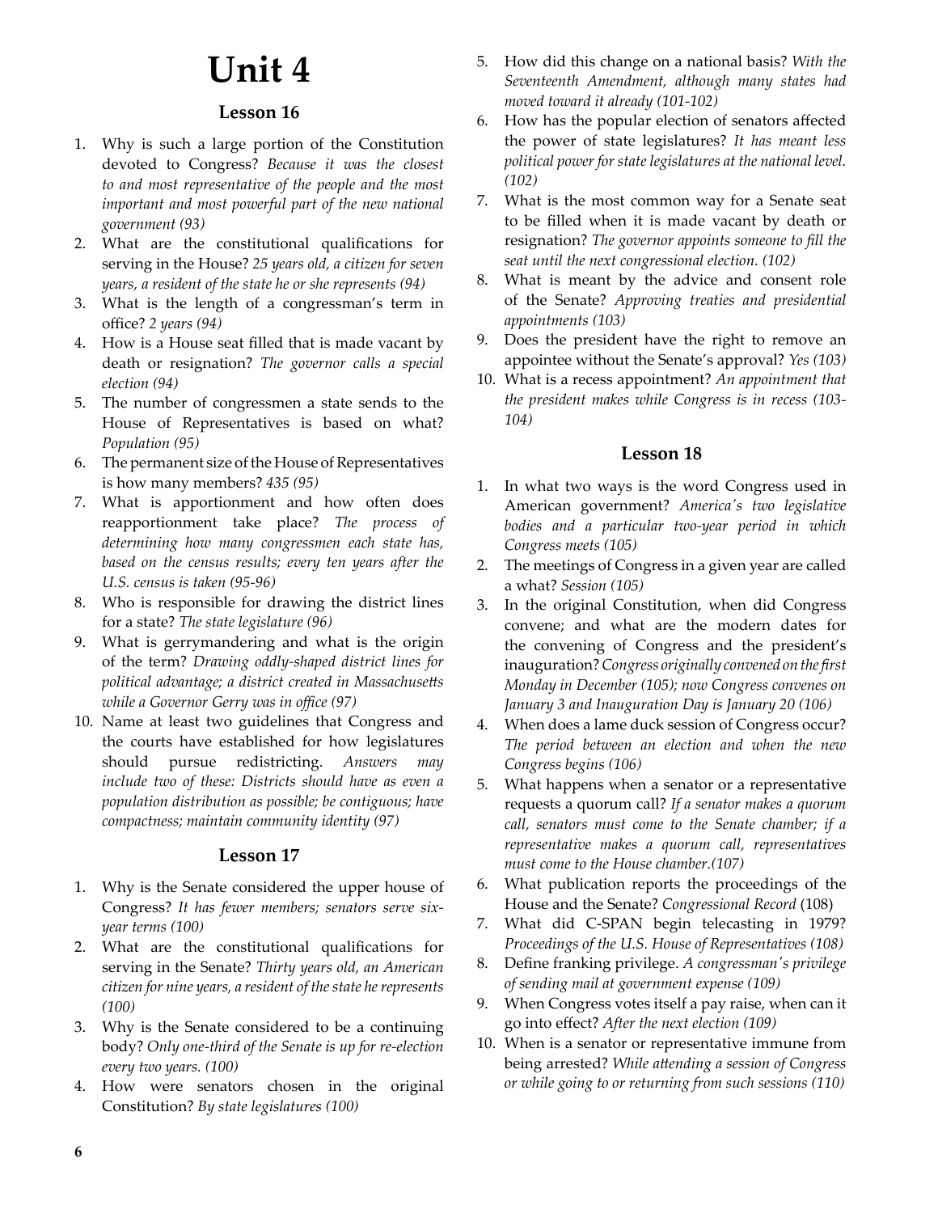# Unit 4

## Lesson 16

1. Why is such a large portion of the Constitution devoted to Congress? *Because it was the closest to and most representative of the people and the most important and most powerful part of the new national government (93)*
2. What are the constitutional qualifications for serving in the House? *25 years old, a citizen for seven years, a resident of the state he or she represents (94)*
3. What is the length of a congressman's term in office? *2 years (94)*
4. How is a House seat filled that is made vacant by death or resignation? *The governor calls a special election (94)*
5. The number of congressmen a state sends to the House of Representatives is based on what? *Population (95)*
6. The permanent size of the House of Representatives is how many members? *435 (95)*
7. What is apportionment and how often does reapportionment take place? *The process of determining how many congressmen each state has, based on the census results; every ten years after the U.S. census is taken (95-96)*
8. Who is responsible for drawing the district lines for a state? *The state legislature (96)*
9. What is gerrymandering and what is the origin of the term? *Drawing oddly-shaped district lines for political advantage; a district created in Massachusetts while a Governor Gerry was in office (97)*
10. Name at least two guidelines that Congress and the courts have established for how legislatures should pursue redistricting. *Answers may include two of these: Districts should have as even a population distribution as possible; be contiguous; have compactness; maintain community identity (97)*

## Lesson 17

1. Why is the Senate considered the upper house of Congress? *It has fewer members; senators serve six-year terms (100)*
2. What are the constitutional qualifications for serving in the Senate? *Thirty years old, an American citizen for nine years, a resident of the state he represents (100)*
3. Why is the Senate considered to be a continuing body? *Only one-third of the Senate is up for re-election every two years. (100)*
4. How were senators chosen in the original Constitution? *By state legislatures (100)*
5. How did this change on a national basis? *With the Seventeenth Amendment, although many states had moved toward it already (101-102)*
6. How has the popular election of senators affected the power of state legislatures? *It has meant less political power for state legislatures at the national level. (102)*
7. What is the most common way for a Senate seat to be filled when it is made vacant by death or resignation? *The governor appoints someone to fill the seat until the next congressional election. (102)*
8. What is meant by the advice and consent role of the Senate? *Approving treaties and presidential appointments (103)*
9. Does the president have the right to remove an appointee without the Senate's approval? *Yes (103)*
10. What is a recess appointment? *An appointment that the president makes while Congress is in recess (103-104)*

## Lesson 18

1. In what two ways is the word Congress used in American government? *America's two legislative bodies and a particular two-year period in which Congress meets (105)*
2. The meetings of Congress in a given year are called a what? *Session (105)*
3. In the original Constitution, when did Congress convene; and what are the modern dates for the convening of Congress and the president's inauguration? *Congress originally convened on the first Monday in December (105); now Congress convenes on January 3 and Inauguration Day is January 20 (106)*
4. When does a lame duck session of Congress occur? *The period between an election and when the new Congress begins (106)*
5. What happens when a senator or a representative requests a quorum call? *If a senator makes a quorum call, senators must come to the Senate chamber; if a representative makes a quorum call, representatives must come to the House chamber.(107)*
6. What publication reports the proceedings of the House and the Senate? *Congressional Record* (108)
7. What did C-SPAN begin telecasting in 1979? *Proceedings of the U.S. House of Representatives (108)*
8. Define franking privilege. *A congressman's privilege of sending mail at government expense (109)*
9. When Congress votes itself a pay raise, when can it go into effect? *After the next election (109)*
10. When is a senator or representative immune from being arrested? *While attending a session of Congress or while going to or returning from such sessions (110)*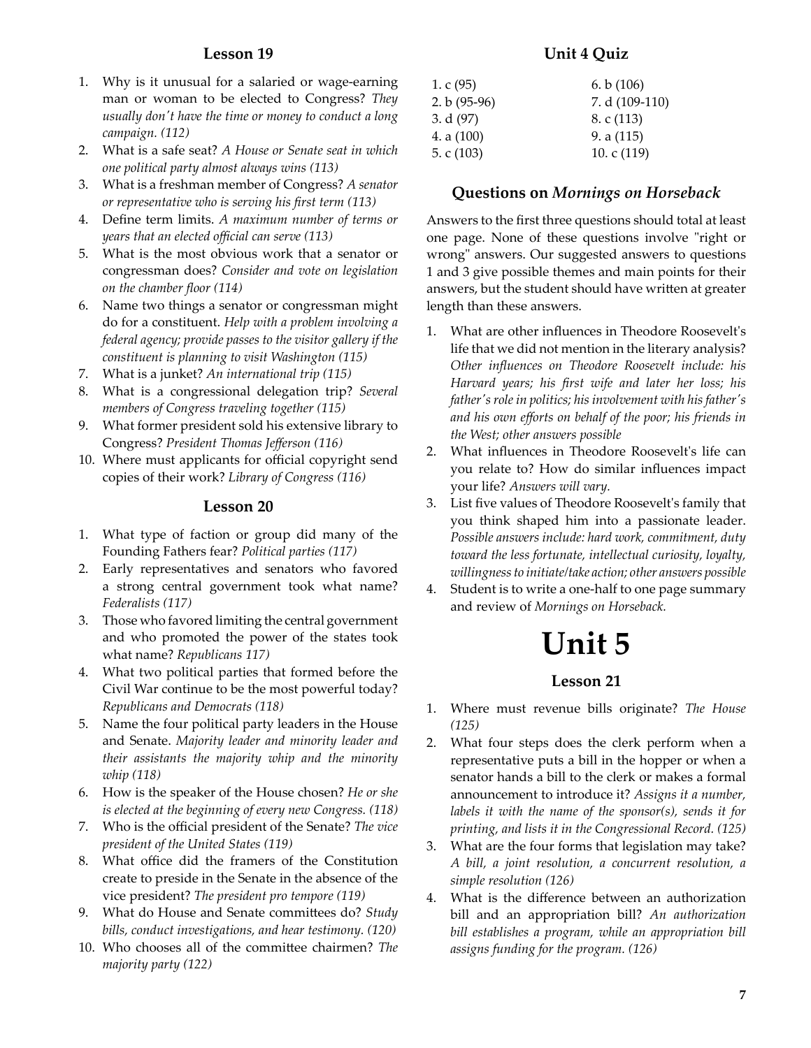## Lesson 19

1. Why is it unusual for a salaried or wage-earning man or woman to be elected to Congress? *They usually don't have the time or money to conduct a long campaign. (112)*
2. What is a safe seat? *A House or Senate seat in which one political party almost always wins (113)*
3. What is a freshman member of Congress? *A senator or representative who is serving his first term (113)*
4. Define term limits. *A maximum number of terms or years that an elected official can serve (113)*
5. What is the most obvious work that a senator or congressman does? *Consider and vote on legislation on the chamber floor (114)*
6. Name two things a senator or congressman might do for a constituent. *Help with a problem involving a federal agency; provide passes to the visitor gallery if the constituent is planning to visit Washington (115)*
7. What is a junket? *An international trip (115)*
8. What is a congressional delegation trip? *Several members of Congress traveling together (115)*
9. What former president sold his extensive library to Congress? *President Thomas Jefferson (116)*
10. Where must applicants for official copyright send copies of their work? *Library of Congress (116)*

## Lesson 20

1. What type of faction or group did many of the Founding Fathers fear? *Political parties (117)*
2. Early representatives and senators who favored a strong central government took what name? *Federalists (117)*
3. Those who favored limiting the central government and who promoted the power of the states took what name? *Republicans 117)*
4. What two political parties that formed before the Civil War continue to be the most powerful today? *Republicans and Democrats (118)*
5. Name the four political party leaders in the House and Senate. *Majority leader and minority leader and their assistants the majority whip and the minority whip (118)*
6. How is the speaker of the House chosen? *He or she is elected at the beginning of every new Congress. (118)*
7. Who is the official president of the Senate? *The vice president of the United States (119)*
8. What office did the framers of the Constitution create to preside in the Senate in the absence of the vice president? *The president pro tempore (119)*
9. What do House and Senate committees do? *Study bills, conduct investigations, and hear testimony. (120)*
10. Who chooses all of the committee chairmen? *The majority party (122)*

## Unit 4 Quiz

| | |
|---|---|
| 1. c (95) | 6. b (106) |
| 2. b (95-96) | 7. d (109-110) |
| 3. d (97) | 8. c (113) |
| 4. a (100) | 9. a (115) |
| 5. c (103) | 10. c (119) |

## Questions on *Mornings on Horseback*

Answers to the first three questions should total at least one page. None of these questions involve "right or wrong" answers. Our suggested answers to questions 1 and 3 give possible themes and main points for their answers, but the student should have written at greater length than these answers.

1. What are other influences in Theodore Roosevelt's life that we did not mention in the literary analysis? *Other influences on Theodore Roosevelt include: his Harvard years; his first wife and later her loss; his father's role in politics; his involvement with his father's and his own efforts on behalf of the poor; his friends in the West; other answers possible*
2. What influences in Theodore Roosevelt's life can you relate to? How do similar influences impact your life? *Answers will vary.*
3. List five values of Theodore Roosevelt's family that you think shaped him into a passionate leader. *Possible answers include: hard work, commitment, duty toward the less fortunate, intellectual curiosity, loyalty, willingness to initiate/take action; other answers possible*
4. Student is to write a one-half to one page summary and review of *Mornings on Horseback.*

# Unit 5

## Lesson 21

1. Where must revenue bills originate? *The House (125)*
2. What four steps does the clerk perform when a representative puts a bill in the hopper or when a senator hands a bill to the clerk or makes a formal announcement to introduce it? *Assigns it a number, labels it with the name of the sponsor(s), sends it for printing, and lists it in the Congressional Record. (125)*
3. What are the four forms that legislation may take? *A bill, a joint resolution, a concurrent resolution, a simple resolution (126)*
4. What is the difference between an authorization bill and an appropriation bill? *An authorization bill establishes a program, while an appropriation bill assigns funding for the program. (126)*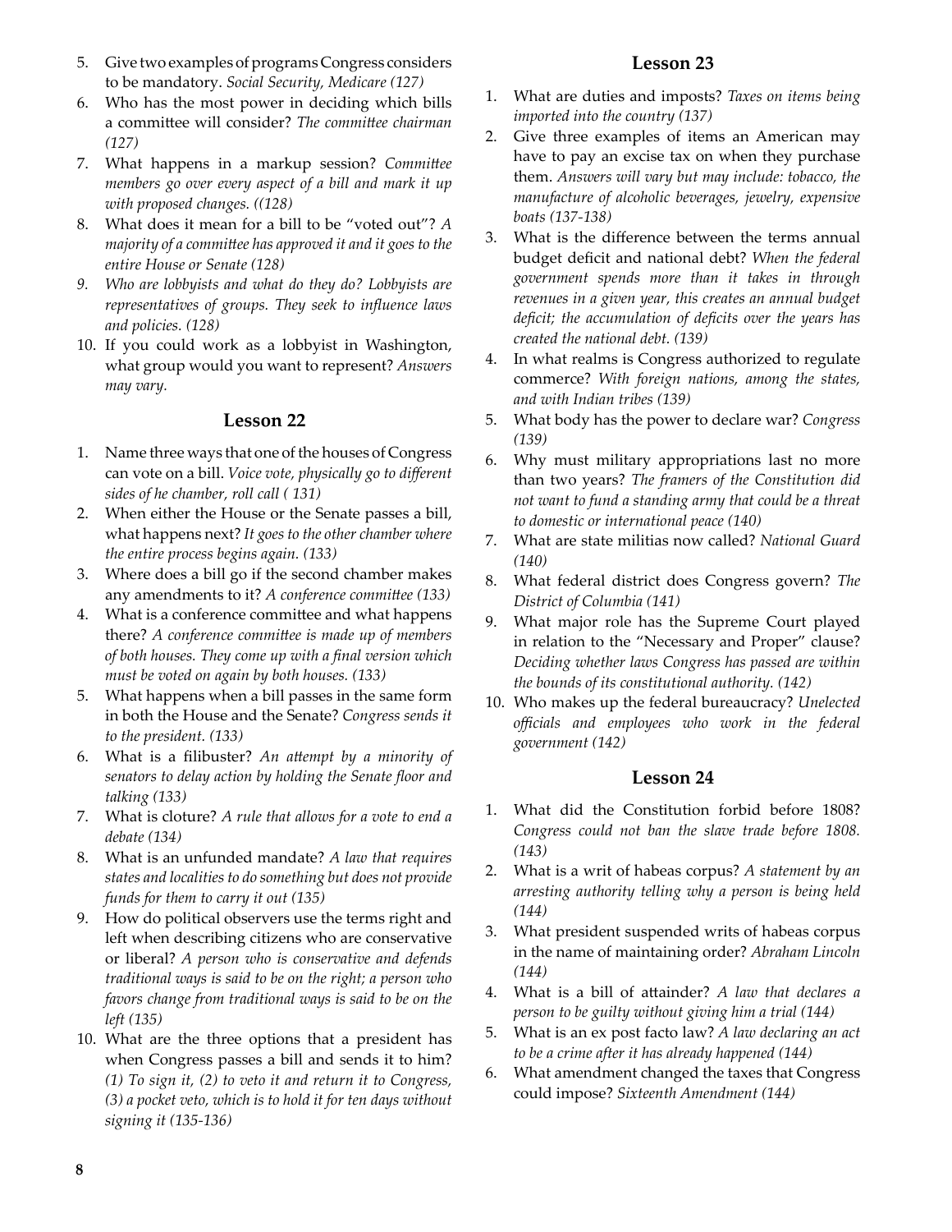5. Give two examples of programs Congress considers to be mandatory. *Social Security, Medicare (127)*
6. Who has the most power in deciding which bills a committee will consider? *The committee chairman (127)*
7. What happens in a markup session? *Committee members go over every aspect of a bill and mark it up with proposed changes. ((128)*
8. What does it mean for a bill to be "voted out"? *A majority of a committee has approved it and it goes to the entire House or Senate (128)*
9. *Who are lobbyists and what do they do? Lobbyists are representatives of groups. They seek to influence laws and policies. (128)*
10. If you could work as a lobbyist in Washington, what group would you want to represent? *Answers may vary.*

## Lesson 22

1. Name three ways that one of the houses of Congress can vote on a bill. *Voice vote, physically go to different sides of he chamber, roll call ( 131)*
2. When either the House or the Senate passes a bill, what happens next? *It goes to the other chamber where the entire process begins again. (133)*
3. Where does a bill go if the second chamber makes any amendments to it? *A conference committee (133)*
4. What is a conference committee and what happens there? *A conference committee is made up of members of both houses. They come up with a final version which must be voted on again by both houses. (133)*
5. What happens when a bill passes in the same form in both the House and the Senate? *Congress sends it to the president. (133)*
6. What is a filibuster? *An attempt by a minority of senators to delay action by holding the Senate floor and talking (133)*
7. What is cloture? *A rule that allows for a vote to end a debate (134)*
8. What is an unfunded mandate? *A law that requires states and localities to do something but does not provide funds for them to carry it out (135)*
9. How do political observers use the terms right and left when describing citizens who are conservative or liberal? *A person who is conservative and defends traditional ways is said to be on the right; a person who favors change from traditional ways is said to be on the left (135)*
10. What are the three options that a president has when Congress passes a bill and sends it to him? *(1) To sign it, (2) to veto it and return it to Congress, (3) a pocket veto, which is to hold it for ten days without signing it (135-136)*

## Lesson 23

1. What are duties and imposts? *Taxes on items being imported into the country (137)*
2. Give three examples of items an American may have to pay an excise tax on when they purchase them. *Answers will vary but may include: tobacco, the manufacture of alcoholic beverages, jewelry, expensive boats (137-138)*
3. What is the difference between the terms annual budget deficit and national debt? *When the federal government spends more than it takes in through revenues in a given year, this creates an annual budget deficit; the accumulation of deficits over the years has created the national debt. (139)*
4. In what realms is Congress authorized to regulate commerce? *With foreign nations, among the states, and with Indian tribes (139)*
5. What body has the power to declare war? *Congress (139)*
6. Why must military appropriations last no more than two years? *The framers of the Constitution did not want to fund a standing army that could be a threat to domestic or international peace (140)*
7. What are state militias now called? *National Guard (140)*
8. What federal district does Congress govern? *The District of Columbia (141)*
9. What major role has the Supreme Court played in relation to the "Necessary and Proper" clause? *Deciding whether laws Congress has passed are within the bounds of its constitutional authority. (142)*
10. Who makes up the federal bureaucracy? *Unelected officials and employees who work in the federal government (142)*

## Lesson 24

1. What did the Constitution forbid before 1808? *Congress could not ban the slave trade before 1808. (143)*
2. What is a writ of habeas corpus? *A statement by an arresting authority telling why a person is being held (144)*
3. What president suspended writs of habeas corpus in the name of maintaining order? *Abraham Lincoln (144)*
4. What is a bill of attainder? *A law that declares a person to be guilty without giving him a trial (144)*
5. What is an ex post facto law? *A law declaring an act to be a crime after it has already happened (144)*
6. What amendment changed the taxes that Congress could impose? *Sixteenth Amendment (144)*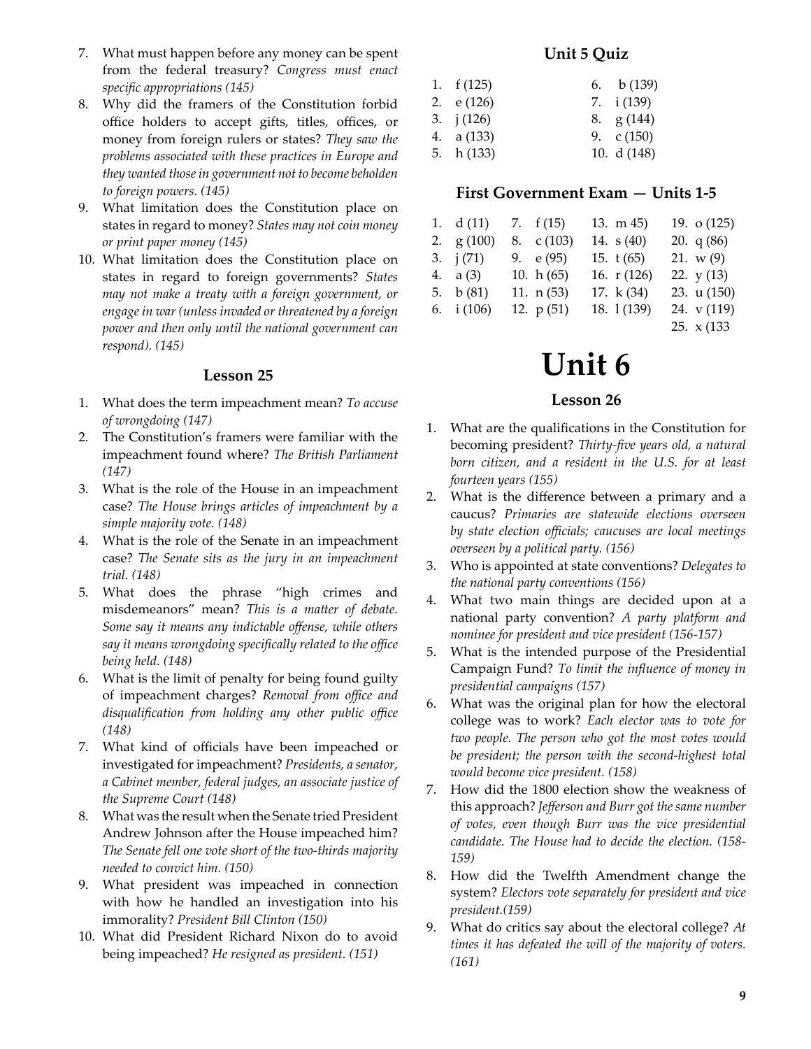7. What must happen before any money can be spent from the federal treasury? *Congress must enact specific appropriations (145)*
8. Why did the framers of the Constitution forbid office holders to accept gifts, titles, offices, or money from foreign rulers or states? *They saw the problems associated with these practices in Europe and they wanted those in government not to become beholden to foreign powers. (145)*
9. What limitation does the Constitution place on states in regard to money? *States may not coin money or print paper money (145)*
10. What limitation does the Constitution place on states in regard to foreign governments? *States may not make a treaty with a foreign government, or engage in war (unless invaded or threatened by a foreign power and then only until the national government can respond). (145)*

### Lesson 25

1. What does the term impeachment mean? *To accuse of wrongdoing (147)*
2. The Constitution's framers were familiar with the impeachment found where? *The British Parliament (147)*
3. What is the role of the House in an impeachment case? *The House brings articles of impeachment by a simple majority vote. (148)*
4. What is the role of the Senate in an impeachment case? *The Senate sits as the jury in an impeachment trial. (148)*
5. What does the phrase "high crimes and misdemeanors" mean? *This is a matter of debate. Some say it means any indictable offense, while others say it means wrongdoing specifically related to the office being held. (148)*
6. What is the limit of penalty for being found guilty of impeachment charges? *Removal from office and disqualification from holding any other public office (148)*
7. What kind of officials have been impeached or investigated for impeachment? *Presidents, a senator, a Cabinet member, federal judges, an associate justice of the Supreme Court (148)*
8. What was the result when the Senate tried President Andrew Johnson after the House impeached him? *The Senate fell one vote short of the two-thirds majority needed to convict him. (150)*
9. What president was impeached in connection with how he handled an investigation into his immorality? *President Bill Clinton (150)*
10. What did President Richard Nixon do to avoid being impeached? *He resigned as president. (151)*

### Unit 5 Quiz

1. f (125)
2. e (126)
3. j (126)
4. a (133)
5. h (133)
6. b (139)
7. i (139)
8. g (144)
9. c (150)
10. d (148)

### First Government Exam — Units 1-5

1. d (11)
2. g (100)
3. j (71)
4. a (3)
5. b (81)
6. i (106)
7. f (15)
8. c (103)
9. e (95)
10. h (65)
11. n (53)
12. p (51)
13. m 45)
14. s (40)
15. t (65)
16. r (126)
17. k (34)
18. l (139)
19. o (125)
20. q (86)
21. w (9)
22. y (13)
23. u (150)
24. v (119)
25. x (133

# Unit 6

### Lesson 26

1. What are the qualifications in the Constitution for becoming president? *Thirty-five years old, a natural born citizen, and a resident in the U.S. for at least fourteen years (155)*
2. What is the difference between a primary and a caucus? *Primaries are statewide elections overseen by state election officials; caucuses are local meetings overseen by a political party. (156)*
3. Who is appointed at state conventions? *Delegates to the national party conventions (156)*
4. What two main things are decided upon at a national party convention? *A party platform and nominee for president and vice president (156-157)*
5. What is the intended purpose of the Presidential Campaign Fund? *To limit the influence of money in presidential campaigns (157)*
6. What was the original plan for how the electoral college was to work? *Each elector was to vote for two people. The person who got the most votes would be president; the person with the second-highest total would become vice president. (158)*
7. How did the 1800 election show the weakness of this approach? *Jefferson and Burr got the same number of votes, even though Burr was the vice presidential candidate. The House had to decide the election. (158-159)*
8. How did the Twelfth Amendment change the system? *Electors vote separately for president and vice president.(159)*
9. What do critics say about the electoral college? *At times it has defeated the will of the majority of voters. (161)*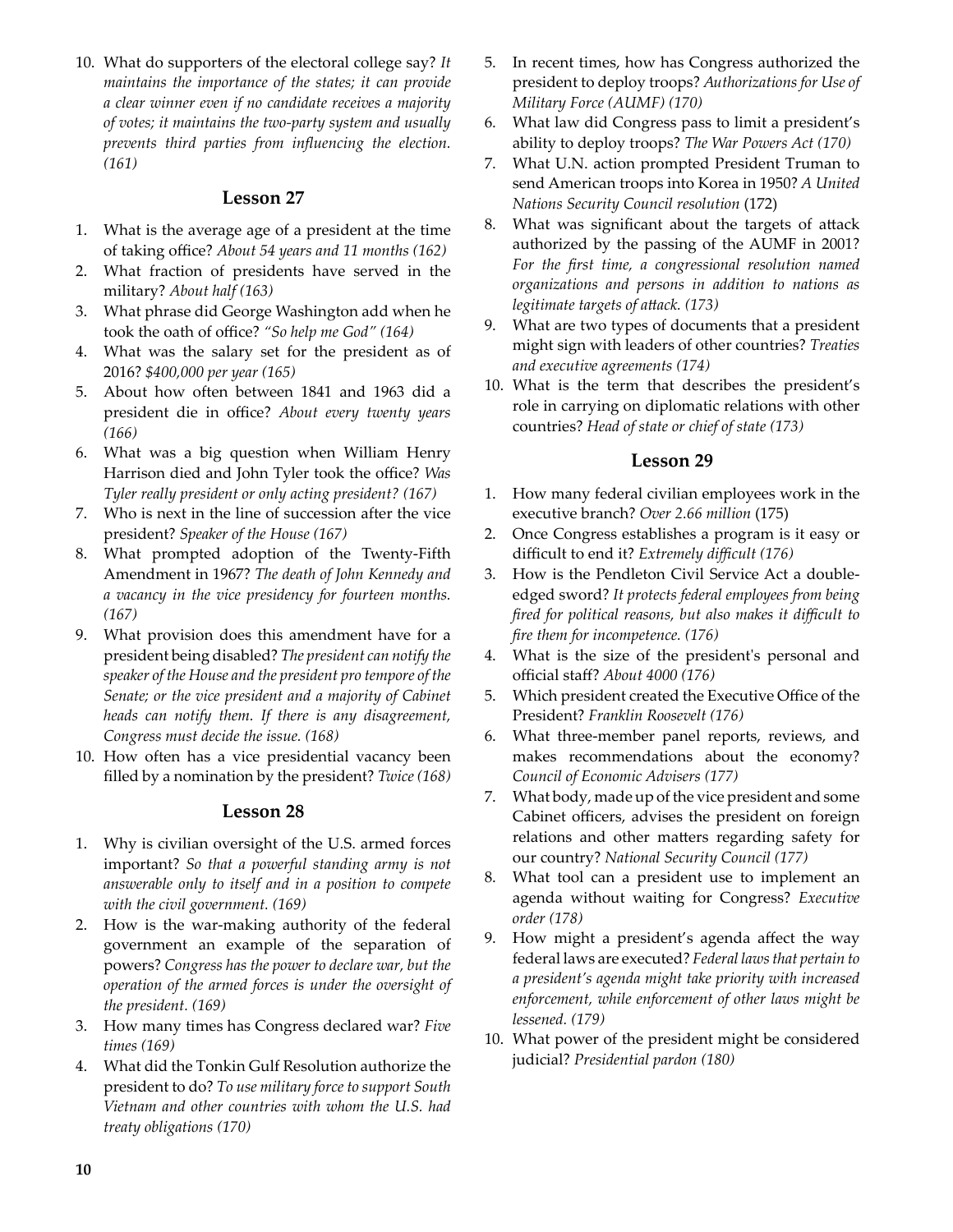10. What do supporters of the electoral college say? *It maintains the importance of the states; it can provide a clear winner even if no candidate receives a majority of votes; it maintains the two-party system and usually prevents third parties from influencing the election. (161)*

## Lesson 27

1. What is the average age of a president at the time of taking office? *About 54 years and 11 months (162)*
2. What fraction of presidents have served in the military? *About half (163)*
3. What phrase did George Washington add when he took the oath of office? *"So help me God" (164)*
4. What was the salary set for the president as of 2016? *$400,000 per year (165)*
5. About how often between 1841 and 1963 did a president die in office? *About every twenty years (166)*
6. What was a big question when William Henry Harrison died and John Tyler took the office? *Was Tyler really president or only acting president? (167)*
7. Who is next in the line of succession after the vice president? *Speaker of the House (167)*
8. What prompted adoption of the Twenty-Fifth Amendment in 1967? *The death of John Kennedy and a vacancy in the vice presidency for fourteen months. (167)*
9. What provision does this amendment have for a president being disabled? *The president can notify the speaker of the House and the president pro tempore of the Senate; or the vice president and a majority of Cabinet heads can notify them. If there is any disagreement, Congress must decide the issue. (168)*
10. How often has a vice presidential vacancy been filled by a nomination by the president? *Twice (168)*

## Lesson 28

1. Why is civilian oversight of the U.S. armed forces important? *So that a powerful standing army is not answerable only to itself and in a position to compete with the civil government. (169)*
2. How is the war-making authority of the federal government an example of the separation of powers? *Congress has the power to declare war, but the operation of the armed forces is under the oversight of the president. (169)*
3. How many times has Congress declared war? *Five times (169)*
4. What did the Tonkin Gulf Resolution authorize the president to do? *To use military force to support South Vietnam and other countries with whom the U.S. had treaty obligations (170)*
5. In recent times, how has Congress authorized the president to deploy troops? *Authorizations for Use of Military Force (AUMF) (170)*
6. What law did Congress pass to limit a president's ability to deploy troops? *The War Powers Act (170)*
7. What U.N. action prompted President Truman to send American troops into Korea in 1950? *A United Nations Security Council resolution* (172)
8. What was significant about the targets of attack authorized by the passing of the AUMF in 2001? *For the first time, a congressional resolution named organizations and persons in addition to nations as legitimate targets of attack. (173)*
9. What are two types of documents that a president might sign with leaders of other countries? *Treaties and executive agreements (174)*
10. What is the term that describes the president's role in carrying on diplomatic relations with other countries? *Head of state or chief of state (173)*

## Lesson 29

1. How many federal civilian employees work in the executive branch? *Over 2.66 million* (175)
2. Once Congress establishes a program is it easy or difficult to end it? *Extremely difficult (176)*
3. How is the Pendleton Civil Service Act a double-edged sword? *It protects federal employees from being fired for political reasons, but also makes it difficult to fire them for incompetence. (176)*
4. What is the size of the president's personal and official staff? *About 4000 (176)*
5. Which president created the Executive Office of the President? *Franklin Roosevelt (176)*
6. What three-member panel reports, reviews, and makes recommendations about the economy? *Council of Economic Advisers (177)*
7. What body, made up of the vice president and some Cabinet officers, advises the president on foreign relations and other matters regarding safety for our country? *National Security Council (177)*
8. What tool can a president use to implement an agenda without waiting for Congress? *Executive order (178)*
9. How might a president's agenda affect the way federal laws are executed? *Federal laws that pertain to a president's agenda might take priority with increased enforcement, while enforcement of other laws might be lessened. (179)*
10. What power of the president might be considered judicial? *Presidential pardon (180)*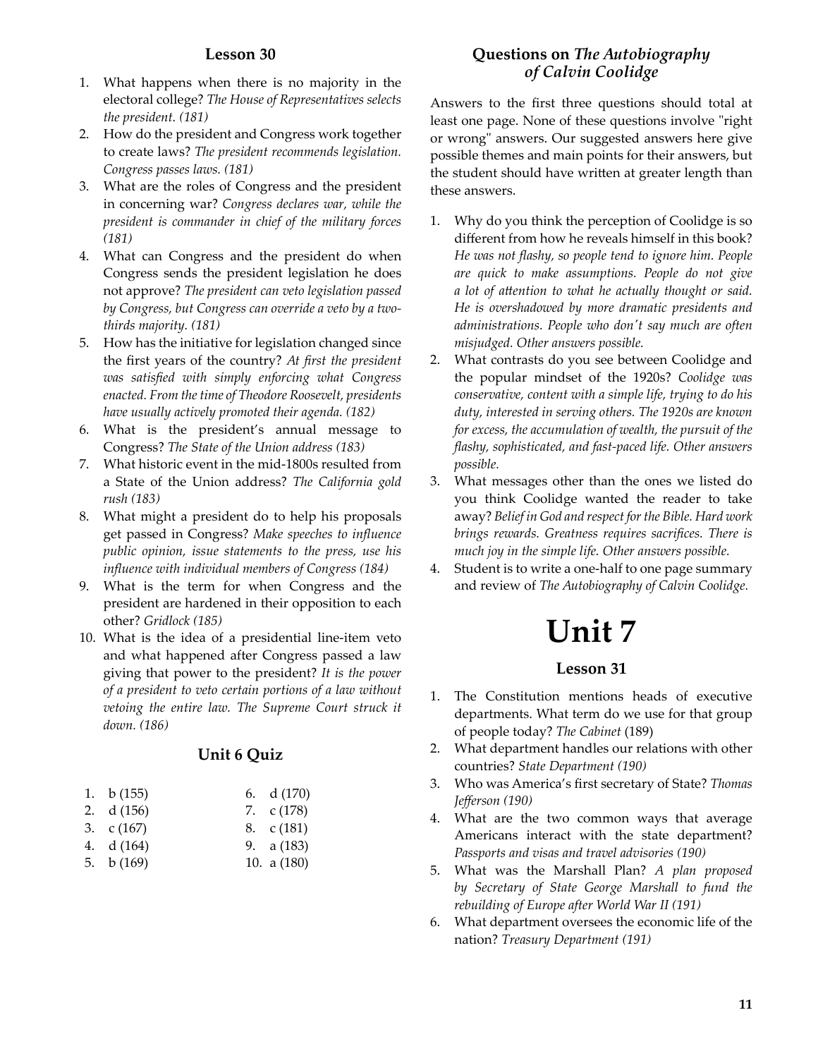## Lesson 30

1. What happens when there is no majority in the electoral college? *The House of Representatives selects the president. (181)*
2. How do the president and Congress work together to create laws? *The president recommends legislation. Congress passes laws. (181)*
3. What are the roles of Congress and the president in concerning war? *Congress declares war, while the president is commander in chief of the military forces (181)*
4. What can Congress and the president do when Congress sends the president legislation he does not approve? *The president can veto legislation passed by Congress, but Congress can override a veto by a two-thirds majority. (181)*
5. How has the initiative for legislation changed since the first years of the country? *At first the president was satisfied with simply enforcing what Congress enacted. From the time of Theodore Roosevelt, presidents have usually actively promoted their agenda. (182)*
6. What is the president's annual message to Congress? *The State of the Union address (183)*
7. What historic event in the mid-1800s resulted from a State of the Union address? *The California gold rush (183)*
8. What might a president do to help his proposals get passed in Congress? *Make speeches to influence public opinion, issue statements to the press, use his influence with individual members of Congress (184)*
9. What is the term for when Congress and the president are hardened in their opposition to each other? *Gridlock (185)*
10. What is the idea of a presidential line-item veto and what happened after Congress passed a law giving that power to the president? *It is the power of a president to veto certain portions of a law without vetoing the entire law. The Supreme Court struck it down. (186)*

## Unit 6 Quiz

1. b (155)
2. d (156)
3. c (167)
4. d (164)
5. b (169)
6. d (170)
7. c (178)
8. c (181)
9. a (183)
10. a (180)

## Questions on *The Autobiography of Calvin Coolidge*

Answers to the first three questions should total at least one page. None of these questions involve "right or wrong" answers. Our suggested answers here give possible themes and main points for their answers, but the student should have written at greater length than these answers.

1. Why do you think the perception of Coolidge is so different from how he reveals himself in this book? *He was not flashy, so people tend to ignore him. People are quick to make assumptions. People do not give a lot of attention to what he actually thought or said. He is overshadowed by more dramatic presidents and administrations. People who don't say much are often misjudged. Other answers possible.*
2. What contrasts do you see between Coolidge and the popular mindset of the 1920s? *Coolidge was conservative, content with a simple life, trying to do his duty, interested in serving others. The 1920s are known for excess, the accumulation of wealth, the pursuit of the flashy, sophisticated, and fast-paced life. Other answers possible.*
3. What messages other than the ones we listed do you think Coolidge wanted the reader to take away? *Belief in God and respect for the Bible. Hard work brings rewards. Greatness requires sacrifices. There is much joy in the simple life. Other answers possible.*
4. Student is to write a one-half to one page summary and review of *The Autobiography of Calvin Coolidge.*

# Unit 7

## Lesson 31

1. The Constitution mentions heads of executive departments. What term do we use for that group of people today? *The Cabinet* (189)
2. What department handles our relations with other countries? *State Department (190)*
3. Who was America's first secretary of State? *Thomas Jefferson (190)*
4. What are the two common ways that average Americans interact with the state department? *Passports and visas and travel advisories (190)*
5. What was the Marshall Plan? *A plan proposed by Secretary of State George Marshall to fund the rebuilding of Europe after World War II (191)*
6. What department oversees the economic life of the nation? *Treasury Department (191)*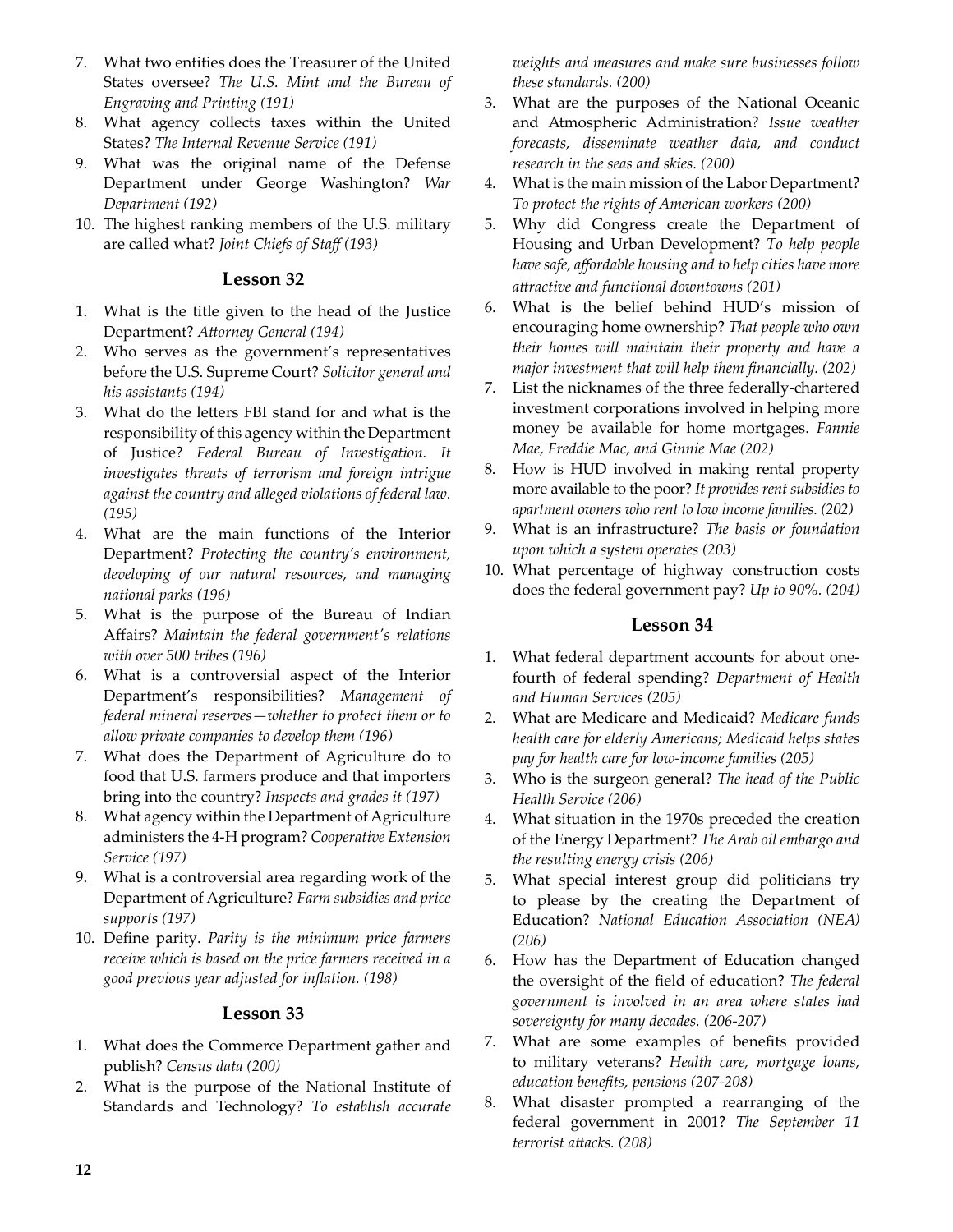7. What two entities does the Treasurer of the United States oversee? *The U.S. Mint and the Bureau of Engraving and Printing (191)*
8. What agency collects taxes within the United States? *The Internal Revenue Service (191)*
9. What was the original name of the Defense Department under George Washington? *War Department (192)*
10. The highest ranking members of the U.S. military are called what? *Joint Chiefs of Staff (193)*

## Lesson 32

1. What is the title given to the head of the Justice Department? *Attorney General (194)*
2. Who serves as the government's representatives before the U.S. Supreme Court? *Solicitor general and his assistants (194)*
3. What do the letters FBI stand for and what is the responsibility of this agency within the Department of Justice? *Federal Bureau of Investigation. It investigates threats of terrorism and foreign intrigue against the country and alleged violations of federal law. (195)*
4. What are the main functions of the Interior Department? *Protecting the country's environment, developing of our natural resources, and managing national parks (196)*
5. What is the purpose of the Bureau of Indian Affairs? *Maintain the federal government's relations with over 500 tribes (196)*
6. What is a controversial aspect of the Interior Department's responsibilities? *Management of federal mineral reserves—whether to protect them or to allow private companies to develop them (196)*
7. What does the Department of Agriculture do to food that U.S. farmers produce and that importers bring into the country? *Inspects and grades it (197)*
8. What agency within the Department of Agriculture administers the 4-H program? *Cooperative Extension Service (197)*
9. What is a controversial area regarding work of the Department of Agriculture? *Farm subsidies and price supports (197)*
10. Define parity. *Parity is the minimum price farmers receive which is based on the price farmers received in a good previous year adjusted for inflation. (198)*

## Lesson 33

1. What does the Commerce Department gather and publish? *Census data (200)*
2. What is the purpose of the National Institute of Standards and Technology? *To establish accurate weights and measures and make sure businesses follow these standards. (200)*
3. What are the purposes of the National Oceanic and Atmospheric Administration? *Issue weather forecasts, disseminate weather data, and conduct research in the seas and skies. (200)*
4. What is the main mission of the Labor Department? *To protect the rights of American workers (200)*
5. Why did Congress create the Department of Housing and Urban Development? *To help people have safe, affordable housing and to help cities have more attractive and functional downtowns (201)*
6. What is the belief behind HUD's mission of encouraging home ownership? *That people who own their homes will maintain their property and have a major investment that will help them financially. (202)*
7. List the nicknames of the three federally-chartered investment corporations involved in helping more money be available for home mortgages. *Fannie Mae, Freddie Mac, and Ginnie Mae (202)*
8. How is HUD involved in making rental property more available to the poor? *It provides rent subsidies to apartment owners who rent to low income families. (202)*
9. What is an infrastructure? *The basis or foundation upon which a system operates (203)*
10. What percentage of highway construction costs does the federal government pay? *Up to 90%. (204)*

## Lesson 34

1. What federal department accounts for about one-fourth of federal spending? *Department of Health and Human Services (205)*
2. What are Medicare and Medicaid? *Medicare funds health care for elderly Americans; Medicaid helps states pay for health care for low-income families (205)*
3. Who is the surgeon general? *The head of the Public Health Service (206)*
4. What situation in the 1970s preceded the creation of the Energy Department? *The Arab oil embargo and the resulting energy crisis (206)*
5. What special interest group did politicians try to please by the creating the Department of Education? *National Education Association (NEA) (206)*
6. How has the Department of Education changed the oversight of the field of education? *The federal government is involved in an area where states had sovereignty for many decades. (206-207)*
7. What are some examples of benefits provided to military veterans? *Health care, mortgage loans, education benefits, pensions (207-208)*
8. What disaster prompted a rearranging of the federal government in 2001? *The September 11 terrorist attacks. (208)*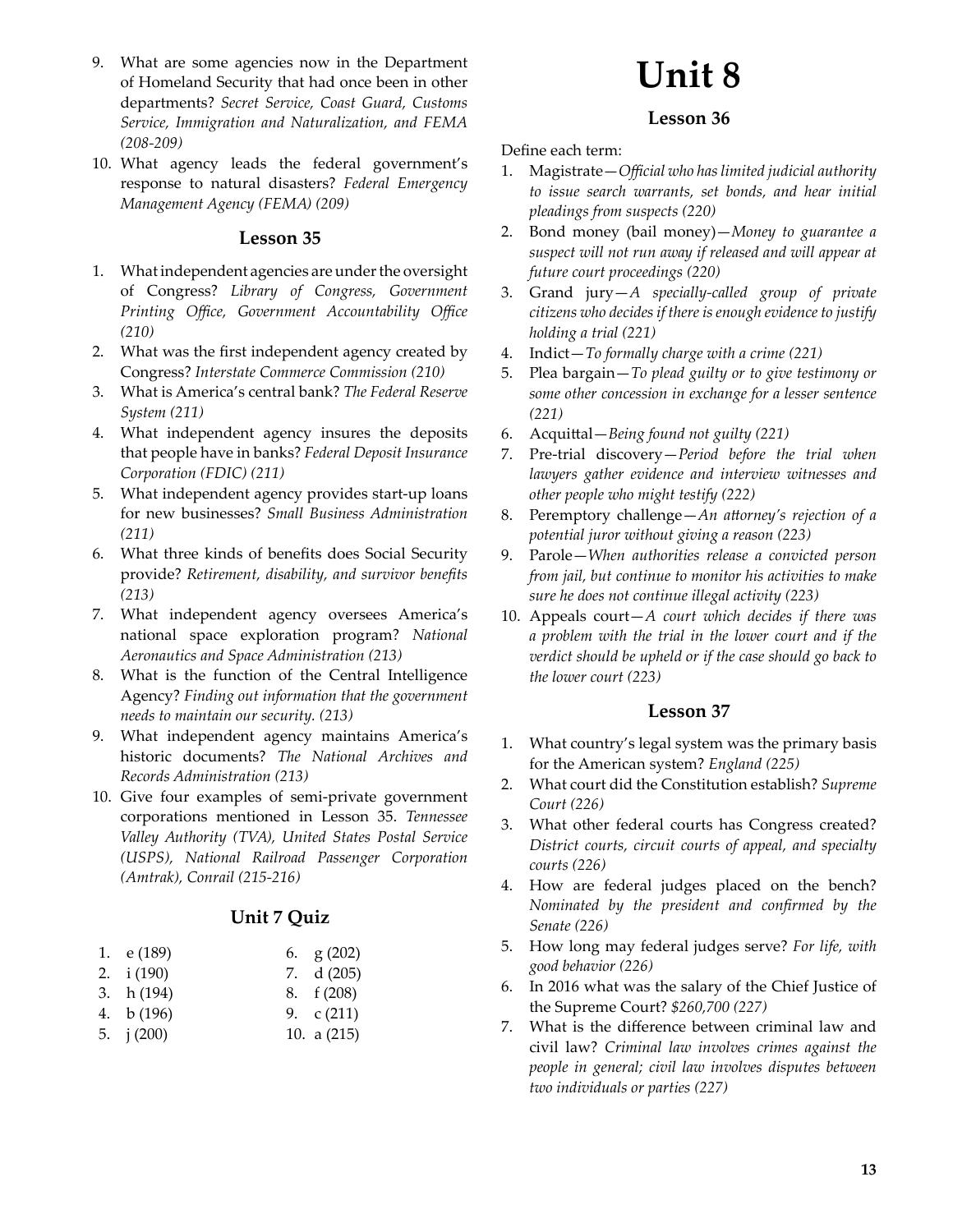9. What are some agencies now in the Department of Homeland Security that had once been in other departments? *Secret Service, Coast Guard, Customs Service, Immigration and Naturalization, and FEMA (208-209)*
10. What agency leads the federal government's response to natural disasters? *Federal Emergency Management Agency (FEMA) (209)*

### Lesson 35

1. What independent agencies are under the oversight of Congress? *Library of Congress, Government Printing Office, Government Accountability Office (210)*
2. What was the first independent agency created by Congress? *Interstate Commerce Commission (210)*
3. What is America's central bank? *The Federal Reserve System (211)*
4. What independent agency insures the deposits that people have in banks? *Federal Deposit Insurance Corporation (FDIC) (211)*
5. What independent agency provides start-up loans for new businesses? *Small Business Administration (211)*
6. What three kinds of benefits does Social Security provide? *Retirement, disability, and survivor benefits (213)*
7. What independent agency oversees America's national space exploration program? *National Aeronautics and Space Administration (213)*
8. What is the function of the Central Intelligence Agency? *Finding out information that the government needs to maintain our security. (213)*
9. What independent agency maintains America's historic documents? *The National Archives and Records Administration (213)*
10. Give four examples of semi-private government corporations mentioned in Lesson 35. *Tennessee Valley Authority (TVA), United States Postal Service (USPS), National Railroad Passenger Corporation (Amtrak), Conrail (215-216)*

### Unit 7 Quiz

1. e (189)
2. i (190)
3. h (194)
4. b (196)
5. j (200)
6. g (202)
7. d (205)
8. f (208)
9. c (211)
10. a (215)

# Unit 8

### Lesson 36

Define each term:

1. Magistrate—*Official who has limited judicial authority to issue search warrants, set bonds, and hear initial pleadings from suspects (220)*
2. Bond money (bail money)—*Money to guarantee a suspect will not run away if released and will appear at future court proceedings (220)*
3. Grand jury—*A specially-called group of private citizens who decides if there is enough evidence to justify holding a trial (221)*
4. Indict—*To formally charge with a crime (221)*
5. Plea bargain—*To plead guilty or to give testimony or some other concession in exchange for a lesser sentence (221)*
6. Acquittal—*Being found not guilty (221)*
7. Pre-trial discovery—*Period before the trial when lawyers gather evidence and interview witnesses and other people who might testify (222)*
8. Peremptory challenge—*An attorney's rejection of a potential juror without giving a reason (223)*
9. Parole—*When authorities release a convicted person from jail, but continue to monitor his activities to make sure he does not continue illegal activity (223)*
10. Appeals court—*A court which decides if there was a problem with the trial in the lower court and if the verdict should be upheld or if the case should go back to the lower court (223)*

### Lesson 37

1. What country's legal system was the primary basis for the American system? *England (225)*
2. What court did the Constitution establish? *Supreme Court (226)*
3. What other federal courts has Congress created? *District courts, circuit courts of appeal, and specialty courts (226)*
4. How are federal judges placed on the bench? *Nominated by the president and confirmed by the Senate (226)*
5. How long may federal judges serve? *For life, with good behavior (226)*
6. In 2016 what was the salary of the Chief Justice of the Supreme Court? *$260,700 (227)*
7. What is the difference between criminal law and civil law? *Criminal law involves crimes against the people in general; civil law involves disputes between two individuals or parties (227)*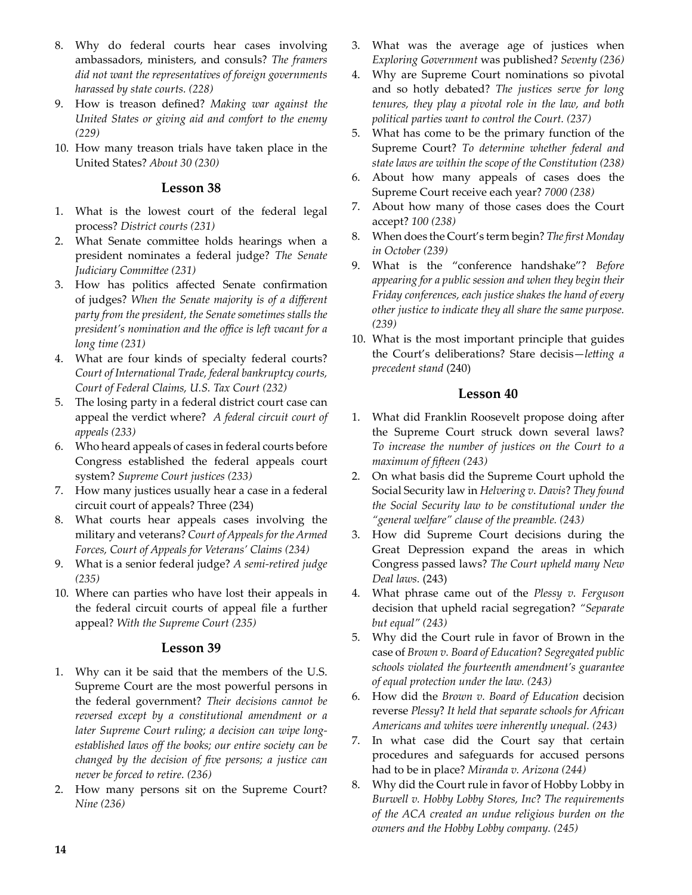8. Why do federal courts hear cases involving ambassadors, ministers, and consuls? *The framers did not want the representatives of foreign governments harassed by state courts. (228)*
9. How is treason defined? *Making war against the United States or giving aid and comfort to the enemy (229)*
10. How many treason trials have taken place in the United States? *About 30 (230)*

### Lesson 38

1. What is the lowest court of the federal legal process? *District courts (231)*
2. What Senate committee holds hearings when a president nominates a federal judge? *The Senate Judiciary Committee (231)*
3. How has politics affected Senate confirmation of judges? *When the Senate majority is of a different party from the president, the Senate sometimes stalls the president's nomination and the office is left vacant for a long time (231)*
4. What are four kinds of specialty federal courts? *Court of International Trade, federal bankruptcy courts, Court of Federal Claims, U.S. Tax Court (232)*
5. The losing party in a federal district court case can appeal the verdict where? *A federal circuit court of appeals (233)*
6. Who heard appeals of cases in federal courts before Congress established the federal appeals court system? *Supreme Court justices (233)*
7. How many justices usually hear a case in a federal circuit court of appeals? Three (234)
8. What courts hear appeals cases involving the military and veterans? *Court of Appeals for the Armed Forces, Court of Appeals for Veterans' Claims (234)*
9. What is a senior federal judge? *A semi-retired judge (235)*
10. Where can parties who have lost their appeals in the federal circuit courts of appeal file a further appeal? *With the Supreme Court (235)*

### Lesson 39

1. Why can it be said that the members of the U.S. Supreme Court are the most powerful persons in the federal government? *Their decisions cannot be reversed except by a constitutional amendment or a later Supreme Court ruling; a decision can wipe long-established laws off the books; our entire society can be changed by the decision of five persons; a justice can never be forced to retire. (236)*
2. How many persons sit on the Supreme Court? *Nine (236)*
3. What was the average age of justices when *Exploring Government* was published? *Seventy (236)*
4. Why are Supreme Court nominations so pivotal and so hotly debated? *The justices serve for long tenures, they play a pivotal role in the law, and both political parties want to control the Court. (237)*
5. What has come to be the primary function of the Supreme Court? *To determine whether federal and state laws are within the scope of the Constitution (238)*
6. About how many appeals of cases does the Supreme Court receive each year? *7000 (238)*
7. About how many of those cases does the Court accept? *100 (238)*
8. When does the Court's term begin? *The first Monday in October (239)*
9. What is the "conference handshake"? *Before appearing for a public session and when they begin their Friday conferences, each justice shakes the hand of every other justice to indicate they all share the same purpose. (239)*
10. What is the most important principle that guides the Court's deliberations? Stare decisis—*letting a precedent stand* (240)

### Lesson 40

1. What did Franklin Roosevelt propose doing after the Supreme Court struck down several laws? *To increase the number of justices on the Court to a maximum of fifteen (243)*
2. On what basis did the Supreme Court uphold the Social Security law in *Helvering v. Davis*? *They found the Social Security law to be constitutional under the "general welfare" clause of the preamble. (243)*
3. How did Supreme Court decisions during the Great Depression expand the areas in which Congress passed laws? *The Court upheld many New Deal laws.* (243)
4. What phrase came out of the *Plessy v. Ferguson* decision that upheld racial segregation? *"Separate but equal" (243)*
5. Why did the Court rule in favor of Brown in the case of *Brown v. Board of Education*? *Segregated public schools violated the fourteenth amendment's guarantee of equal protection under the law. (243)*
6. How did the *Brown v. Board of Education* decision reverse *Plessy*? *It held that separate schools for African Americans and whites were inherently unequal. (243)*
7. In what case did the Court say that certain procedures and safeguards for accused persons had to be in place? *Miranda v. Arizona (244)*
8. Why did the Court rule in favor of Hobby Lobby in *Burwell v. Hobby Lobby Stores, Inc*? *The requirements of the ACA created an undue religious burden on the owners and the Hobby Lobby company. (245)*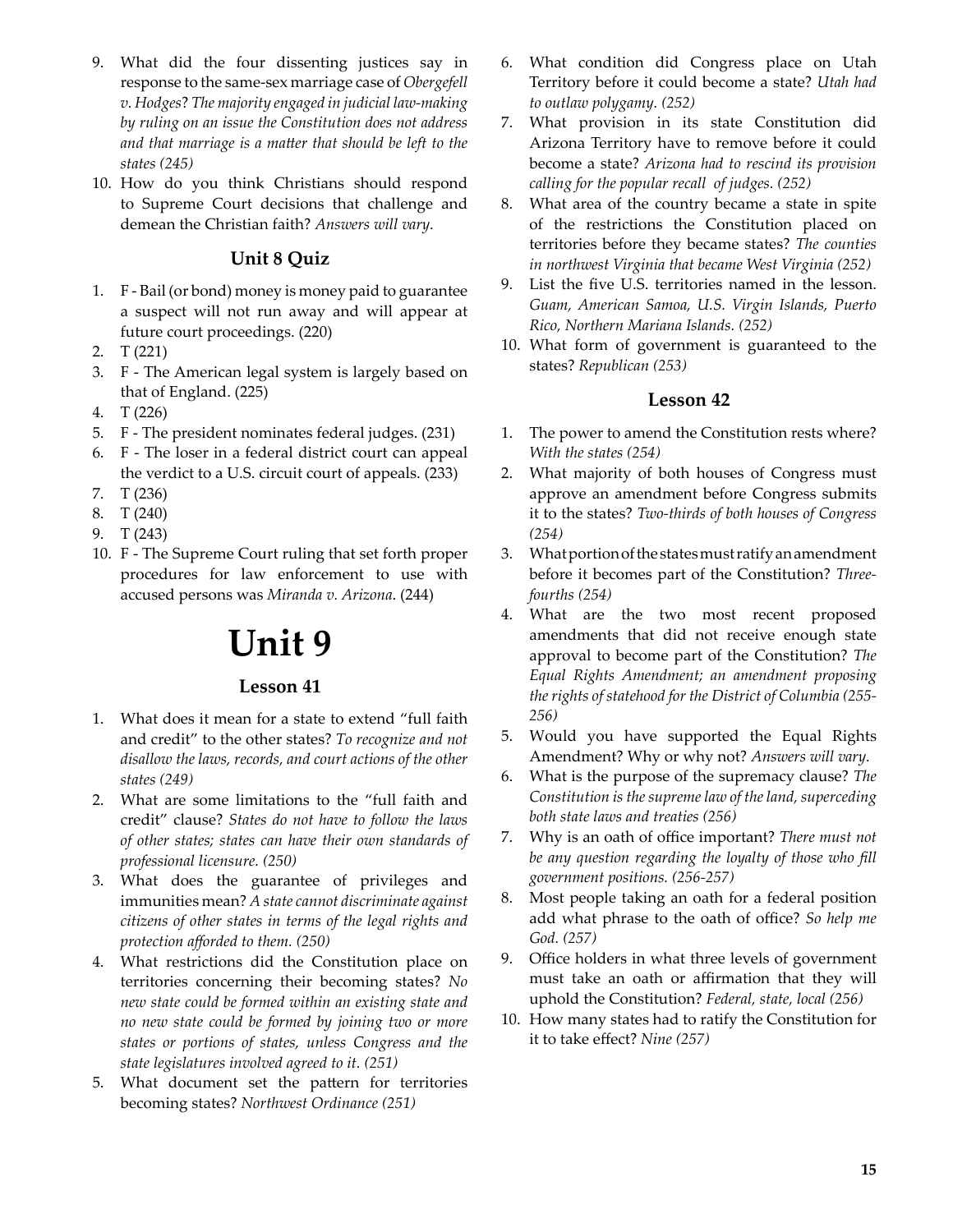9. What did the four dissenting justices say in response to the same-sex marriage case of *Obergefell v. Hodges*? *The majority engaged in judicial law-making by ruling on an issue the Constitution does not address and that marriage is a matter that should be left to the states (245)*
10. How do you think Christians should respond to Supreme Court decisions that challenge and demean the Christian faith? *Answers will vary.*

### Unit 8 Quiz

1. F - Bail (or bond) money is money paid to guarantee a suspect will not run away and will appear at future court proceedings. (220)
2. T (221)
3. F - The American legal system is largely based on that of England. (225)
4. T (226)
5. F - The president nominates federal judges. (231)
6. F - The loser in a federal district court can appeal the verdict to a U.S. circuit court of appeals. (233)
7. T (236)
8. T (240)
9. T (243)
10. F - The Supreme Court ruling that set forth proper procedures for law enforcement to use with accused persons was *Miranda v. Arizona*. (244)

# Unit 9

### Lesson 41

1. What does it mean for a state to extend "full faith and credit" to the other states? *To recognize and not disallow the laws, records, and court actions of the other states (249)*
2. What are some limitations to the "full faith and credit" clause? *States do not have to follow the laws of other states; states can have their own standards of professional licensure. (250)*
3. What does the guarantee of privileges and immunities mean? *A state cannot discriminate against citizens of other states in terms of the legal rights and protection afforded to them. (250)*
4. What restrictions did the Constitution place on territories concerning their becoming states? *No new state could be formed within an existing state and no new state could be formed by joining two or more states or portions of states, unless Congress and the state legislatures involved agreed to it. (251)*
5. What document set the pattern for territories becoming states? *Northwest Ordinance (251)*
6. What condition did Congress place on Utah Territory before it could become a state? *Utah had to outlaw polygamy. (252)*
7. What provision in its state Constitution did Arizona Territory have to remove before it could become a state? *Arizona had to rescind its provision calling for the popular recall of judges. (252)*
8. What area of the country became a state in spite of the restrictions the Constitution placed on territories before they became states? *The counties in northwest Virginia that became West Virginia (252)*
9. List the five U.S. territories named in the lesson. *Guam, American Samoa, U.S. Virgin Islands, Puerto Rico, Northern Mariana Islands. (252)*
10. What form of government is guaranteed to the states? *Republican (253)*

### Lesson 42

1. The power to amend the Constitution rests where? *With the states (254)*
2. What majority of both houses of Congress must approve an amendment before Congress submits it to the states? *Two-thirds of both houses of Congress (254)*
3. What portion of the states must ratify an amendment before it becomes part of the Constitution? *Three-fourths (254)*
4. What are the two most recent proposed amendments that did not receive enough state approval to become part of the Constitution? *The Equal Rights Amendment; an amendment proposing the rights of statehood for the District of Columbia (255-256)*
5. Would you have supported the Equal Rights Amendment? Why or why not? *Answers will vary.*
6. What is the purpose of the supremacy clause? *The Constitution is the supreme law of the land, superceding both state laws and treaties (256)*
7. Why is an oath of office important? *There must not be any question regarding the loyalty of those who fill government positions. (256-257)*
8. Most people taking an oath for a federal position add what phrase to the oath of office? *So help me God. (257)*
9. Office holders in what three levels of government must take an oath or affirmation that they will uphold the Constitution? *Federal, state, local (256)*
10. How many states had to ratify the Constitution for it to take effect? *Nine (257)*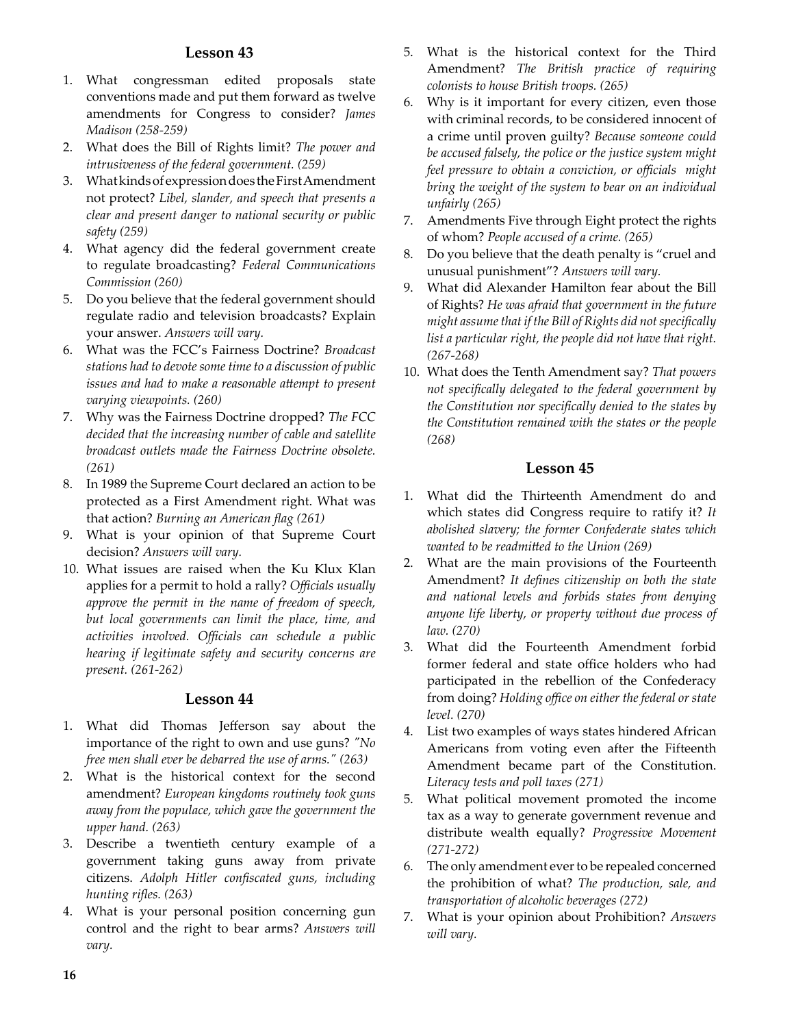## Lesson 43

1. What congressman edited proposals state conventions made and put them forward as twelve amendments for Congress to consider? *James Madison (258-259)*
2. What does the Bill of Rights limit? *The power and intrusiveness of the federal government. (259)*
3. What kinds of expression does the First Amendment not protect? *Libel, slander, and speech that presents a clear and present danger to national security or public safety (259)*
4. What agency did the federal government create to regulate broadcasting? *Federal Communications Commission (260)*
5. Do you believe that the federal government should regulate radio and television broadcasts? Explain your answer. *Answers will vary.*
6. What was the FCC's Fairness Doctrine? *Broadcast stations had to devote some time to a discussion of public issues and had to make a reasonable attempt to present varying viewpoints. (260)*
7. Why was the Fairness Doctrine dropped? *The FCC decided that the increasing number of cable and satellite broadcast outlets made the Fairness Doctrine obsolete. (261)*
8. In 1989 the Supreme Court declared an action to be protected as a First Amendment right. What was that action? *Burning an American flag (261)*
9. What is your opinion of that Supreme Court decision? *Answers will vary.*
10. What issues are raised when the Ku Klux Klan applies for a permit to hold a rally? *Officials usually approve the permit in the name of freedom of speech, but local governments can limit the place, time, and activities involved. Officials can schedule a public hearing if legitimate safety and security concerns are present. (261-262)*

## Lesson 44

1. What did Thomas Jefferson say about the importance of the right to own and use guns? *"No free men shall ever be debarred the use of arms." (263)*
2. What is the historical context for the second amendment? *European kingdoms routinely took guns away from the populace, which gave the government the upper hand. (263)*
3. Describe a twentieth century example of a government taking guns away from private citizens. *Adolph Hitler confiscated guns, including hunting rifles. (263)*
4. What is your personal position concerning gun control and the right to bear arms? *Answers will vary.*
5. What is the historical context for the Third Amendment? *The British practice of requiring colonists to house British troops. (265)*
6. Why is it important for every citizen, even those with criminal records, to be considered innocent of a crime until proven guilty? *Because someone could be accused falsely, the police or the justice system might feel pressure to obtain a conviction, or officials might bring the weight of the system to bear on an individual unfairly (265)*
7. Amendments Five through Eight protect the rights of whom? *People accused of a crime. (265)*
8. Do you believe that the death penalty is "cruel and unusual punishment"? *Answers will vary.*
9. What did Alexander Hamilton fear about the Bill of Rights? *He was afraid that government in the future might assume that if the Bill of Rights did not specifically list a particular right, the people did not have that right. (267-268)*
10. What does the Tenth Amendment say? *That powers not specifically delegated to the federal government by the Constitution nor specifically denied to the states by the Constitution remained with the states or the people (268)*

## Lesson 45

1. What did the Thirteenth Amendment do and which states did Congress require to ratify it? *It abolished slavery; the former Confederate states which wanted to be readmitted to the Union (269)*
2. What are the main provisions of the Fourteenth Amendment? *It defines citizenship on both the state and national levels and forbids states from denying anyone life liberty, or property without due process of law. (270)*
3. What did the Fourteenth Amendment forbid former federal and state office holders who had participated in the rebellion of the Confederacy from doing? *Holding office on either the federal or state level. (270)*
4. List two examples of ways states hindered African Americans from voting even after the Fifteenth Amendment became part of the Constitution. *Literacy tests and poll taxes (271)*
5. What political movement promoted the income tax as a way to generate government revenue and distribute wealth equally? *Progressive Movement (271-272)*
6. The only amendment ever to be repealed concerned the prohibition of what? *The production, sale, and transportation of alcoholic beverages (272)*
7. What is your opinion about Prohibition? *Answers will vary.*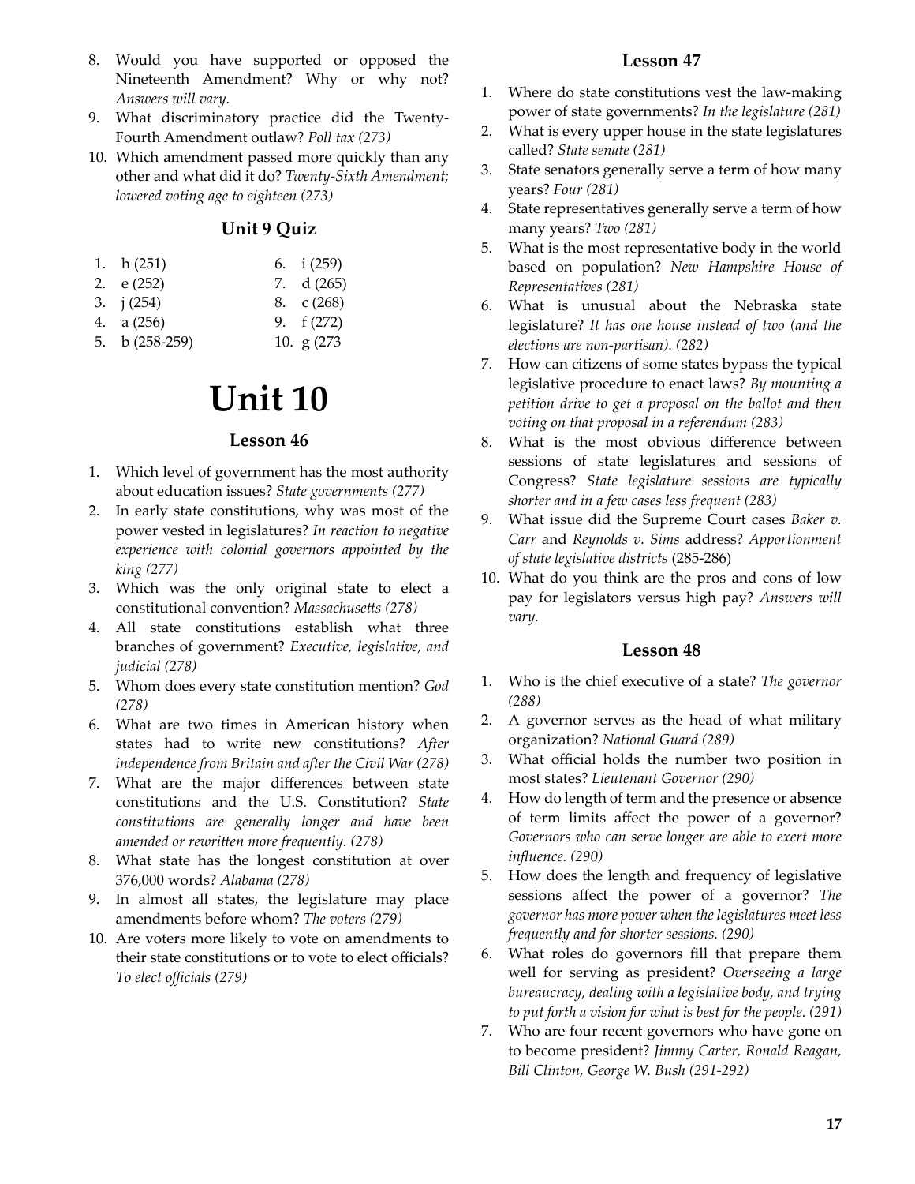8. Would you have supported or opposed the Nineteenth Amendment? Why or why not? *Answers will vary.*
9. What discriminatory practice did the Twenty-Fourth Amendment outlaw? *Poll tax (273)*
10. Which amendment passed more quickly than any other and what did it do? *Twenty-Sixth Amendment; lowered voting age to eighteen (273)*

### Unit 9 Quiz

1. h (251)
2. e (252)
3. j (254)
4. a (256)
5. b (258-259)
6. i (259)
7. d (265)
8. c (268)
9. f (272)
10. g (273

# Unit 10

### Lesson 46

1. Which level of government has the most authority about education issues? *State governments (277)*
2. In early state constitutions, why was most of the power vested in legislatures? *In reaction to negative experience with colonial governors appointed by the king (277)*
3. Which was the only original state to elect a constitutional convention? *Massachusetts (278)*
4. All state constitutions establish what three branches of government? *Executive, legislative, and judicial (278)*
5. Whom does every state constitution mention? *God (278)*
6. What are two times in American history when states had to write new constitutions? *After independence from Britain and after the Civil War (278)*
7. What are the major differences between state constitutions and the U.S. Constitution? *State constitutions are generally longer and have been amended or rewritten more frequently. (278)*
8. What state has the longest constitution at over 376,000 words? *Alabama (278)*
9. In almost all states, the legislature may place amendments before whom? *The voters (279)*
10. Are voters more likely to vote on amendments to their state constitutions or to vote to elect officials? *To elect officials (279)*

### Lesson 47

1. Where do state constitutions vest the law-making power of state governments? *In the legislature (281)*
2. What is every upper house in the state legislatures called? *State senate (281)*
3. State senators generally serve a term of how many years? *Four (281)*
4. State representatives generally serve a term of how many years? *Two (281)*
5. What is the most representative body in the world based on population? *New Hampshire House of Representatives (281)*
6. What is unusual about the Nebraska state legislature? *It has one house instead of two (and the elections are non-partisan). (282)*
7. How can citizens of some states bypass the typical legislative procedure to enact laws? *By mounting a petition drive to get a proposal on the ballot and then voting on that proposal in a referendum (283)*
8. What is the most obvious difference between sessions of state legislatures and sessions of Congress? *State legislature sessions are typically shorter and in a few cases less frequent (283)*
9. What issue did the Supreme Court cases *Baker v. Carr* and *Reynolds v. Sims* address? *Apportionment of state legislative districts* (285-286)
10. What do you think are the pros and cons of low pay for legislators versus high pay? *Answers will vary.*

### Lesson 48

1. Who is the chief executive of a state? *The governor (288)*
2. A governor serves as the head of what military organization? *National Guard (289)*
3. What official holds the number two position in most states? *Lieutenant Governor (290)*
4. How do length of term and the presence or absence of term limits affect the power of a governor? *Governors who can serve longer are able to exert more influence. (290)*
5. How does the length and frequency of legislative sessions affect the power of a governor? *The governor has more power when the legislatures meet less frequently and for shorter sessions. (290)*
6. What roles do governors fill that prepare them well for serving as president? *Overseeing a large bureaucracy, dealing with a legislative body, and trying to put forth a vision for what is best for the people. (291)*
7. Who are four recent governors who have gone on to become president? *Jimmy Carter, Ronald Reagan, Bill Clinton, George W. Bush (291-292)*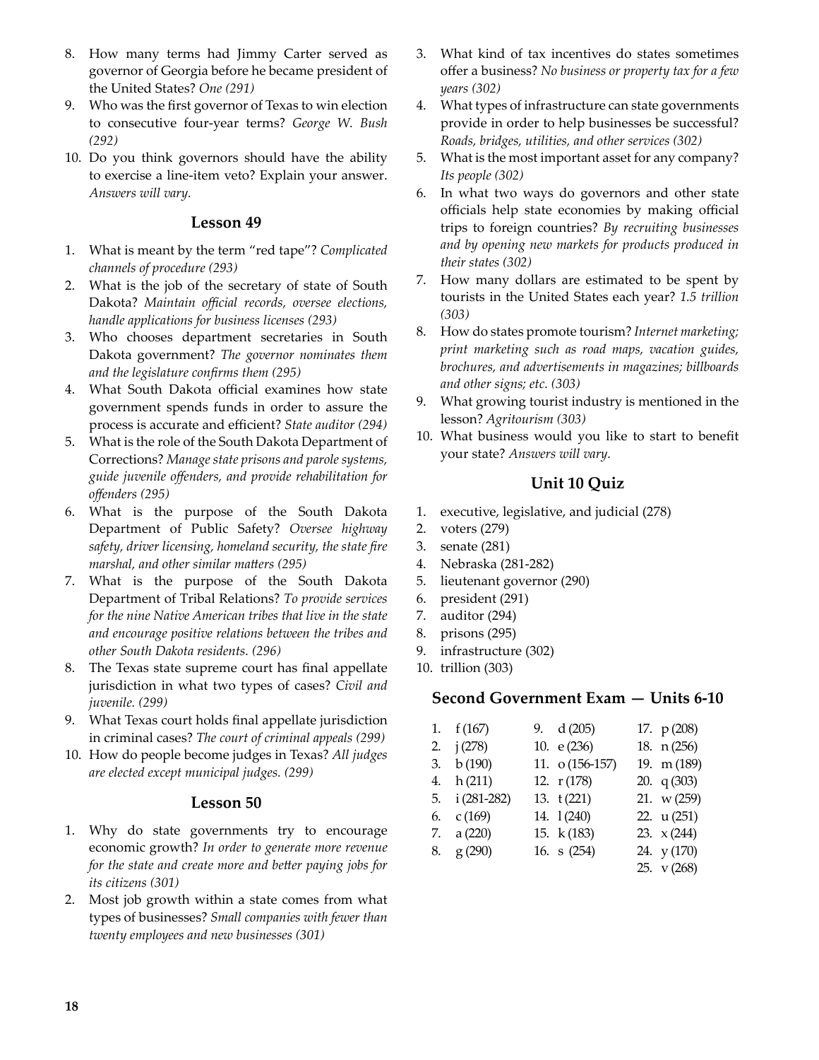8. How many terms had Jimmy Carter served as governor of Georgia before he became president of the United States? *One (291)*
9. Who was the first governor of Texas to win election to consecutive four-year terms? *George W. Bush (292)*
10. Do you think governors should have the ability to exercise a line-item veto? Explain your answer. *Answers will vary.*

### Lesson 49

1. What is meant by the term "red tape"? *Complicated channels of procedure (293)*
2. What is the job of the secretary of state of South Dakota? *Maintain official records, oversee elections, handle applications for business licenses (293)*
3. Who chooses department secretaries in South Dakota government? *The governor nominates them and the legislature confirms them (295)*
4. What South Dakota official examines how state government spends funds in order to assure the process is accurate and efficient? *State auditor (294)*
5. What is the role of the South Dakota Department of Corrections? *Manage state prisons and parole systems, guide juvenile offenders, and provide rehabilitation for offenders (295)*
6. What is the purpose of the South Dakota Department of Public Safety? *Oversee highway safety, driver licensing, homeland security, the state fire marshal, and other similar matters (295)*
7. What is the purpose of the South Dakota Department of Tribal Relations? *To provide services for the nine Native American tribes that live in the state and encourage positive relations between the tribes and other South Dakota residents. (296)*
8. The Texas state supreme court has final appellate jurisdiction in what two types of cases? *Civil and juvenile. (299)*
9. What Texas court holds final appellate jurisdiction in criminal cases? *The court of criminal appeals (299)*
10. How do people become judges in Texas? *All judges are elected except municipal judges. (299)*

### Lesson 50

1. Why do state governments try to encourage economic growth? *In order to generate more revenue for the state and create more and better paying jobs for its citizens (301)*
2. Most job growth within a state comes from what types of businesses? *Small companies with fewer than twenty employees and new businesses (301)*
3. What kind of tax incentives do states sometimes offer a business? *No business or property tax for a few years (302)*
4. What types of infrastructure can state governments provide in order to help businesses be successful? *Roads, bridges, utilities, and other services (302)*
5. What is the most important asset for any company? *Its people (302)*
6. In what two ways do governors and other state officials help state economies by making official trips to foreign countries? *By recruiting businesses and by opening new markets for products produced in their states (302)*
7. How many dollars are estimated to be spent by tourists in the United States each year? *1.5 trillion (303)*
8. How do states promote tourism? *Internet marketing; print marketing such as road maps, vacation guides, brochures, and advertisements in magazines; billboards and other signs; etc. (303)*
9. What growing tourist industry is mentioned in the lesson? *Agritourism (303)*
10. What business would you like to start to benefit your state? *Answers will vary.*

### Unit 10 Quiz

1. executive, legislative, and judicial (278)
2. voters (279)
3. senate (281)
4. Nebraska (281-282)
5. lieutenant governor (290)
6. president (291)
7. auditor (294)
8. prisons (295)
9. infrastructure (302)
10. trillion (303)

### Second Government Exam — Units 6-10

1. f (167)
2. j (278)
3. b (190)
4. h (211)
5. i (281-282)
6. c (169)
7. a (220)
8. g (290)
9. d (205)
10. e (236)
11. o (156-157)
12. r (178)
13. t (221)
14. l (240)
15. k (183)
16. s (254)
17. p (208)
18. n (256)
19. m (189)
20. q (303)
21. w (259)
22. u (251)
23. x (244)
24. y (170)
25. v (268)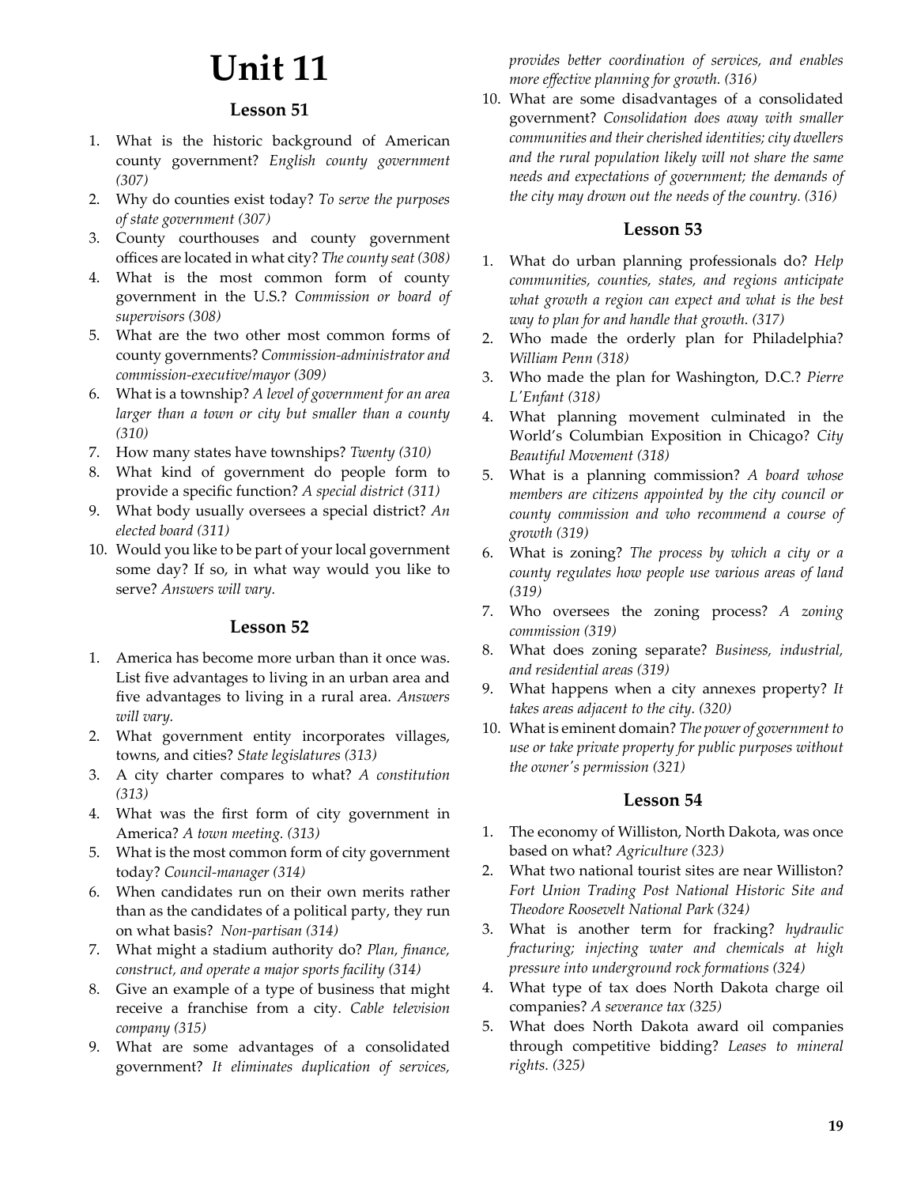# Unit 11

## Lesson 51

1. What is the historic background of American county government? *English county government (307)*
2. Why do counties exist today? *To serve the purposes of state government (307)*
3. County courthouses and county government offices are located in what city? *The county seat (308)*
4. What is the most common form of county government in the U.S.? *Commission or board of supervisors (308)*
5. What are the two other most common forms of county governments? *Commission-administrator and commission-executive/mayor (309)*
6. What is a township? *A level of government for an area larger than a town or city but smaller than a county (310)*
7. How many states have townships? *Twenty (310)*
8. What kind of government do people form to provide a specific function? *A special district (311)*
9. What body usually oversees a special district? *An elected board (311)*
10. Would you like to be part of your local government some day? If so, in what way would you like to serve? *Answers will vary.*

## Lesson 52

1. America has become more urban than it once was. List five advantages to living in an urban area and five advantages to living in a rural area. *Answers will vary.*
2. What government entity incorporates villages, towns, and cities? *State legislatures (313)*
3. A city charter compares to what? *A constitution (313)*
4. What was the first form of city government in America? *A town meeting. (313)*
5. What is the most common form of city government today? *Council-manager (314)*
6. When candidates run on their own merits rather than as the candidates of a political party, they run on what basis? *Non-partisan (314)*
7. What might a stadium authority do? *Plan, finance, construct, and operate a major sports facility (314)*
8. Give an example of a type of business that might receive a franchise from a city. *Cable television company (315)*
9. What are some advantages of a consolidated government? *It eliminates duplication of services, provides better coordination of services, and enables more effective planning for growth. (316)*
10. What are some disadvantages of a consolidated government? *Consolidation does away with smaller communities and their cherished identities; city dwellers and the rural population likely will not share the same needs and expectations of government; the demands of the city may drown out the needs of the country. (316)*

## Lesson 53

1. What do urban planning professionals do? *Help communities, counties, states, and regions anticipate what growth a region can expect and what is the best way to plan for and handle that growth. (317)*
2. Who made the orderly plan for Philadelphia? *William Penn (318)*
3. Who made the plan for Washington, D.C.? *Pierre L'Enfant (318)*
4. What planning movement culminated in the World's Columbian Exposition in Chicago? *City Beautiful Movement (318)*
5. What is a planning commission? *A board whose members are citizens appointed by the city council or county commission and who recommend a course of growth (319)*
6. What is zoning? *The process by which a city or a county regulates how people use various areas of land (319)*
7. Who oversees the zoning process? *A zoning commission (319)*
8. What does zoning separate? *Business, industrial, and residential areas (319)*
9. What happens when a city annexes property? *It takes areas adjacent to the city. (320)*
10. What is eminent domain? *The power of government to use or take private property for public purposes without the owner's permission (321)*

## Lesson 54

1. The economy of Williston, North Dakota, was once based on what? *Agriculture (323)*
2. What two national tourist sites are near Williston? *Fort Union Trading Post National Historic Site and Theodore Roosevelt National Park (324)*
3. What is another term for fracking? *hydraulic fracturing; injecting water and chemicals at high pressure into underground rock formations (324)*
4. What type of tax does North Dakota charge oil companies? *A severance tax (325)*
5. What does North Dakota award oil companies through competitive bidding? *Leases to mineral rights. (325)*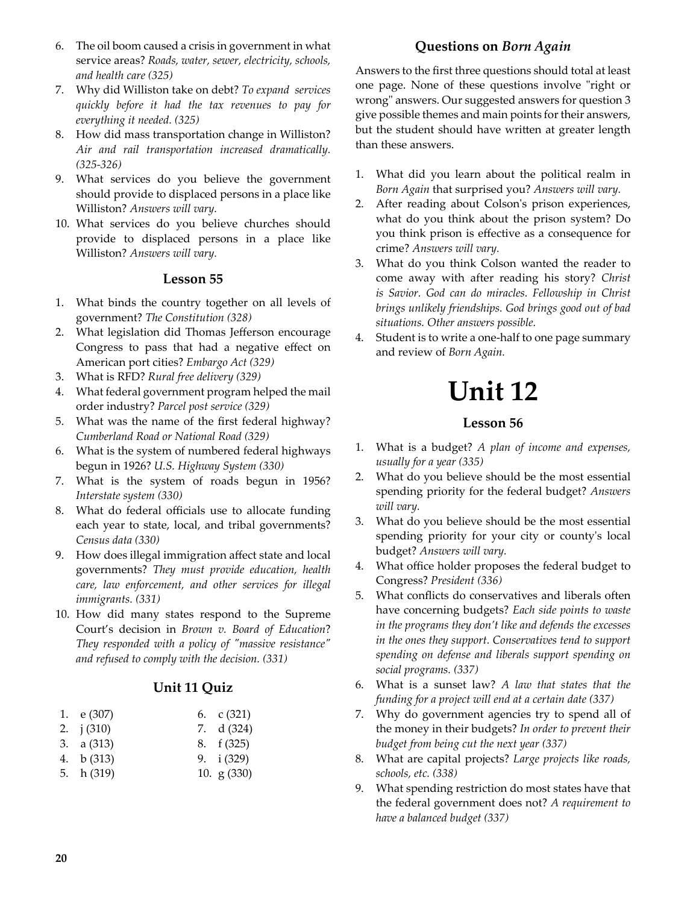6. The oil boom caused a crisis in government in what service areas? *Roads, water, sewer, electricity, schools, and health care (325)*
7. Why did Williston take on debt? *To expand services quickly before it had the tax revenues to pay for everything it needed. (325)*
8. How did mass transportation change in Williston? *Air and rail transportation increased dramatically. (325-326)*
9. What services do you believe the government should provide to displaced persons in a place like Williston? *Answers will vary.*
10. What services do you believe churches should provide to displaced persons in a place like Williston? *Answers will vary.*

### Lesson 55

1. What binds the country together on all levels of government? *The Constitution (328)*
2. What legislation did Thomas Jefferson encourage Congress to pass that had a negative effect on American port cities? *Embargo Act (329)*
3. What is RFD? *Rural free delivery (329)*
4. What federal government program helped the mail order industry? *Parcel post service (329)*
5. What was the name of the first federal highway? *Cumberland Road or National Road (329)*
6. What is the system of numbered federal highways begun in 1926? *U.S. Highway System (330)*
7. What is the system of roads begun in 1956? *Interstate system (330)*
8. What do federal officials use to allocate funding each year to state, local, and tribal governments? *Census data (330)*
9. How does illegal immigration affect state and local governments? *They must provide education, health care, law enforcement, and other services for illegal immigrants. (331)*
10. How did many states respond to the Supreme Court's decision in *Brown v. Board of Education*? *They responded with a policy of "massive resistance" and refused to comply with the decision. (331)*

### Unit 11 Quiz

1. e (307)
2. j (310)
3. a (313)
4. b (313)
5. h (319)
6. c (321)
7. d (324)
8. f (325)
9. i (329)
10. g (330)

### Questions on *Born Again*

Answers to the first three questions should total at least one page. None of these questions involve "right or wrong" answers. Our suggested answers for question 3 give possible themes and main points for their answers, but the student should have written at greater length than these answers.

1. What did you learn about the political realm in *Born Again* that surprised you? *Answers will vary.*
2. After reading about Colson's prison experiences, what do you think about the prison system? Do you think prison is effective as a consequence for crime? *Answers will vary.*
3. What do you think Colson wanted the reader to come away with after reading his story? *Christ is Savior. God can do miracles. Fellowship in Christ brings unlikely friendships. God brings good out of bad situations. Other answers possible.*
4. Student is to write a one-half to one page summary and review of *Born Again.*

# Unit 12

### Lesson 56

1. What is a budget? *A plan of income and expenses, usually for a year (335)*
2. What do you believe should be the most essential spending priority for the federal budget? *Answers will vary.*
3. What do you believe should be the most essential spending priority for your city or county's local budget? *Answers will vary.*
4. What office holder proposes the federal budget to Congress? *President (336)*
5. What conflicts do conservatives and liberals often have concerning budgets? *Each side points to waste in the programs they don't like and defends the excesses in the ones they support. Conservatives tend to support spending on defense and liberals support spending on social programs. (337)*
6. What is a sunset law? *A law that states that the funding for a project will end at a certain date (337)*
7. Why do government agencies try to spend all of the money in their budgets? *In order to prevent their budget from being cut the next year (337)*
8. What are capital projects? *Large projects like roads, schools, etc. (338)*
9. What spending restriction do most states have that the federal government does not? *A requirement to have a balanced budget (337)*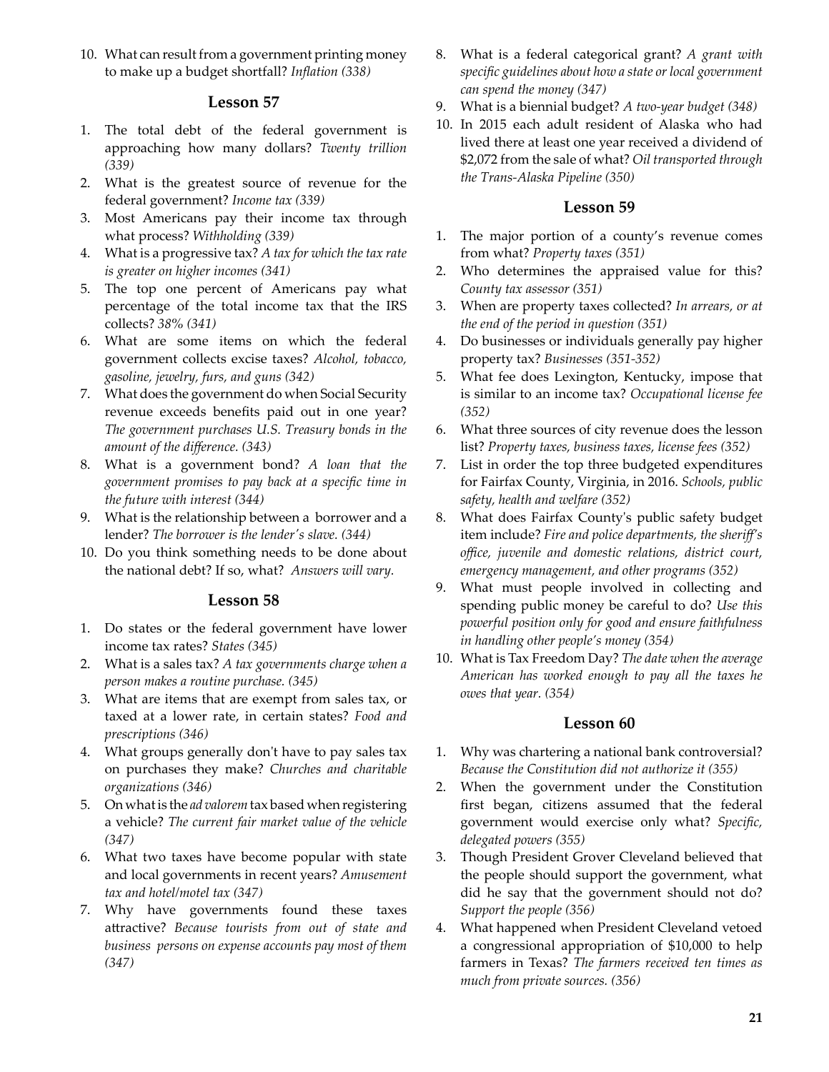10. What can result from a government printing money to make up a budget shortfall? *Inflation (338)*

## Lesson 57

1. The total debt of the federal government is approaching how many dollars? *Twenty trillion (339)*
2. What is the greatest source of revenue for the federal government? *Income tax (339)*
3. Most Americans pay their income tax through what process? *Withholding (339)*
4. What is a progressive tax? *A tax for which the tax rate is greater on higher incomes (341)*
5. The top one percent of Americans pay what percentage of the total income tax that the IRS collects? *38% (341)*
6. What are some items on which the federal government collects excise taxes? *Alcohol, tobacco, gasoline, jewelry, furs, and guns (342)*
7. What does the government do when Social Security revenue exceeds benefits paid out in one year? *The government purchases U.S. Treasury bonds in the amount of the difference. (343)*
8. What is a government bond? *A loan that the government promises to pay back at a specific time in the future with interest (344)*
9. What is the relationship between a borrower and a lender? *The borrower is the lender's slave. (344)*
10. Do you think something needs to be done about the national debt? If so, what? *Answers will vary.*

## Lesson 58

1. Do states or the federal government have lower income tax rates? *States (345)*
2. What is a sales tax? *A tax governments charge when a person makes a routine purchase. (345)*
3. What are items that are exempt from sales tax, or taxed at a lower rate, in certain states? *Food and prescriptions (346)*
4. What groups generally don't have to pay sales tax on purchases they make? *Churches and charitable organizations (346)*
5. On what is the *ad valorem* tax based when registering a vehicle? *The current fair market value of the vehicle (347)*
6. What two taxes have become popular with state and local governments in recent years? *Amusement tax and hotel/motel tax (347)*
7. Why have governments found these taxes attractive? *Because tourists from out of state and business persons on expense accounts pay most of them (347)*
8. What is a federal categorical grant? *A grant with specific guidelines about how a state or local government can spend the money (347)*
9. What is a biennial budget? *A two-year budget (348)*
10. In 2015 each adult resident of Alaska who had lived there at least one year received a dividend of $2,072 from the sale of what? *Oil transported through the Trans-Alaska Pipeline (350)*

## Lesson 59

1. The major portion of a county's revenue comes from what? *Property taxes (351)*
2. Who determines the appraised value for this? *County tax assessor (351)*
3. When are property taxes collected? *In arrears, or at the end of the period in question (351)*
4. Do businesses or individuals generally pay higher property tax? *Businesses (351-352)*
5. What fee does Lexington, Kentucky, impose that is similar to an income tax? *Occupational license fee (352)*
6. What three sources of city revenue does the lesson list? *Property taxes, business taxes, license fees (352)*
7. List in order the top three budgeted expenditures for Fairfax County, Virginia, in 2016. *Schools, public safety, health and welfare (352)*
8. What does Fairfax County's public safety budget item include? *Fire and police departments, the sheriff's office, juvenile and domestic relations, district court, emergency management, and other programs (352)*
9. What must people involved in collecting and spending public money be careful to do? *Use this powerful position only for good and ensure faithfulness in handling other people's money (354)*
10. What is Tax Freedom Day? *The date when the average American has worked enough to pay all the taxes he owes that year. (354)*

## Lesson 60

1. Why was chartering a national bank controversial? *Because the Constitution did not authorize it (355)*
2. When the government under the Constitution first began, citizens assumed that the federal government would exercise only what? *Specific, delegated powers (355)*
3. Though President Grover Cleveland believed that the people should support the government, what did he say that the government should not do? *Support the people (356)*
4. What happened when President Cleveland vetoed a congressional appropriation of $10,000 to help farmers in Texas? *The farmers received ten times as much from private sources. (356)*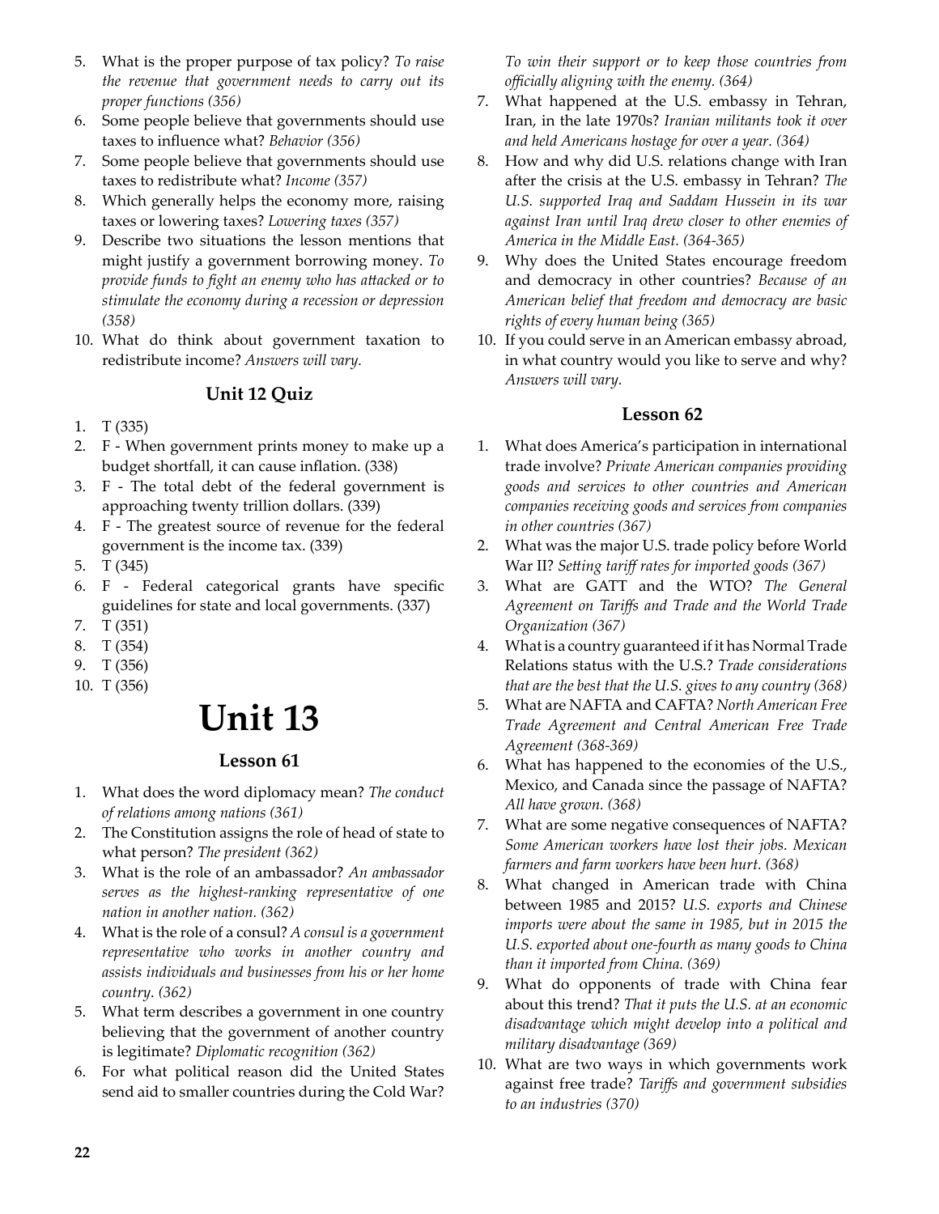5. What is the proper purpose of tax policy? *To raise the revenue that government needs to carry out its proper functions (356)*
6. Some people believe that governments should use taxes to influence what? *Behavior (356)*
7. Some people believe that governments should use taxes to redistribute what? *Income (357)*
8. Which generally helps the economy more, raising taxes or lowering taxes? *Lowering taxes (357)*
9. Describe two situations the lesson mentions that might justify a government borrowing money. *To provide funds to fight an enemy who has attacked or to stimulate the economy during a recession or depression (358)*
10. What do think about government taxation to redistribute income? *Answers will vary.*

### Unit 12 Quiz

1. T (335)
2. F - When government prints money to make up a budget shortfall, it can cause inflation. (338)
3. F - The total debt of the federal government is approaching twenty trillion dollars. (339)
4. F - The greatest source of revenue for the federal government is the income tax. (339)
5. T (345)
6. F - Federal categorical grants have specific guidelines for state and local governments. (337)
7. T (351)
8. T (354)
9. T (356)
10. T (356)

# Unit 13

### Lesson 61

1. What does the word diplomacy mean? *The conduct of relations among nations (361)*
2. The Constitution assigns the role of head of state to what person? *The president (362)*
3. What is the role of an ambassador? *An ambassador serves as the highest-ranking representative of one nation in another nation. (362)*
4. What is the role of a consul? *A consul is a government representative who works in another country and assists individuals and businesses from his or her home country. (362)*
5. What term describes a government in one country believing that the government of another country is legitimate? *Diplomatic recognition (362)*
6. For what political reason did the United States send aid to smaller countries during the Cold War? *To win their support or to keep those countries from officially aligning with the enemy. (364)*
7. What happened at the U.S. embassy in Tehran, Iran, in the late 1970s? *Iranian militants took it over and held Americans hostage for over a year. (364)*
8. How and why did U.S. relations change with Iran after the crisis at the U.S. embassy in Tehran? *The U.S. supported Iraq and Saddam Hussein in its war against Iran until Iraq drew closer to other enemies of America in the Middle East. (364-365)*
9. Why does the United States encourage freedom and democracy in other countries? *Because of an American belief that freedom and democracy are basic rights of every human being (365)*
10. If you could serve in an American embassy abroad, in what country would you like to serve and why? *Answers will vary.*

### Lesson 62

1. What does America's participation in international trade involve? *Private American companies providing goods and services to other countries and American companies receiving goods and services from companies in other countries (367)*
2. What was the major U.S. trade policy before World War II? *Setting tariff rates for imported goods (367)*
3. What are GATT and the WTO? *The General Agreement on Tariffs and Trade and the World Trade Organization (367)*
4. What is a country guaranteed if it has Normal Trade Relations status with the U.S.? *Trade considerations that are the best that the U.S. gives to any country (368)*
5. What are NAFTA and CAFTA? *North American Free Trade Agreement and Central American Free Trade Agreement (368-369)*
6. What has happened to the economies of the U.S., Mexico, and Canada since the passage of NAFTA? *All have grown. (368)*
7. What are some negative consequences of NAFTA? *Some American workers have lost their jobs. Mexican farmers and farm workers have been hurt. (368)*
8. What changed in American trade with China between 1985 and 2015? *U.S. exports and Chinese imports were about the same in 1985, but in 2015 the U.S. exported about one-fourth as many goods to China than it imported from China. (369)*
9. What do opponents of trade with China fear about this trend? *That it puts the U.S. at an economic disadvantage which might develop into a political and military disadvantage (369)*
10. What are two ways in which governments work against free trade? *Tariffs and government subsidies to an industries (370)*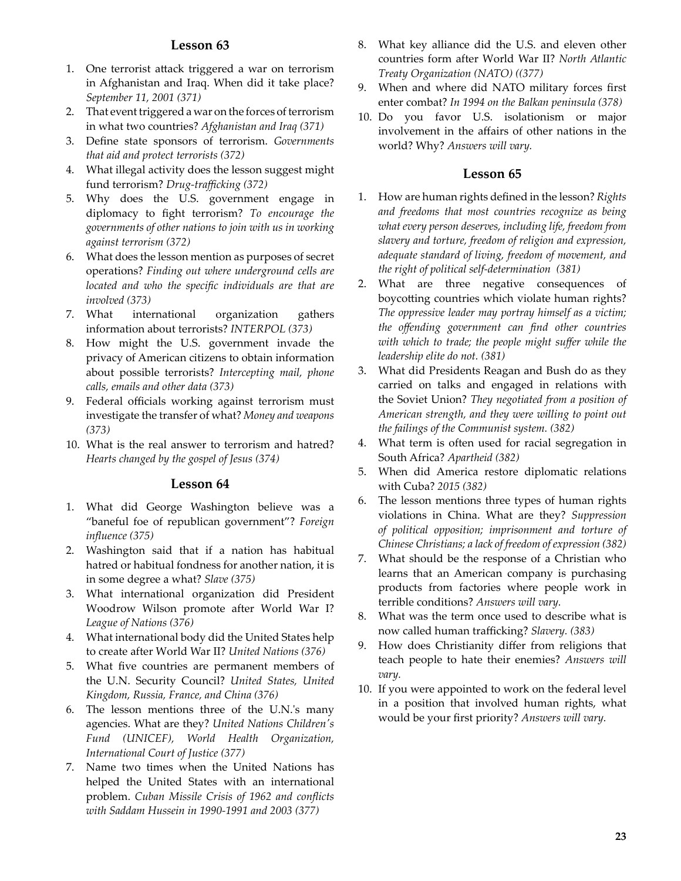## Lesson 63

1. One terrorist attack triggered a war on terrorism in Afghanistan and Iraq. When did it take place? *September 11, 2001 (371)*
2. That event triggered a war on the forces of terrorism in what two countries? *Afghanistan and Iraq (371)*
3. Define state sponsors of terrorism. *Governments that aid and protect terrorists (372)*
4. What illegal activity does the lesson suggest might fund terrorism? *Drug-trafficking (372)*
5. Why does the U.S. government engage in diplomacy to fight terrorism? *To encourage the governments of other nations to join with us in working against terrorism (372)*
6. What does the lesson mention as purposes of secret operations? *Finding out where underground cells are located and who the specific individuals are that are involved (373)*
7. What international organization gathers information about terrorists? *INTERPOL (373)*
8. How might the U.S. government invade the privacy of American citizens to obtain information about possible terrorists? *Intercepting mail, phone calls, emails and other data (373)*
9. Federal officials working against terrorism must investigate the transfer of what? *Money and weapons (373)*
10. What is the real answer to terrorism and hatred? *Hearts changed by the gospel of Jesus (374)*

## Lesson 64

1. What did George Washington believe was a "baneful foe of republican government"? *Foreign influence (375)*
2. Washington said that if a nation has habitual hatred or habitual fondness for another nation, it is in some degree a what? *Slave (375)*
3. What international organization did President Woodrow Wilson promote after World War I? *League of Nations (376)*
4. What international body did the United States help to create after World War II? *United Nations (376)*
5. What five countries are permanent members of the U.N. Security Council? *United States, United Kingdom, Russia, France, and China (376)*
6. The lesson mentions three of the U.N.'s many agencies. What are they? *United Nations Children's Fund (UNICEF), World Health Organization, International Court of Justice (377)*
7. Name two times when the United Nations has helped the United States with an international problem. *Cuban Missile Crisis of 1962 and conflicts with Saddam Hussein in 1990-1991 and 2003 (377)*
8. What key alliance did the U.S. and eleven other countries form after World War II? *North Atlantic Treaty Organization (NATO) ((377)*
9. When and where did NATO military forces first enter combat? *In 1994 on the Balkan peninsula (378)*
10. Do you favor U.S. isolationism or major involvement in the affairs of other nations in the world? Why? *Answers will vary.*

## Lesson 65

1. How are human rights defined in the lesson? *Rights and freedoms that most countries recognize as being what every person deserves, including life, freedom from slavery and torture, freedom of religion and expression, adequate standard of living, freedom of movement, and the right of political self-determination (381)*
2. What are three negative consequences of boycotting countries which violate human rights? *The oppressive leader may portray himself as a victim; the offending government can find other countries with which to trade; the people might suffer while the leadership elite do not. (381)*
3. What did Presidents Reagan and Bush do as they carried on talks and engaged in relations with the Soviet Union? *They negotiated from a position of American strength, and they were willing to point out the failings of the Communist system. (382)*
4. What term is often used for racial segregation in South Africa? *Apartheid (382)*
5. When did America restore diplomatic relations with Cuba? *2015 (382)*
6. The lesson mentions three types of human rights violations in China. What are they? *Suppression of political opposition; imprisonment and torture of Chinese Christians; a lack of freedom of expression (382)*
7. What should be the response of a Christian who learns that an American company is purchasing products from factories where people work in terrible conditions? *Answers will vary.*
8. What was the term once used to describe what is now called human trafficking? *Slavery. (383)*
9. How does Christianity differ from religions that teach people to hate their enemies? *Answers will vary.*
10. If you were appointed to work on the federal level in a position that involved human rights, what would be your first priority? *Answers will vary.*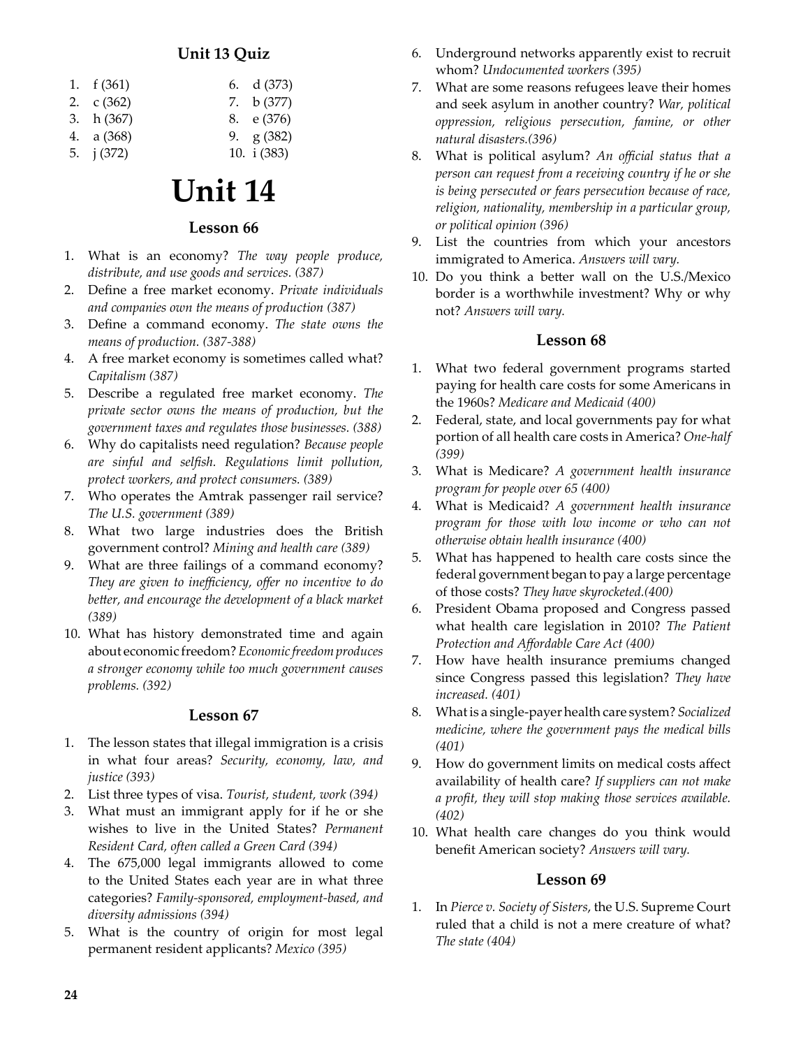## Unit 13 Quiz

1. f (361)
2. c (362)
3. h (367)
4. a (368)
5. j (372)
6. d (373)
7. b (377)
8. e (376)
9. g (382)
10. i (383)

# Unit 14

### Lesson 66

1. What is an economy? *The way people produce, distribute, and use goods and services. (387)*
2. Define a free market economy. *Private individuals and companies own the means of production (387)*
3. Define a command economy. *The state owns the means of production. (387-388)*
4. A free market economy is sometimes called what? *Capitalism (387)*
5. Describe a regulated free market economy. *The private sector owns the means of production, but the government taxes and regulates those businesses. (388)*
6. Why do capitalists need regulation? *Because people are sinful and selfish. Regulations limit pollution, protect workers, and protect consumers. (389)*
7. Who operates the Amtrak passenger rail service? *The U.S. government (389)*
8. What two large industries does the British government control? *Mining and health care (389)*
9. What are three failings of a command economy? *They are given to inefficiency, offer no incentive to do better, and encourage the development of a black market (389)*
10. What has history demonstrated time and again about economic freedom? *Economic freedom produces a stronger economy while too much government causes problems. (392)*

### Lesson 67

1. The lesson states that illegal immigration is a crisis in what four areas? *Security, economy, law, and justice (393)*
2. List three types of visa. *Tourist, student, work (394)*
3. What must an immigrant apply for if he or she wishes to live in the United States? *Permanent Resident Card, often called a Green Card (394)*
4. The 675,000 legal immigrants allowed to come to the United States each year are in what three categories? *Family-sponsored, employment-based, and diversity admissions (394)*
5. What is the country of origin for most legal permanent resident applicants? *Mexico (395)*
6. Underground networks apparently exist to recruit whom? *Undocumented workers (395)*
7. What are some reasons refugees leave their homes and seek asylum in another country? *War, political oppression, religious persecution, famine, or other natural disasters.(396)*
8. What is political asylum? *An official status that a person can request from a receiving country if he or she is being persecuted or fears persecution because of race, religion, nationality, membership in a particular group, or political opinion (396)*
9. List the countries from which your ancestors immigrated to America. *Answers will vary.*
10. Do you think a better wall on the U.S./Mexico border is a worthwhile investment? Why or why not? *Answers will vary.*

### Lesson 68

1. What two federal government programs started paying for health care costs for some Americans in the 1960s? *Medicare and Medicaid (400)*
2. Federal, state, and local governments pay for what portion of all health care costs in America? *One-half (399)*
3. What is Medicare? *A government health insurance program for people over 65 (400)*
4. What is Medicaid? *A government health insurance program for those with low income or who can not otherwise obtain health insurance (400)*
5. What has happened to health care costs since the federal government began to pay a large percentage of those costs? *They have skyrocketed.(400)*
6. President Obama proposed and Congress passed what health care legislation in 2010? *The Patient Protection and Affordable Care Act (400)*
7. How have health insurance premiums changed since Congress passed this legislation? *They have increased. (401)*
8. What is a single-payer health care system? *Socialized medicine, where the government pays the medical bills (401)*
9. How do government limits on medical costs affect availability of health care? *If suppliers can not make a profit, they will stop making those services available. (402)*
10. What health care changes do you think would benefit American society? *Answers will vary.*

### Lesson 69

1. In *Pierce v. Society of Sisters*, the U.S. Supreme Court ruled that a child is not a mere creature of what? *The state (404)*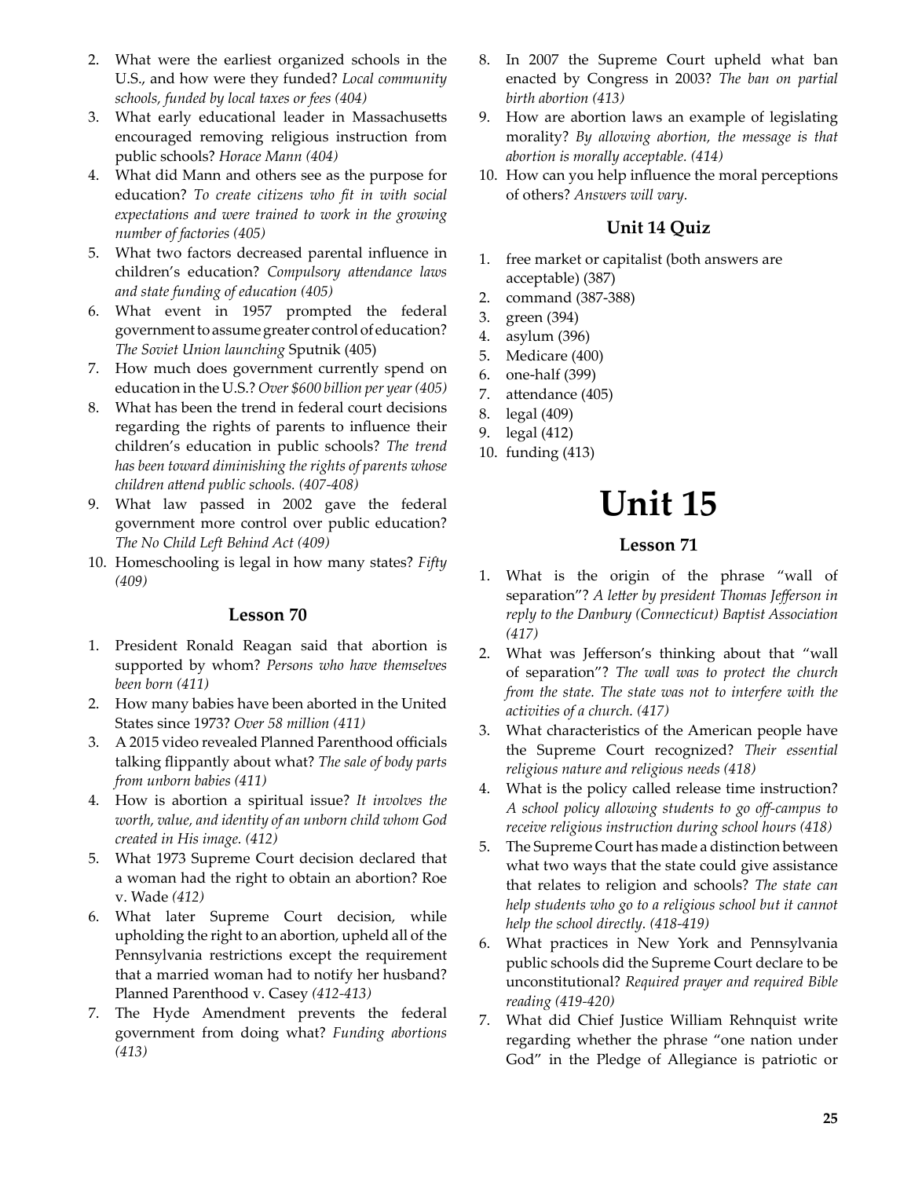2. What were the earliest organized schools in the U.S., and how were they funded? *Local community schools, funded by local taxes or fees (404)*
3. What early educational leader in Massachusetts encouraged removing religious instruction from public schools? *Horace Mann (404)*
4. What did Mann and others see as the purpose for education? *To create citizens who fit in with social expectations and were trained to work in the growing number of factories (405)*
5. What two factors decreased parental influence in children's education? *Compulsory attendance laws and state funding of education (405)*
6. What event in 1957 prompted the federal government to assume greater control of education? *The Soviet Union launching* Sputnik (405)
7. How much does government currently spend on education in the U.S.? *Over $600 billion per year (405)*
8. What has been the trend in federal court decisions regarding the rights of parents to influence their children's education in public schools? *The trend has been toward diminishing the rights of parents whose children attend public schools. (407-408)*
9. What law passed in 2002 gave the federal government more control over public education? *The No Child Left Behind Act (409)*
10. Homeschooling is legal in how many states? *Fifty (409)*

### Lesson 70

1. President Ronald Reagan said that abortion is supported by whom? *Persons who have themselves been born (411)*
2. How many babies have been aborted in the United States since 1973? *Over 58 million (411)*
3. A 2015 video revealed Planned Parenthood officials talking flippantly about what? *The sale of body parts from unborn babies (411)*
4. How is abortion a spiritual issue? *It involves the worth, value, and identity of an unborn child whom God created in His image. (412)*
5. What 1973 Supreme Court decision declared that a woman had the right to obtain an abortion? Roe v. Wade *(412)*
6. What later Supreme Court decision, while upholding the right to an abortion, upheld all of the Pennsylvania restrictions except the requirement that a married woman had to notify her husband? Planned Parenthood v. Casey *(412-413)*
7. The Hyde Amendment prevents the federal government from doing what? *Funding abortions (413)*
8. In 2007 the Supreme Court upheld what ban enacted by Congress in 2003? *The ban on partial birth abortion (413)*
9. How are abortion laws an example of legislating morality? *By allowing abortion, the message is that abortion is morally acceptable. (414)*
10. How can you help influence the moral perceptions of others? *Answers will vary.*

### Unit 14 Quiz

1. free market or capitalist (both answers are acceptable) (387)
2. command (387-388)
3. green (394)
4. asylum (396)
5. Medicare (400)
6. one-half (399)
7. attendance (405)
8. legal (409)
9. legal (412)
10. funding (413)

# Unit 15

### Lesson 71

1. What is the origin of the phrase "wall of separation"? *A letter by president Thomas Jefferson in reply to the Danbury (Connecticut) Baptist Association (417)*
2. What was Jefferson's thinking about that "wall of separation"? *The wall was to protect the church from the state. The state was not to interfere with the activities of a church. (417)*
3. What characteristics of the American people have the Supreme Court recognized? *Their essential religious nature and religious needs (418)*
4. What is the policy called release time instruction? *A school policy allowing students to go off-campus to receive religious instruction during school hours (418)*
5. The Supreme Court has made a distinction between what two ways that the state could give assistance that relates to religion and schools? *The state can help students who go to a religious school but it cannot help the school directly. (418-419)*
6. What practices in New York and Pennsylvania public schools did the Supreme Court declare to be unconstitutional? *Required prayer and required Bible reading (419-420)*
7. What did Chief Justice William Rehnquist write regarding whether the phrase "one nation under God" in the Pledge of Allegiance is patriotic or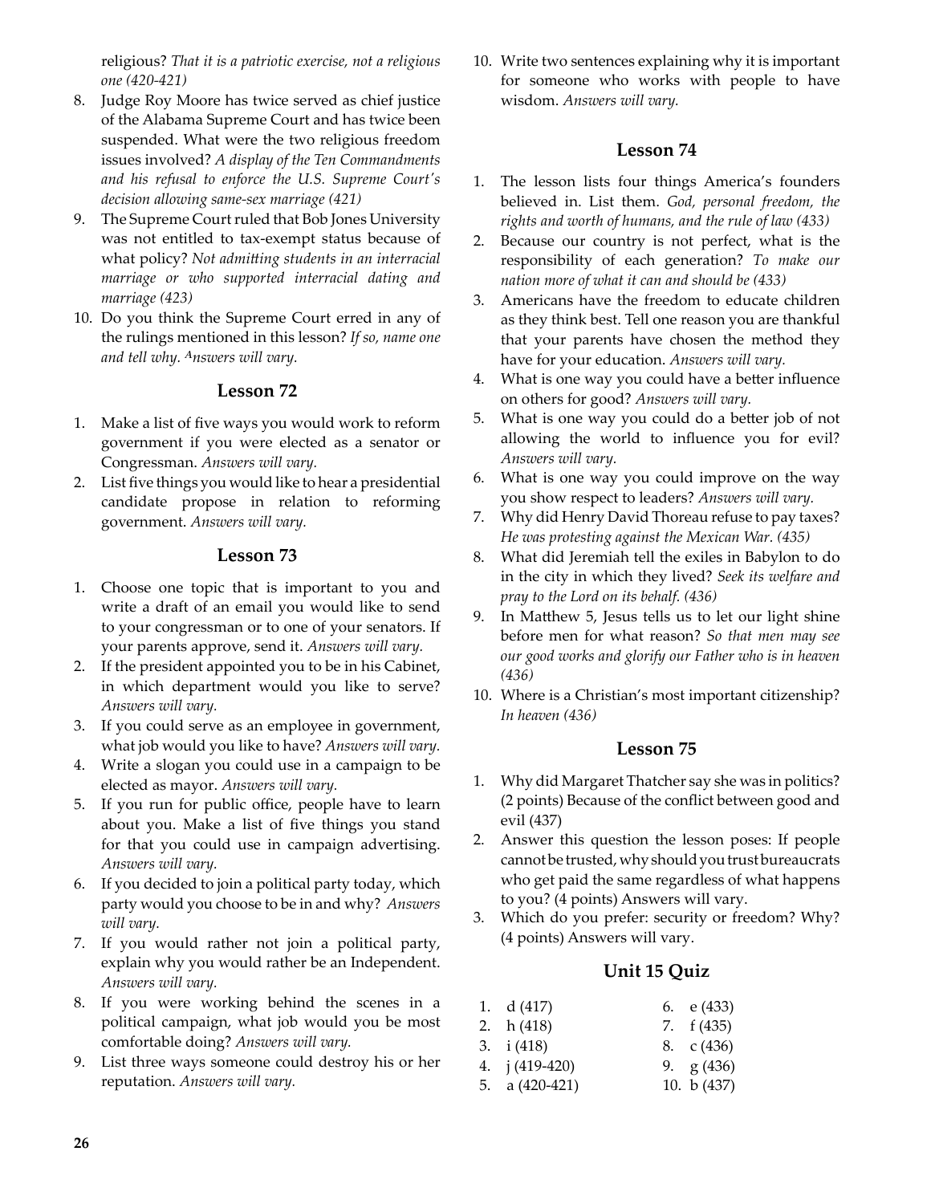religious? *That it is a patriotic exercise, not a religious one (420-421)*

8. Judge Roy Moore has twice served as chief justice of the Alabama Supreme Court and has twice been suspended. What were the two religious freedom issues involved? *A display of the Ten Commandments and his refusal to enforce the U.S. Supreme Court's decision allowing same-sex marriage (421)*
9. The Supreme Court ruled that Bob Jones University was not entitled to tax-exempt status because of what policy? *Not admitting students in an interracial marriage or who supported interracial dating and marriage (423)*
10. Do you think the Supreme Court erred in any of the rulings mentioned in this lesson? *If so, name one and tell why. Answers will vary.*

## Lesson 72

1. Make a list of five ways you would work to reform government if you were elected as a senator or Congressman. *Answers will vary.*
2. List five things you would like to hear a presidential candidate propose in relation to reforming government. *Answers will vary.*

## Lesson 73

1. Choose one topic that is important to you and write a draft of an email you would like to send to your congressman or to one of your senators. If your parents approve, send it. *Answers will vary.*
2. If the president appointed you to be in his Cabinet, in which department would you like to serve? *Answers will vary.*
3. If you could serve as an employee in government, what job would you like to have? *Answers will vary.*
4. Write a slogan you could use in a campaign to be elected as mayor. *Answers will vary.*
5. If you run for public office, people have to learn about you. Make a list of five things you stand for that you could use in campaign advertising. *Answers will vary.*
6. If you decided to join a political party today, which party would you choose to be in and why? *Answers will vary.*
7. If you would rather not join a political party, explain why you would rather be an Independent. *Answers will vary.*
8. If you were working behind the scenes in a political campaign, what job would you be most comfortable doing? *Answers will vary.*
9. List three ways someone could destroy his or her reputation. *Answers will vary.*
10. Write two sentences explaining why it is important for someone who works with people to have wisdom. *Answers will vary.*

## Lesson 74

1. The lesson lists four things America's founders believed in. List them. *God, personal freedom, the rights and worth of humans, and the rule of law (433)*
2. Because our country is not perfect, what is the responsibility of each generation? *To make our nation more of what it can and should be (433)*
3. Americans have the freedom to educate children as they think best. Tell one reason you are thankful that your parents have chosen the method they have for your education. *Answers will vary.*
4. What is one way you could have a better influence on others for good? *Answers will vary.*
5. What is one way you could do a better job of not allowing the world to influence you for evil? *Answers will vary.*
6. What is one way you could improve on the way you show respect to leaders? *Answers will vary.*
7. Why did Henry David Thoreau refuse to pay taxes? *He was protesting against the Mexican War. (435)*
8. What did Jeremiah tell the exiles in Babylon to do in the city in which they lived? *Seek its welfare and pray to the Lord on its behalf. (436)*
9. In Matthew 5, Jesus tells us to let our light shine before men for what reason? *So that men may see our good works and glorify our Father who is in heaven (436)*
10. Where is a Christian's most important citizenship? *In heaven (436)*

## Lesson 75

1. Why did Margaret Thatcher say she was in politics? (2 points) Because of the conflict between good and evil (437)
2. Answer this question the lesson poses: If people cannot be trusted, why should you trust bureaucrats who get paid the same regardless of what happens to you? (4 points) Answers will vary.
3. Which do you prefer: security or freedom? Why? (4 points) Answers will vary.

## Unit 15 Quiz

1. d (417)
2. h (418)
3. i (418)
4. j (419-420)
5. a (420-421)
6. e (433)
7. f (435)
8. c (436)
9. g (436)
10. b (437)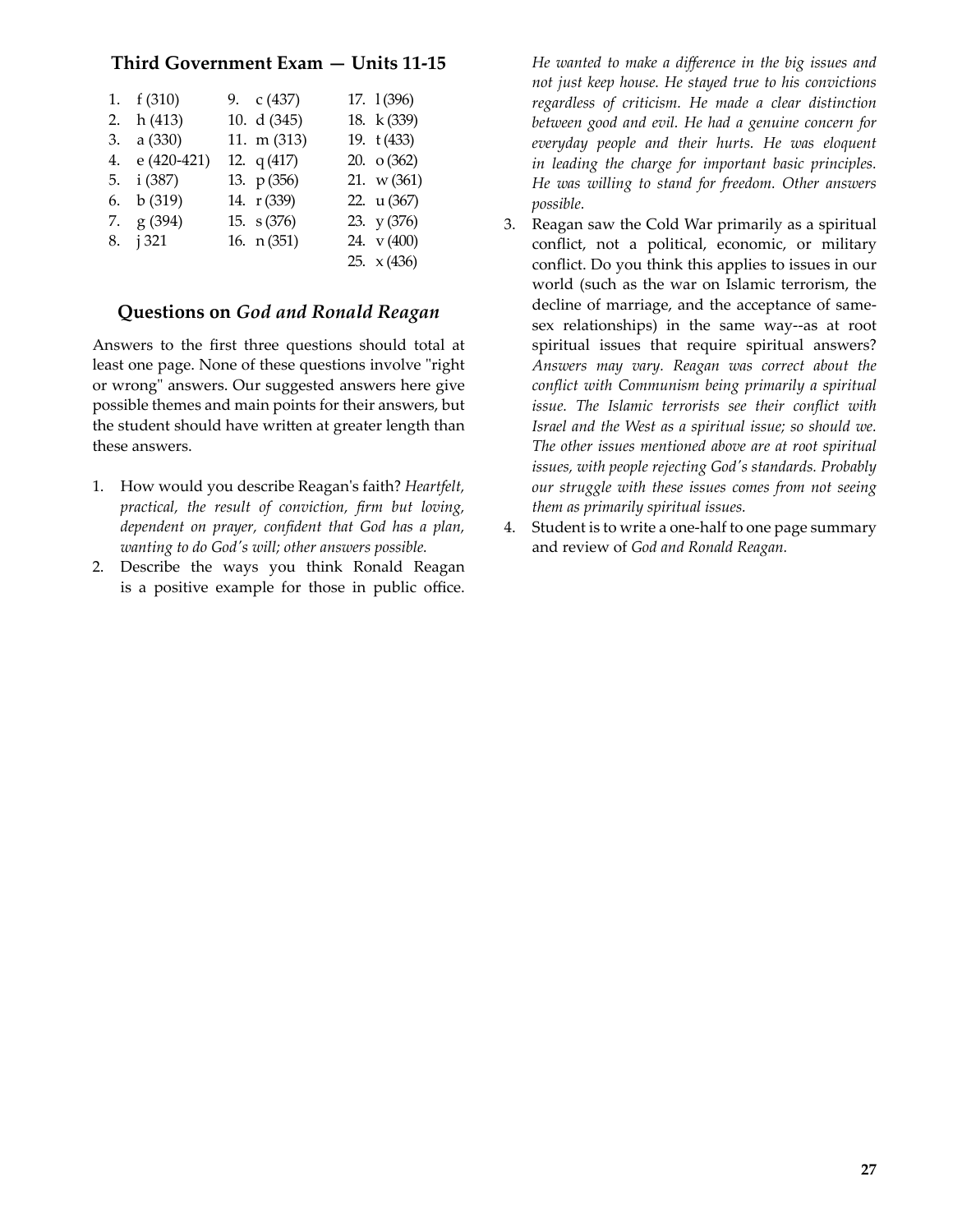## Third Government Exam — Units 11-15

| | | |
|---|---|---|
| 1. f (310) | 9. c (437) | 17. l (396) |
| 2. h (413) | 10. d (345) | 18. k (339) |
| 3. a (330) | 11. m (313) | 19. t (433) |
| 4. e (420-421) | 12. q (417) | 20. o (362) |
| 5. i (387) | 13. p (356) | 21. w (361) |
| 6. b (319) | 14. r (339) | 22. u (367) |
| 7. g (394) | 15. s (376) | 23. y (376) |
| 8. j 321 | 16. n (351) | 24. v (400) |
| | | 25. x (436) |

## Questions on *God and Ronald Reagan*

Answers to the first three questions should total at least one page. None of these questions involve "right or wrong" answers. Our suggested answers here give possible themes and main points for their answers, but the student should have written at greater length than these answers.

1. How would you describe Reagan's faith? *Heartfelt, practical, the result of conviction, firm but loving, dependent on prayer, confident that God has a plan, wanting to do God's will; other answers possible.*
2. Describe the ways you think Ronald Reagan is a positive example for those in public office. *He wanted to make a difference in the big issues and not just keep house. He stayed true to his convictions regardless of criticism. He made a clear distinction between good and evil. He had a genuine concern for everyday people and their hurts. He was eloquent in leading the charge for important basic principles. He was willing to stand for freedom. Other answers possible.*
3. Reagan saw the Cold War primarily as a spiritual conflict, not a political, economic, or military conflict. Do you think this applies to issues in our world (such as the war on Islamic terrorism, the decline of marriage, and the acceptance of same-sex relationships) in the same way--as at root spiritual issues that require spiritual answers? *Answers may vary. Reagan was correct about the conflict with Communism being primarily a spiritual issue. The Islamic terrorists see their conflict with Israel and the West as a spiritual issue; so should we. The other issues mentioned above are at root spiritual issues, with people rejecting God's standards. Probably our struggle with these issues comes from not seeing them as primarily spiritual issues.*
4. Student is to write a one-half to one page summary and review of *God and Ronald Reagan.*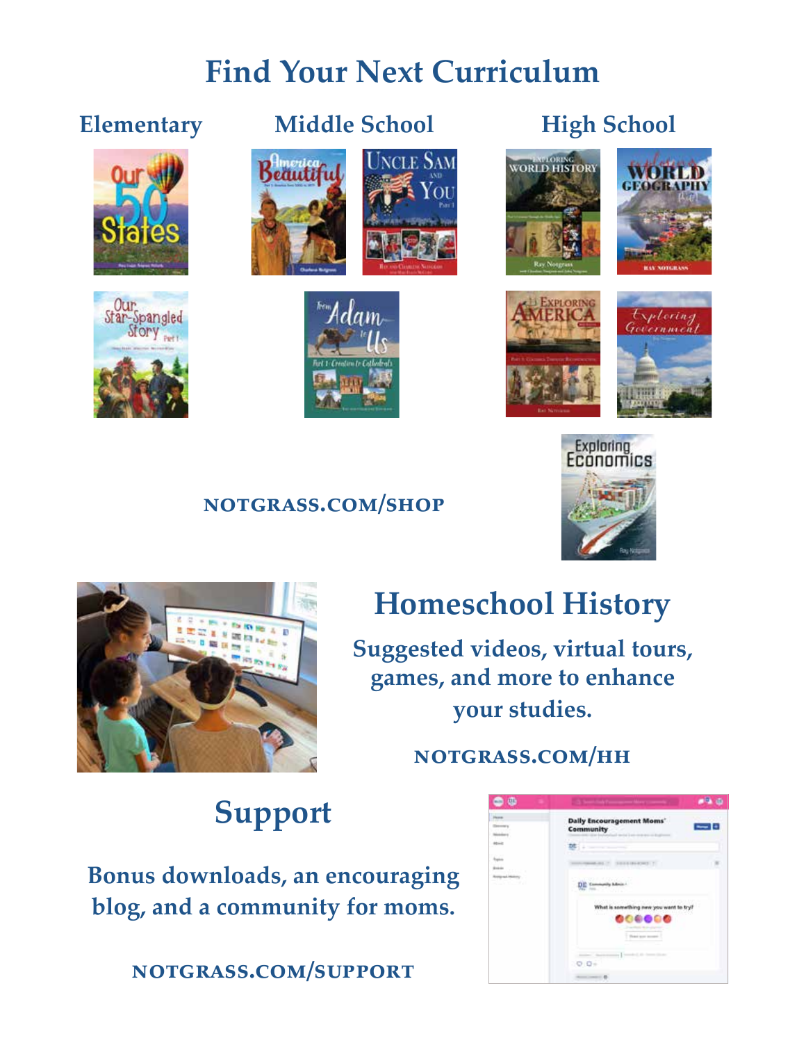# Find Your Next Curriculum

## Elementary

## Middle School

## High School

NOTGRASS.COM/SHOP

## Homeschool History

Suggested videos, virtual tours, games, and more to enhance your studies.

NOTGRASS.COM/HH

## Support

Bonus downloads, an encouraging blog, and a community for moms.

NOTGRASS.COM/SUPPORT